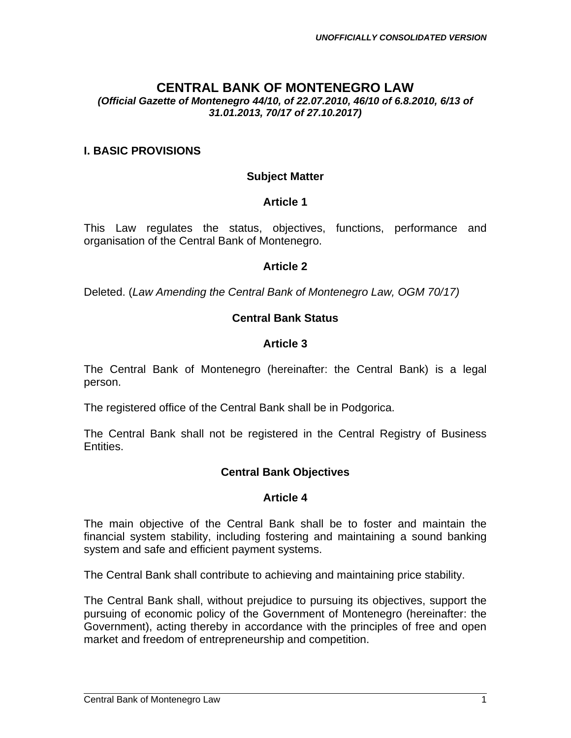*UNOFFICIALLY CONSOLIDATED VERSION*

# CENTRAL BANK OF MONTENEGRO LAW

***(Official Gazette of Montenegro 44/10, of 22.07.2010, 46/10 of 6.8.2010, 6/13 of 31.01.2013, 70/17 of 27.10.2017)***

## I. BASIC PROVISIONS

### Subject Matter

### Article 1

This Law regulates the status, objectives, functions, performance and organisation of the Central Bank of Montenegro.

### Article 2

Deleted. (*Law Amending the Central Bank of Montenegro Law, OGM 70/17)*

### Central Bank Status

### Article 3

The Central Bank of Montenegro (hereinafter: the Central Bank) is a legal person.

The registered office of the Central Bank shall be in Podgorica.

The Central Bank shall not be registered in the Central Registry of Business Entities.

### Central Bank Objectives

### Article 4

The main objective of the Central Bank shall be to foster and maintain the financial system stability, including fostering and maintaining a sound banking system and safe and efficient payment systems.

The Central Bank shall contribute to achieving and maintaining price stability.

The Central Bank shall, without prejudice to pursuing its objectives, support the pursuing of economic policy of the Government of Montenegro (hereinafter: the Government), acting thereby in accordance with the principles of free and open market and freedom of entrepreneurship and competition.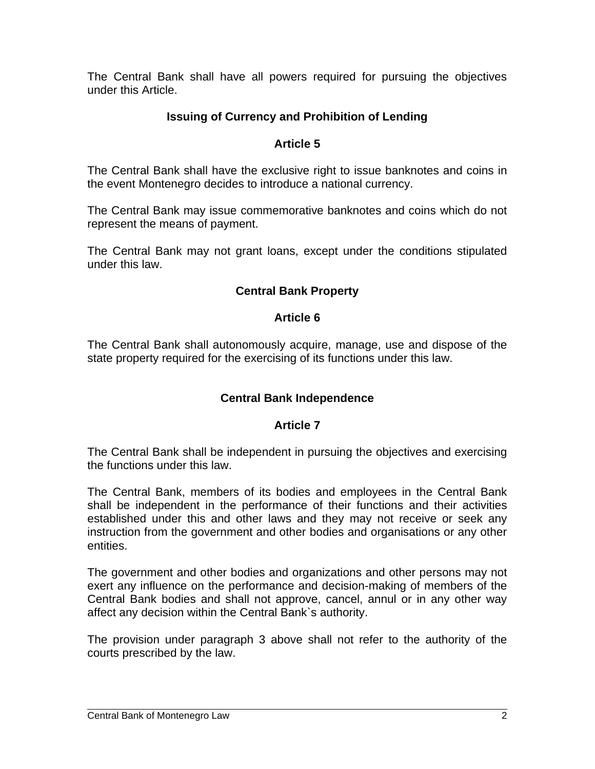The Central Bank shall have all powers required for pursuing the objectives under this Article.

### Issuing of Currency and Prohibition of Lending

### Article 5

The Central Bank shall have the exclusive right to issue banknotes and coins in the event Montenegro decides to introduce a national currency.

The Central Bank may issue commemorative banknotes and coins which do not represent the means of payment.

The Central Bank may not grant loans, except under the conditions stipulated under this law.

### Central Bank Property

### Article 6

The Central Bank shall autonomously acquire, manage, use and dispose of the state property required for the exercising of its functions under this law.

### Central Bank Independence

### Article 7

The Central Bank shall be independent in pursuing the objectives and exercising the functions under this law.

The Central Bank, members of its bodies and employees in the Central Bank shall be independent in the performance of their functions and their activities established under this and other laws and they may not receive or seek any instruction from the government and other bodies and organisations or any other entities.

The government and other bodies and organizations and other persons may not exert any influence on the performance and decision-making of members of the Central Bank bodies and shall not approve, cancel, annul or in any other way affect any decision within the Central Bank`s authority.

The provision under paragraph 3 above shall not refer to the authority of the courts prescribed by the law.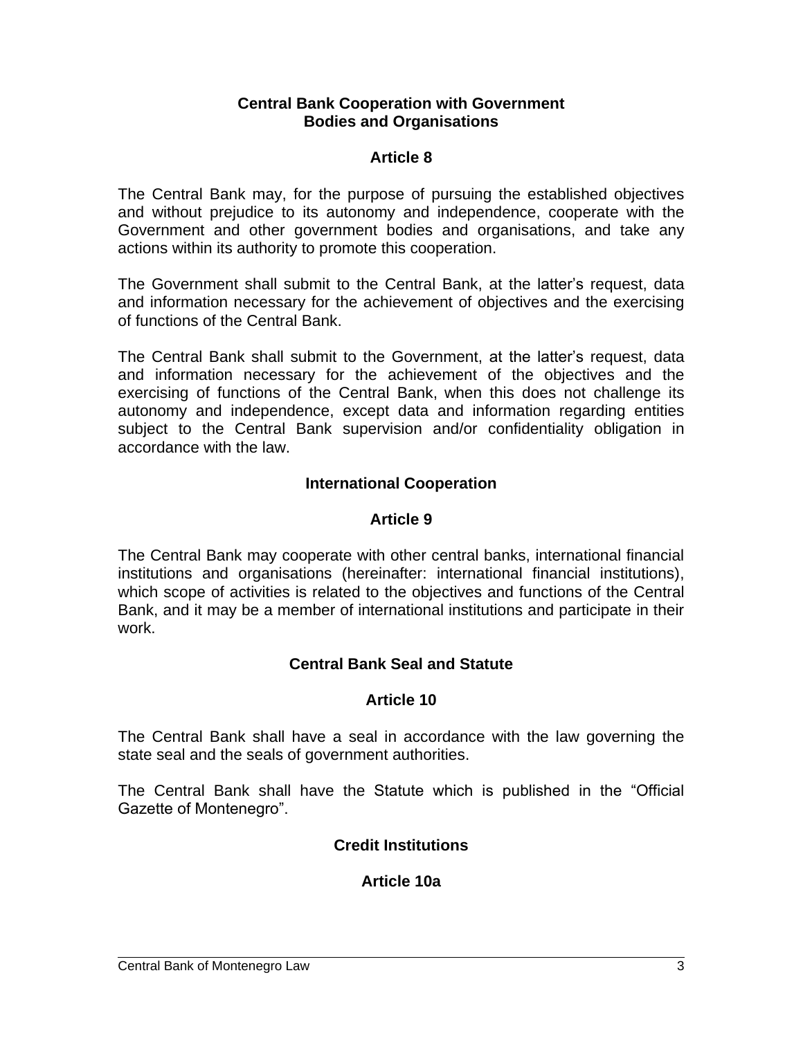### Central Bank Cooperation with Government Bodies and Organisations

### Article 8

The Central Bank may, for the purpose of pursuing the established objectives and without prejudice to its autonomy and independence, cooperate with the Government and other government bodies and organisations, and take any actions within its authority to promote this cooperation.

The Government shall submit to the Central Bank, at the latter's request, data and information necessary for the achievement of objectives and the exercising of functions of the Central Bank.

The Central Bank shall submit to the Government, at the latter's request, data and information necessary for the achievement of the objectives and the exercising of functions of the Central Bank, when this does not challenge its autonomy and independence, except data and information regarding entities subject to the Central Bank supervision and/or confidentiality obligation in accordance with the law.

### International Cooperation

### Article 9

The Central Bank may cooperate with other central banks, international financial institutions and organisations (hereinafter: international financial institutions), which scope of activities is related to the objectives and functions of the Central Bank, and it may be a member of international institutions and participate in their work.

### Central Bank Seal and Statute

### Article 10

The Central Bank shall have a seal in accordance with the law governing the state seal and the seals of government authorities.

The Central Bank shall have the Statute which is published in the "Official Gazette of Montenegro".

### Credit Institutions

### Article 10a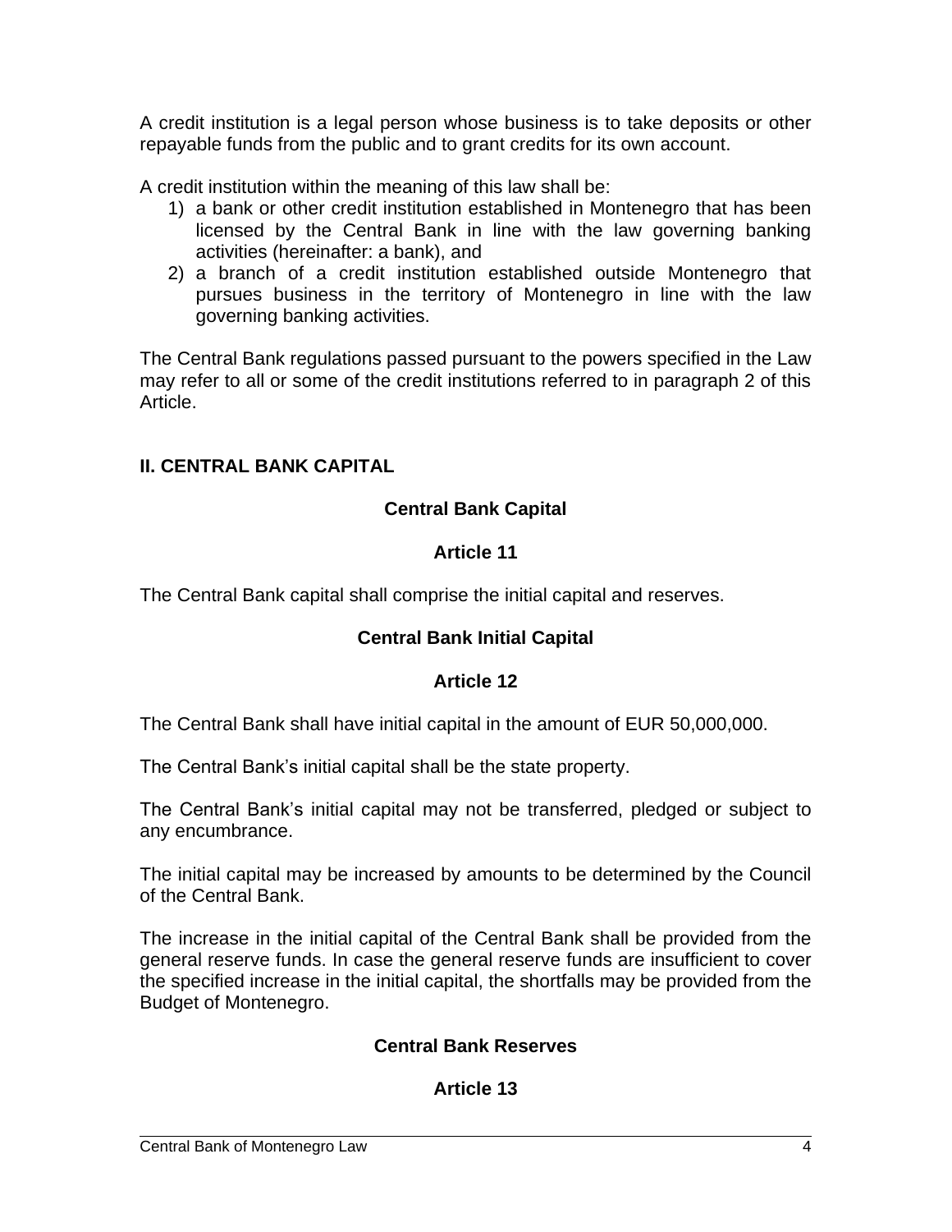A credit institution is a legal person whose business is to take deposits or other repayable funds from the public and to grant credits for its own account.

A credit institution within the meaning of this law shall be:

1) a bank or other credit institution established in Montenegro that has been licensed by the Central Bank in line with the law governing banking activities (hereinafter: a bank), and
2) a branch of a credit institution established outside Montenegro that pursues business in the territory of Montenegro in line with the law governing banking activities.

The Central Bank regulations passed pursuant to the powers specified in the Law may refer to all or some of the credit institutions referred to in paragraph 2 of this Article.

## II. CENTRAL BANK CAPITAL

### Central Bank Capital

### Article 11

The Central Bank capital shall comprise the initial capital and reserves.

### Central Bank Initial Capital

### Article 12

The Central Bank shall have initial capital in the amount of EUR 50,000,000.

The Central Bank's initial capital shall be the state property.

The Central Bank's initial capital may not be transferred, pledged or subject to any encumbrance.

The initial capital may be increased by amounts to be determined by the Council of the Central Bank.

The increase in the initial capital of the Central Bank shall be provided from the general reserve funds. In case the general reserve funds are insufficient to cover the specified increase in the initial capital, the shortfalls may be provided from the Budget of Montenegro.

### Central Bank Reserves

### Article 13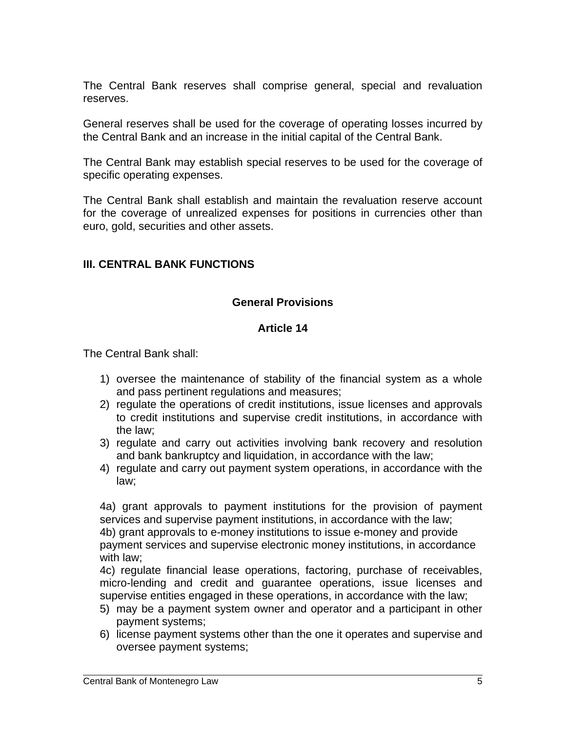The Central Bank reserves shall comprise general, special and revaluation reserves.

General reserves shall be used for the coverage of operating losses incurred by the Central Bank and an increase in the initial capital of the Central Bank.

The Central Bank may establish special reserves to be used for the coverage of specific operating expenses.

The Central Bank shall establish and maintain the revaluation reserve account for the coverage of unrealized expenses for positions in currencies other than euro, gold, securities and other assets.

## III. CENTRAL BANK FUNCTIONS

### General Provisions

### Article 14

The Central Bank shall:

1) oversee the maintenance of stability of the financial system as a whole and pass pertinent regulations and measures;
2) regulate the operations of credit institutions, issue licenses and approvals to credit institutions and supervise credit institutions, in accordance with the law;
3) regulate and carry out activities involving bank recovery and resolution and bank bankruptcy and liquidation, in accordance with the law;
4) regulate and carry out payment system operations, in accordance with the law;

4a) grant approvals to payment institutions for the provision of payment services and supervise payment institutions, in accordance with the law;
4b) grant approvals to e-money institutions to issue e-money and provide payment services and supervise electronic money institutions, in accordance with law;
4c) regulate financial lease operations, factoring, purchase of receivables, micro-lending and credit and guarantee operations, issue licenses and supervise entities engaged in these operations, in accordance with the law;

5) may be a payment system owner and operator and a participant in other payment systems;
6) license payment systems other than the one it operates and supervise and oversee payment systems;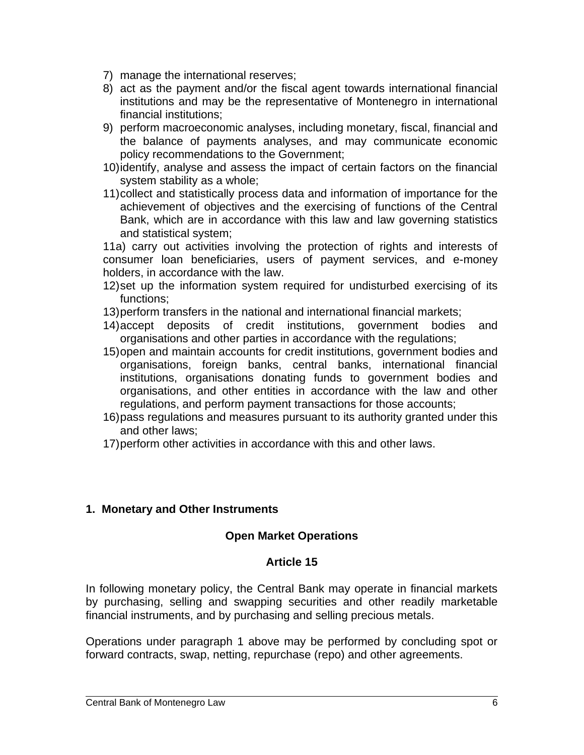7) manage the international reserves;
8) act as the payment and/or the fiscal agent towards international financial institutions and may be the representative of Montenegro in international financial institutions;
9) perform macroeconomic analyses, including monetary, fiscal, financial and the balance of payments analyses, and may communicate economic policy recommendations to the Government;
10) identify, analyse and assess the impact of certain factors on the financial system stability as a whole;
11) collect and statistically process data and information of importance for the achievement of objectives and the exercising of functions of the Central Bank, which are in accordance with this law and law governing statistics and statistical system;

11a) carry out activities involving the protection of rights and interests of consumer loan beneficiaries, users of payment services, and e-money holders, in accordance with the law.

12) set up the information system required for undisturbed exercising of its functions;
13) perform transfers in the national and international financial markets;
14) accept deposits of credit institutions, government bodies and organisations and other parties in accordance with the regulations;
15) open and maintain accounts for credit institutions, government bodies and organisations, foreign banks, central banks, international financial institutions, organisations donating funds to government bodies and organisations, and other entities in accordance with the law and other regulations, and perform payment transactions for those accounts;
16) pass regulations and measures pursuant to its authority granted under this and other laws;
17) perform other activities in accordance with this and other laws.

## 1. Monetary and Other Instruments

### Open Market Operations

### Article 15

In following monetary policy, the Central Bank may operate in financial markets by purchasing, selling and swapping securities and other readily marketable financial instruments, and by purchasing and selling precious metals.

Operations under paragraph 1 above may be performed by concluding spot or forward contracts, swap, netting, repurchase (repo) and other agreements.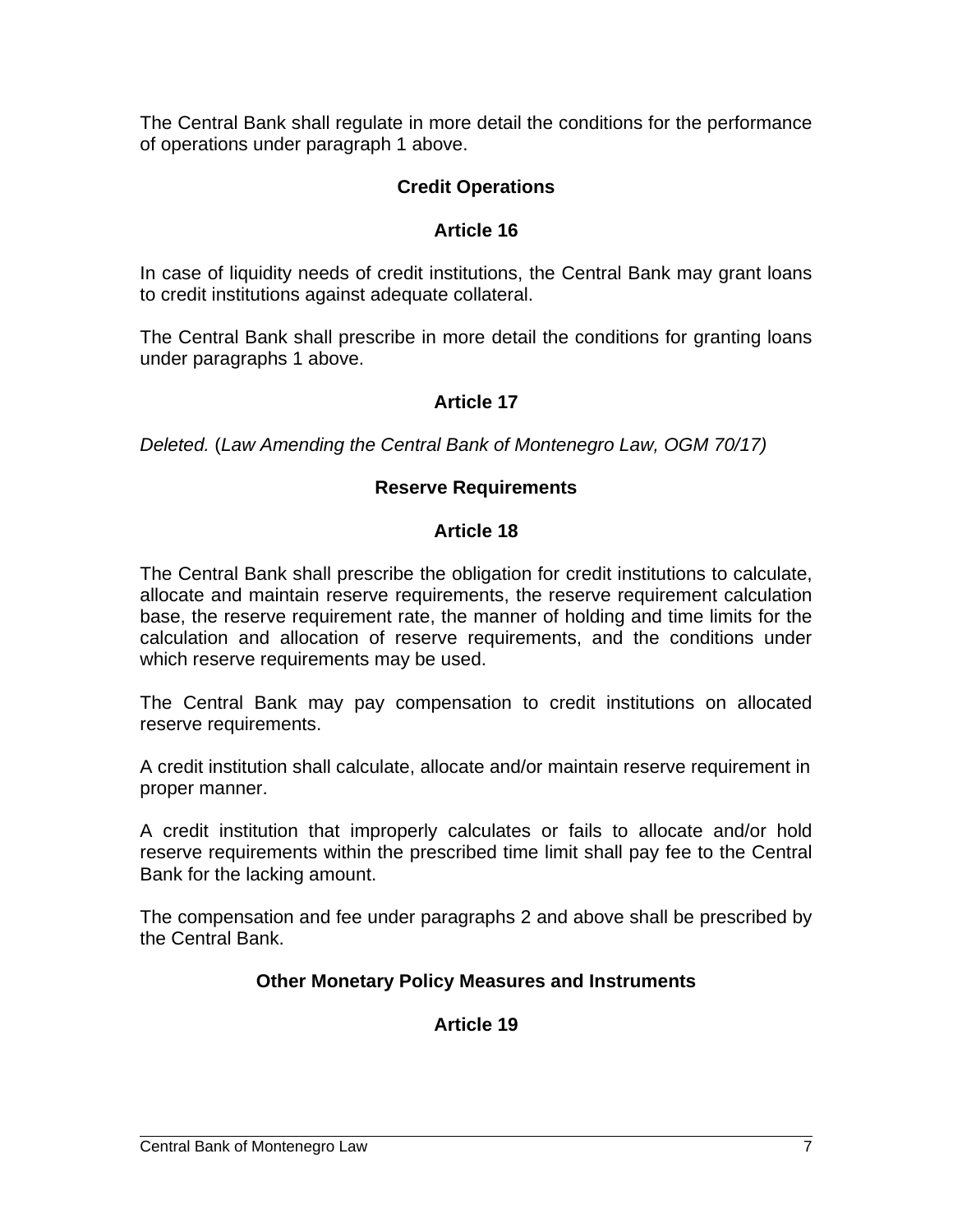The Central Bank shall regulate in more detail the conditions for the performance of operations under paragraph 1 above.

### Credit Operations

### Article 16

In case of liquidity needs of credit institutions, the Central Bank may grant loans to credit institutions against adequate collateral.

The Central Bank shall prescribe in more detail the conditions for granting loans under paragraphs 1 above.

### Article 17

*Deleted.* (*Law Amending the Central Bank of Montenegro Law, OGM 70/17)*

### Reserve Requirements

### Article 18

The Central Bank shall prescribe the obligation for credit institutions to calculate, allocate and maintain reserve requirements, the reserve requirement calculation base, the reserve requirement rate, the manner of holding and time limits for the calculation and allocation of reserve requirements, and the conditions under which reserve requirements may be used.

The Central Bank may pay compensation to credit institutions on allocated reserve requirements.

A credit institution shall calculate, allocate and/or maintain reserve requirement in proper manner.

A credit institution that improperly calculates or fails to allocate and/or hold reserve requirements within the prescribed time limit shall pay fee to the Central Bank for the lacking amount.

The compensation and fee under paragraphs 2 and above shall be prescribed by the Central Bank.

### Other Monetary Policy Measures and Instruments

### Article 19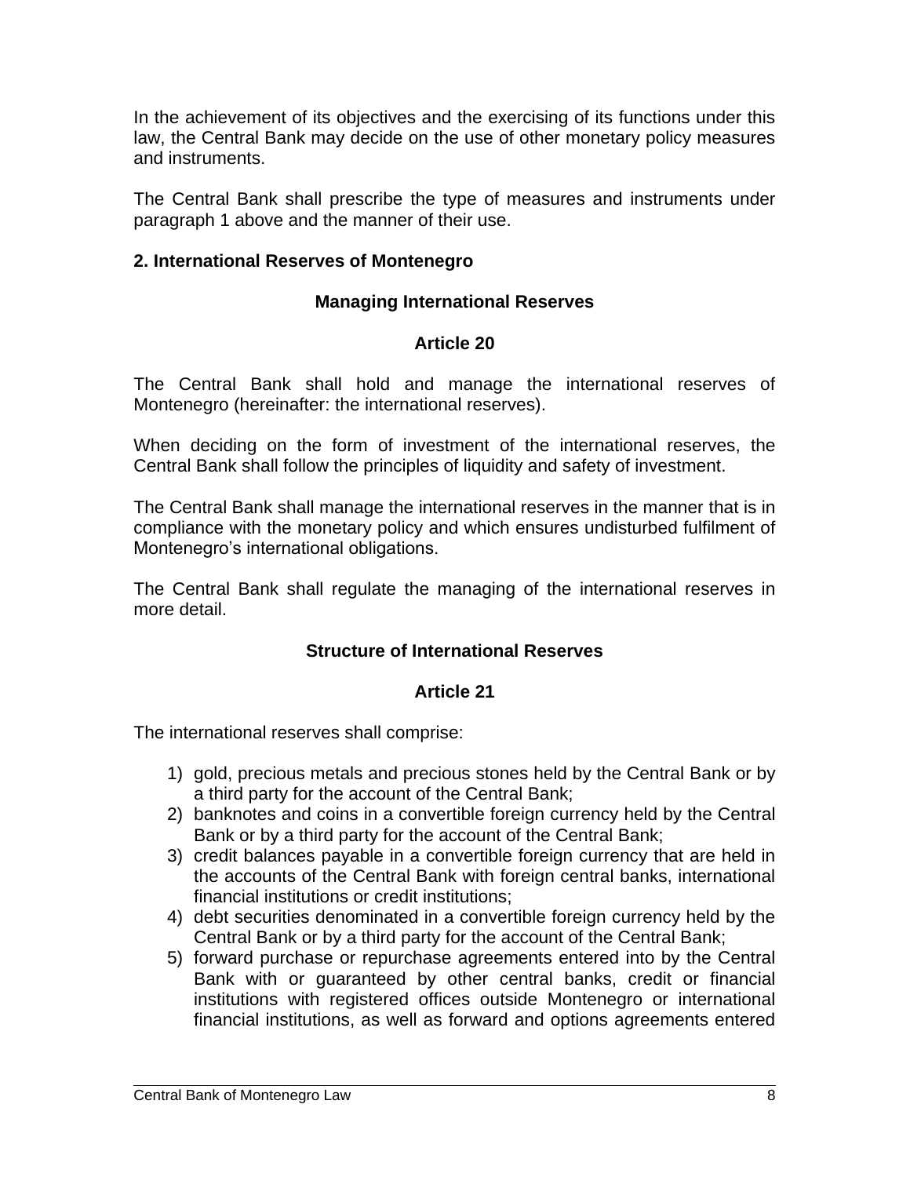In the achievement of its objectives and the exercising of its functions under this law, the Central Bank may decide on the use of other monetary policy measures and instruments.

The Central Bank shall prescribe the type of measures and instruments under paragraph 1 above and the manner of their use.

### 2. International Reserves of Montenegro

#### Managing International Reserves

#### Article 20

The Central Bank shall hold and manage the international reserves of Montenegro (hereinafter: the international reserves).

When deciding on the form of investment of the international reserves, the Central Bank shall follow the principles of liquidity and safety of investment.

The Central Bank shall manage the international reserves in the manner that is in compliance with the monetary policy and which ensures undisturbed fulfilment of Montenegro's international obligations.

The Central Bank shall regulate the managing of the international reserves in more detail.

#### Structure of International Reserves

#### Article 21

The international reserves shall comprise:

1) gold, precious metals and precious stones held by the Central Bank or by a third party for the account of the Central Bank;
2) banknotes and coins in a convertible foreign currency held by the Central Bank or by a third party for the account of the Central Bank;
3) credit balances payable in a convertible foreign currency that are held in the accounts of the Central Bank with foreign central banks, international financial institutions or credit institutions;
4) debt securities denominated in a convertible foreign currency held by the Central Bank or by a third party for the account of the Central Bank;
5) forward purchase or repurchase agreements entered into by the Central Bank with or guaranteed by other central banks, credit or financial institutions with registered offices outside Montenegro or international financial institutions, as well as forward and options agreements entered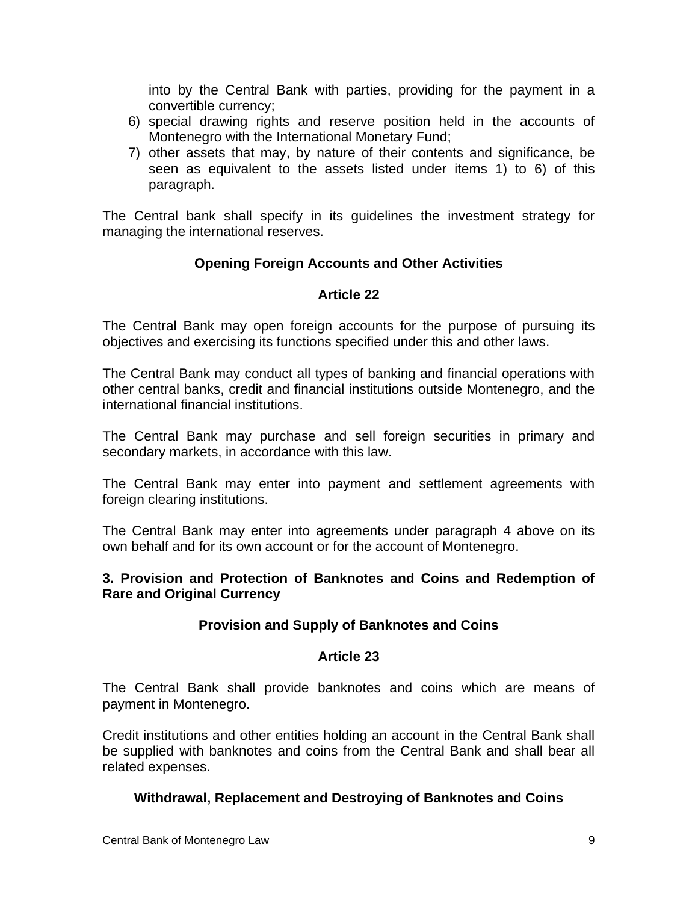into by the Central Bank with parties, providing for the payment in a convertible currency;

6) special drawing rights and reserve position held in the accounts of Montenegro with the International Monetary Fund;
7) other assets that may, by nature of their contents and significance, be seen as equivalent to the assets listed under items 1) to 6) of this paragraph.

The Central bank shall specify in its guidelines the investment strategy for managing the international reserves.

**Opening Foreign Accounts and Other Activities**

**Article 22**

The Central Bank may open foreign accounts for the purpose of pursuing its objectives and exercising its functions specified under this and other laws.

The Central Bank may conduct all types of banking and financial operations with other central banks, credit and financial institutions outside Montenegro, and the international financial institutions.

The Central Bank may purchase and sell foreign securities in primary and secondary markets, in accordance with this law.

The Central Bank may enter into payment and settlement agreements with foreign clearing institutions.

The Central Bank may enter into agreements under paragraph 4 above on its own behalf and for its own account or for the account of Montenegro.

## 3. Provision and Protection of Banknotes and Coins and Redemption of Rare and Original Currency

**Provision and Supply of Banknotes and Coins**

**Article 23**

The Central Bank shall provide banknotes and coins which are means of payment in Montenegro.

Credit institutions and other entities holding an account in the Central Bank shall be supplied with banknotes and coins from the Central Bank and shall bear all related expenses.

**Withdrawal, Replacement and Destroying of Banknotes and Coins**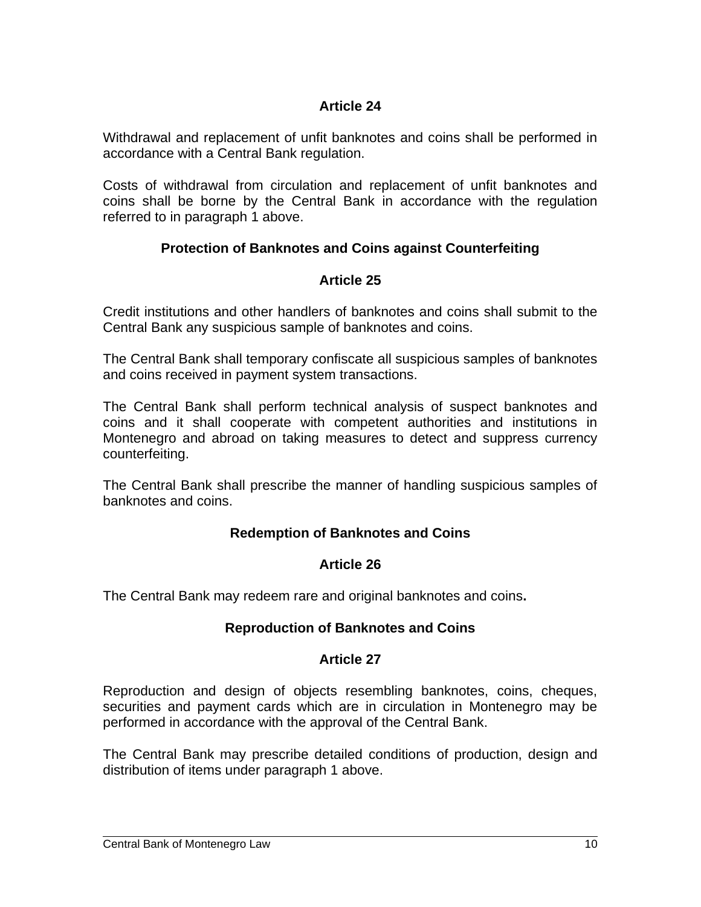### Article 24

Withdrawal and replacement of unfit banknotes and coins shall be performed in accordance with a Central Bank regulation.

Costs of withdrawal from circulation and replacement of unfit banknotes and coins shall be borne by the Central Bank in accordance with the regulation referred to in paragraph 1 above.

## Protection of Banknotes and Coins against Counterfeiting

### Article 25

Credit institutions and other handlers of banknotes and coins shall submit to the Central Bank any suspicious sample of banknotes and coins.

The Central Bank shall temporary confiscate all suspicious samples of banknotes and coins received in payment system transactions.

The Central Bank shall perform technical analysis of suspect banknotes and coins and it shall cooperate with competent authorities and institutions in Montenegro and abroad on taking measures to detect and suppress currency counterfeiting.

The Central Bank shall prescribe the manner of handling suspicious samples of banknotes and coins.

## Redemption of Banknotes and Coins

### Article 26

The Central Bank may redeem rare and original banknotes and coins**.**

## Reproduction of Banknotes and Coins

### Article 27

Reproduction and design of objects resembling banknotes, coins, cheques, securities and payment cards which are in circulation in Montenegro may be performed in accordance with the approval of the Central Bank.

The Central Bank may prescribe detailed conditions of production, design and distribution of items under paragraph 1 above.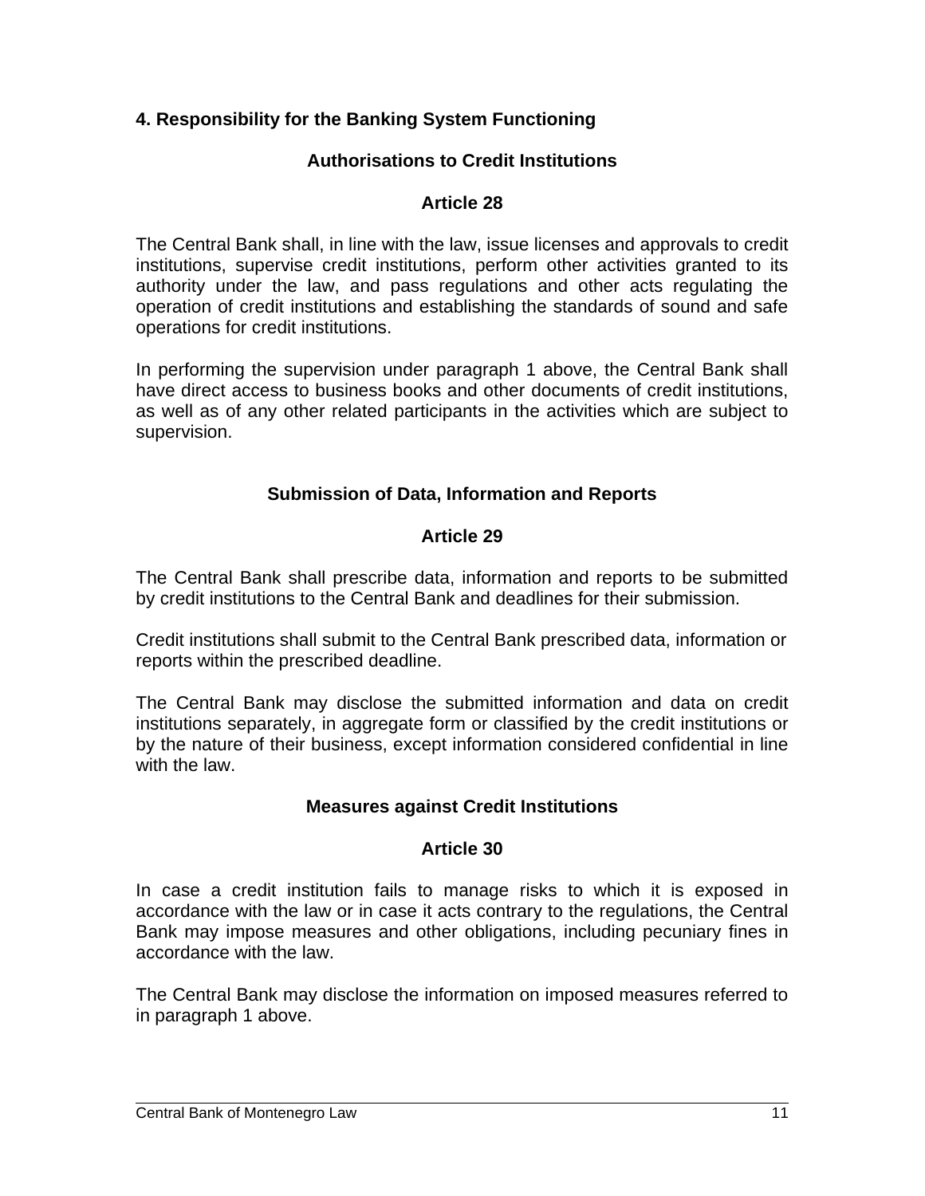## 4. Responsibility for the Banking System Functioning

### Authorisations to Credit Institutions

### Article 28

The Central Bank shall, in line with the law, issue licenses and approvals to credit institutions, supervise credit institutions, perform other activities granted to its authority under the law, and pass regulations and other acts regulating the operation of credit institutions and establishing the standards of sound and safe operations for credit institutions.

In performing the supervision under paragraph 1 above, the Central Bank shall have direct access to business books and other documents of credit institutions, as well as of any other related participants in the activities which are subject to supervision.

### Submission of Data, Information and Reports

### Article 29

The Central Bank shall prescribe data, information and reports to be submitted by credit institutions to the Central Bank and deadlines for their submission.

Credit institutions shall submit to the Central Bank prescribed data, information or reports within the prescribed deadline.

The Central Bank may disclose the submitted information and data on credit institutions separately, in aggregate form or classified by the credit institutions or by the nature of their business, except information considered confidential in line with the law.

### Measures against Credit Institutions

### Article 30

In case a credit institution fails to manage risks to which it is exposed in accordance with the law or in case it acts contrary to the regulations, the Central Bank may impose measures and other obligations, including pecuniary fines in accordance with the law.

The Central Bank may disclose the information on imposed measures referred to in paragraph 1 above.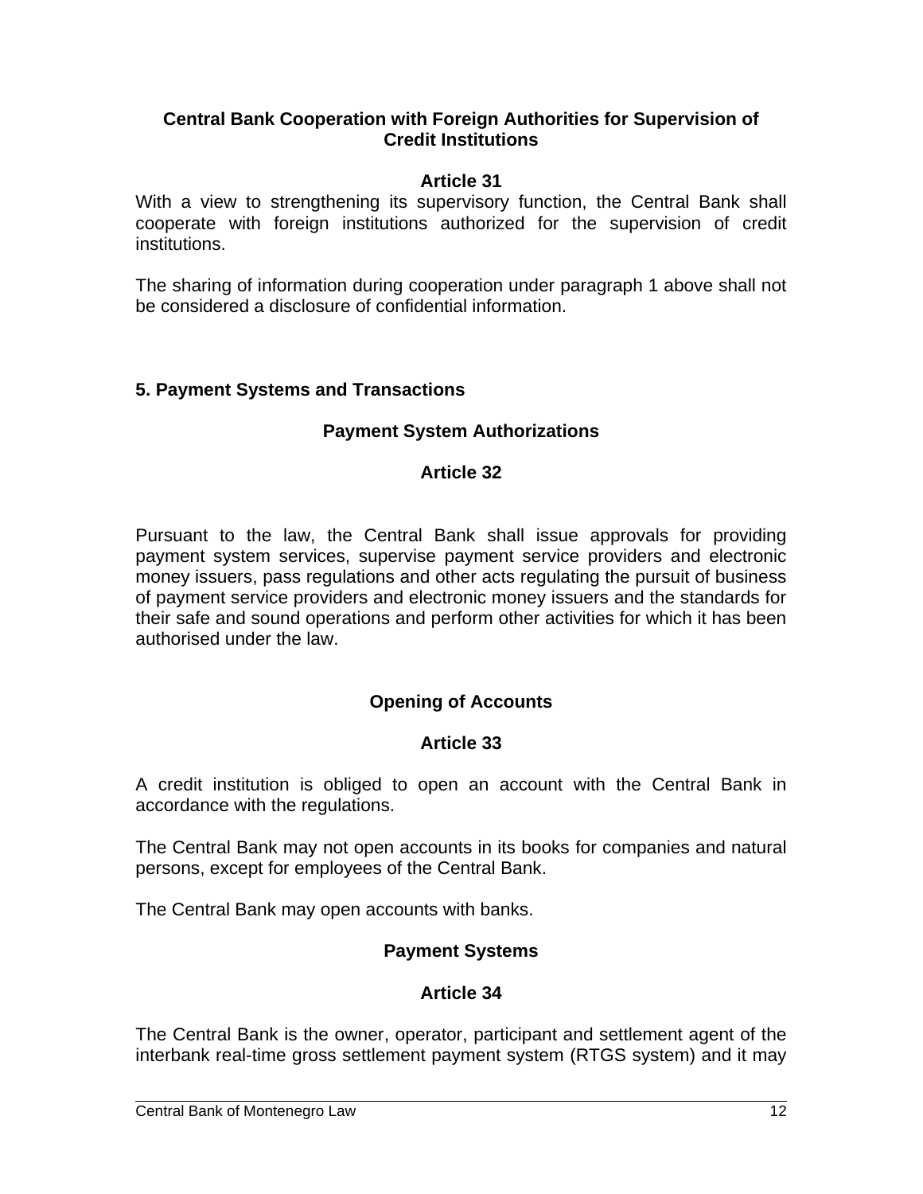### Central Bank Cooperation with Foreign Authorities for Supervision of Credit Institutions

#### Article 31

With a view to strengthening its supervisory function, the Central Bank shall cooperate with foreign institutions authorized for the supervision of credit institutions.

The sharing of information during cooperation under paragraph 1 above shall not be considered a disclosure of confidential information.

## 5. Payment Systems and Transactions

### Payment System Authorizations

#### Article 32

Pursuant to the law, the Central Bank shall issue approvals for providing payment system services, supervise payment service providers and electronic money issuers, pass regulations and other acts regulating the pursuit of business of payment service providers and electronic money issuers and the standards for their safe and sound operations and perform other activities for which it has been authorised under the law.

### Opening of Accounts

#### Article 33

A credit institution is obliged to open an account with the Central Bank in accordance with the regulations.

The Central Bank may not open accounts in its books for companies and natural persons, except for employees of the Central Bank.

The Central Bank may open accounts with banks.

### Payment Systems

#### Article 34

The Central Bank is the owner, operator, participant and settlement agent of the interbank real-time gross settlement payment system (RTGS system) and it may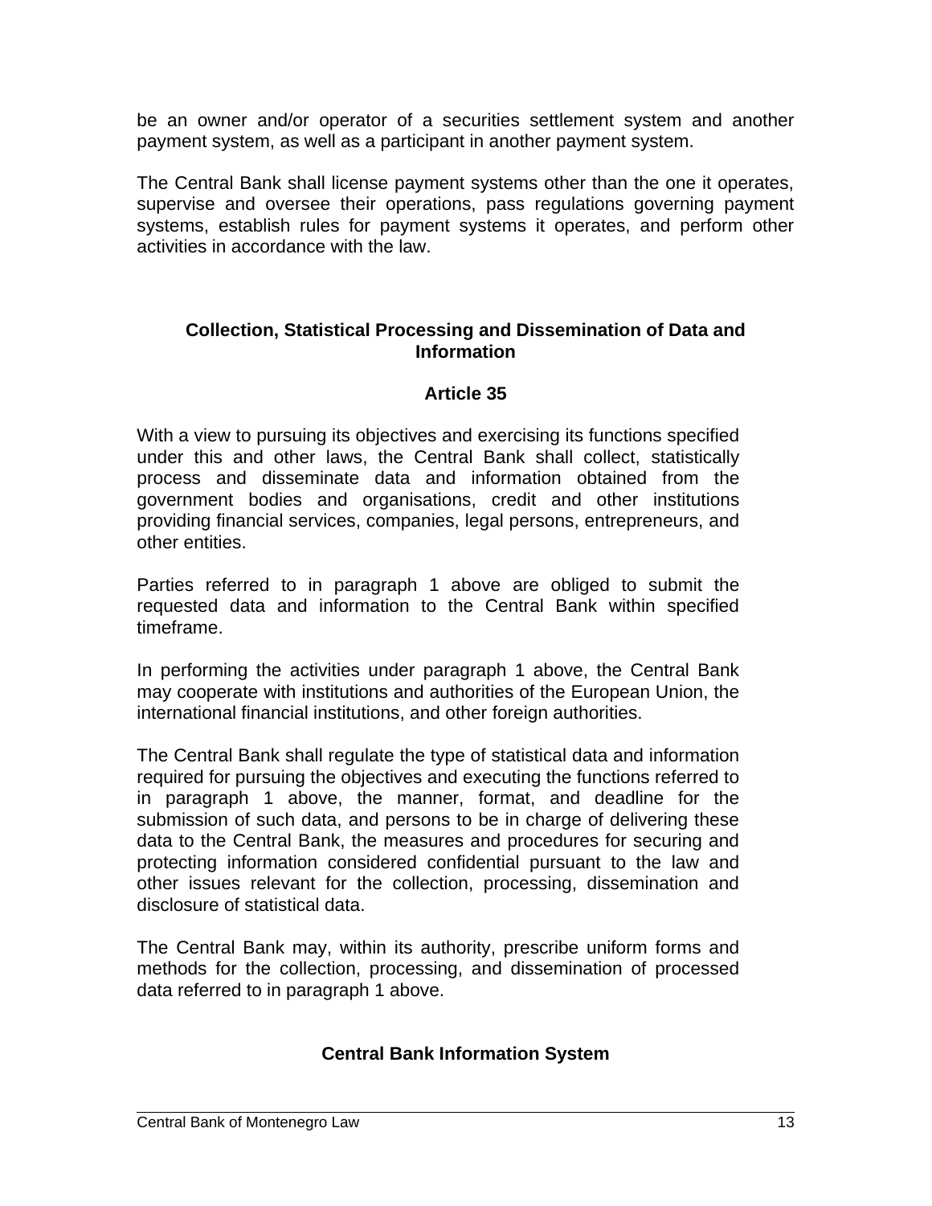be an owner and/or operator of a securities settlement system and another payment system, as well as a participant in another payment system.

The Central Bank shall license payment systems other than the one it operates, supervise and oversee their operations, pass regulations governing payment systems, establish rules for payment systems it operates, and perform other activities in accordance with the law.

### Collection, Statistical Processing and Dissemination of Data and Information

### Article 35

With a view to pursuing its objectives and exercising its functions specified under this and other laws, the Central Bank shall collect, statistically process and disseminate data and information obtained from the government bodies and organisations, credit and other institutions providing financial services, companies, legal persons, entrepreneurs, and other entities.

Parties referred to in paragraph 1 above are obliged to submit the requested data and information to the Central Bank within specified timeframe.

In performing the activities under paragraph 1 above, the Central Bank may cooperate with institutions and authorities of the European Union, the international financial institutions, and other foreign authorities.

The Central Bank shall regulate the type of statistical data and information required for pursuing the objectives and executing the functions referred to in paragraph 1 above, the manner, format, and deadline for the submission of such data, and persons to be in charge of delivering these data to the Central Bank, the measures and procedures for securing and protecting information considered confidential pursuant to the law and other issues relevant for the collection, processing, dissemination and disclosure of statistical data.

The Central Bank may, within its authority, prescribe uniform forms and methods for the collection, processing, and dissemination of processed data referred to in paragraph 1 above.

### Central Bank Information System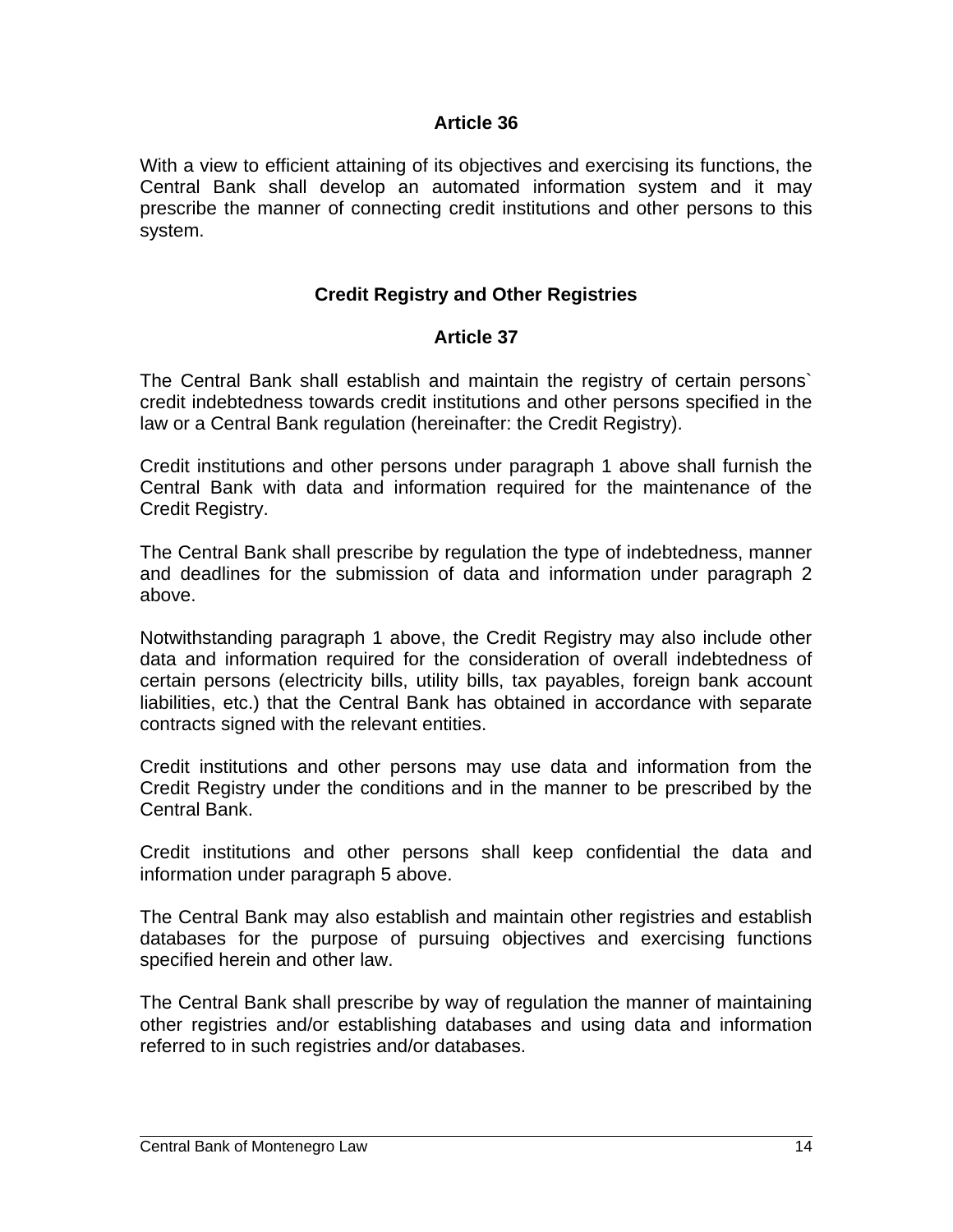**Article 36**

With a view to efficient attaining of its objectives and exercising its functions, the Central Bank shall develop an automated information system and it may prescribe the manner of connecting credit institutions and other persons to this system.

**Credit Registry and Other Registries**

**Article 37**

The Central Bank shall establish and maintain the registry of certain persons` credit indebtedness towards credit institutions and other persons specified in the law or a Central Bank regulation (hereinafter: the Credit Registry).

Credit institutions and other persons under paragraph 1 above shall furnish the Central Bank with data and information required for the maintenance of the Credit Registry.

The Central Bank shall prescribe by regulation the type of indebtedness, manner and deadlines for the submission of data and information under paragraph 2 above.

Notwithstanding paragraph 1 above, the Credit Registry may also include other data and information required for the consideration of overall indebtedness of certain persons (electricity bills, utility bills, tax payables, foreign bank account liabilities, etc.) that the Central Bank has obtained in accordance with separate contracts signed with the relevant entities.

Credit institutions and other persons may use data and information from the Credit Registry under the conditions and in the manner to be prescribed by the Central Bank.

Credit institutions and other persons shall keep confidential the data and information under paragraph 5 above.

The Central Bank may also establish and maintain other registries and establish databases for the purpose of pursuing objectives and exercising functions specified herein and other law.

The Central Bank shall prescribe by way of regulation the manner of maintaining other registries and/or establishing databases and using data and information referred to in such registries and/or databases.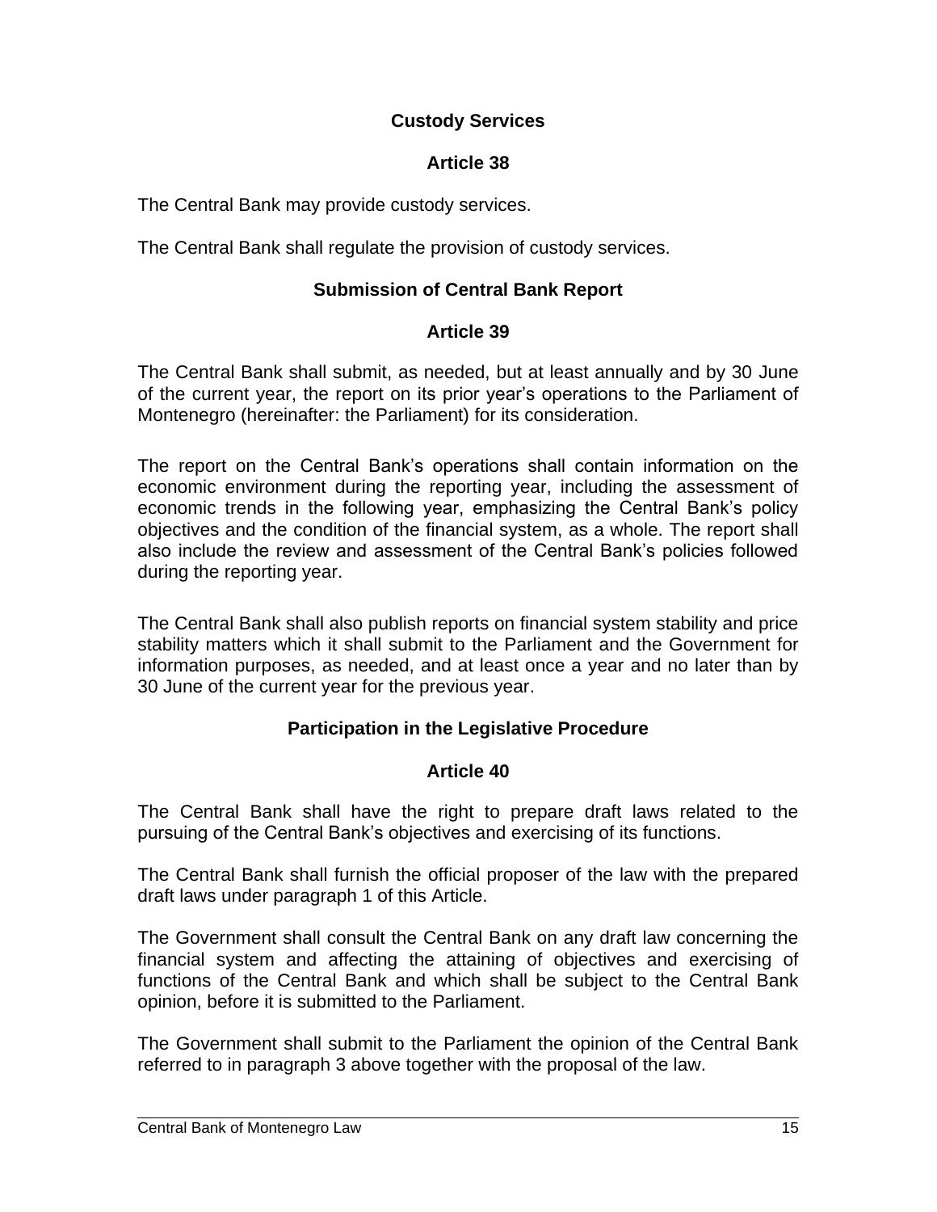**Custody Services**

**Article 38**

The Central Bank may provide custody services.

The Central Bank shall regulate the provision of custody services.

**Submission of Central Bank Report**

**Article 39**

The Central Bank shall submit, as needed, but at least annually and by 30 June of the current year, the report on its prior year's operations to the Parliament of Montenegro (hereinafter: the Parliament) for its consideration.

The report on the Central Bank's operations shall contain information on the economic environment during the reporting year, including the assessment of economic trends in the following year, emphasizing the Central Bank's policy objectives and the condition of the financial system, as a whole. The report shall also include the review and assessment of the Central Bank's policies followed during the reporting year.

The Central Bank shall also publish reports on financial system stability and price stability matters which it shall submit to the Parliament and the Government for information purposes, as needed, and at least once a year and no later than by 30 June of the current year for the previous year.

**Participation in the Legislative Procedure**

**Article 40**

The Central Bank shall have the right to prepare draft laws related to the pursuing of the Central Bank's objectives and exercising of its functions.

The Central Bank shall furnish the official proposer of the law with the prepared draft laws under paragraph 1 of this Article.

The Government shall consult the Central Bank on any draft law concerning the financial system and affecting the attaining of objectives and exercising of functions of the Central Bank and which shall be subject to the Central Bank opinion, before it is submitted to the Parliament.

The Government shall submit to the Parliament the opinion of the Central Bank referred to in paragraph 3 above together with the proposal of the law.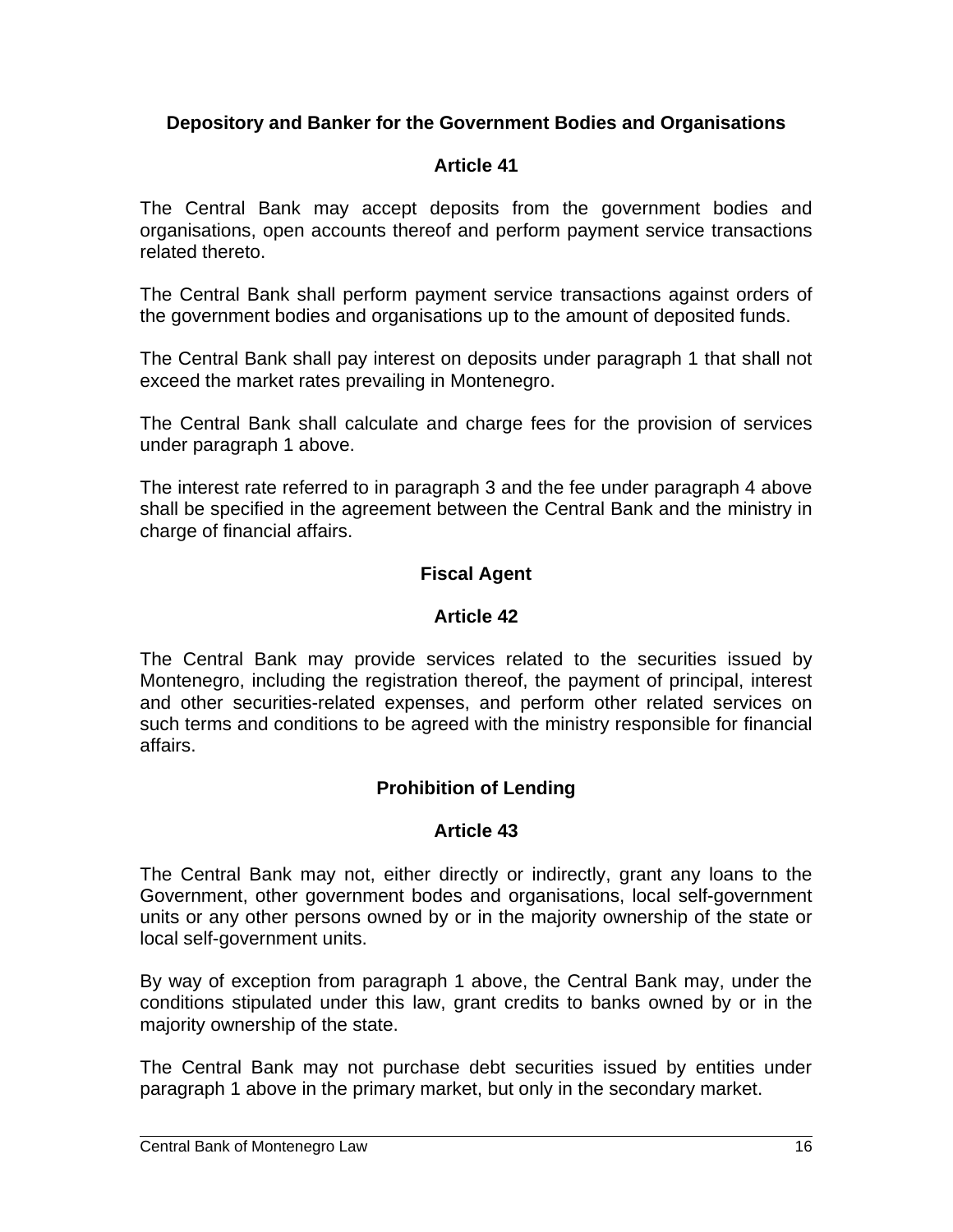### Depository and Banker for the Government Bodies and Organisations

### Article 41

The Central Bank may accept deposits from the government bodies and organisations, open accounts thereof and perform payment service transactions related thereto.

The Central Bank shall perform payment service transactions against orders of the government bodies and organisations up to the amount of deposited funds.

The Central Bank shall pay interest on deposits under paragraph 1 that shall not exceed the market rates prevailing in Montenegro.

The Central Bank shall calculate and charge fees for the provision of services under paragraph 1 above.

The interest rate referred to in paragraph 3 and the fee under paragraph 4 above shall be specified in the agreement between the Central Bank and the ministry in charge of financial affairs.

### Fiscal Agent

### Article 42

The Central Bank may provide services related to the securities issued by Montenegro, including the registration thereof, the payment of principal, interest and other securities-related expenses, and perform other related services on such terms and conditions to be agreed with the ministry responsible for financial affairs.

### Prohibition of Lending

### Article 43

The Central Bank may not, either directly or indirectly, grant any loans to the Government, other government bodes and organisations, local self-government units or any other persons owned by or in the majority ownership of the state or local self-government units.

By way of exception from paragraph 1 above, the Central Bank may, under the conditions stipulated under this law, grant credits to banks owned by or in the majority ownership of the state.

The Central Bank may not purchase debt securities issued by entities under paragraph 1 above in the primary market, but only in the secondary market.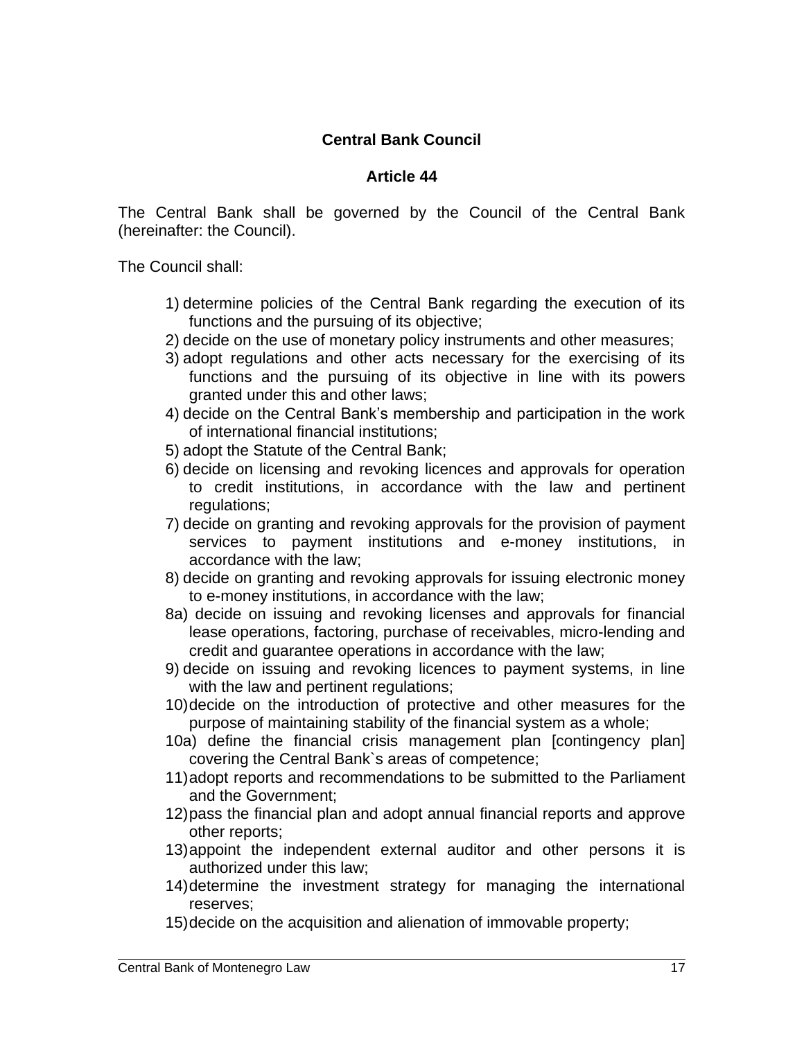**Central Bank Council**

**Article 44**

The Central Bank shall be governed by the Council of the Central Bank (hereinafter: the Council).

The Council shall:

1) determine policies of the Central Bank regarding the execution of its functions and the pursuing of its objective;
2) decide on the use of monetary policy instruments and other measures;
3) adopt regulations and other acts necessary for the exercising of its functions and the pursuing of its objective in line with its powers granted under this and other laws;
4) decide on the Central Bank's membership and participation in the work of international financial institutions;
5) adopt the Statute of the Central Bank;
6) decide on licensing and revoking licences and approvals for operation to credit institutions, in accordance with the law and pertinent regulations;
7) decide on granting and revoking approvals for the provision of payment services to payment institutions and e-money institutions, in accordance with the law;
8) decide on granting and revoking approvals for issuing electronic money to e-money institutions, in accordance with the law;

8a) decide on issuing and revoking licenses and approvals for financial lease operations, factoring, purchase of receivables, micro-lending and credit and guarantee operations in accordance with the law;

9) decide on issuing and revoking licences to payment systems, in line with the law and pertinent regulations;
10) decide on the introduction of protective and other measures for the purpose of maintaining stability of the financial system as a whole;

10a) define the financial crisis management plan [contingency plan] covering the Central Bank`s areas of competence;

11) adopt reports and recommendations to be submitted to the Parliament and the Government;
12) pass the financial plan and adopt annual financial reports and approve other reports;
13) appoint the independent external auditor and other persons it is authorized under this law;
14) determine the investment strategy for managing the international reserves;
15) decide on the acquisition and alienation of immovable property;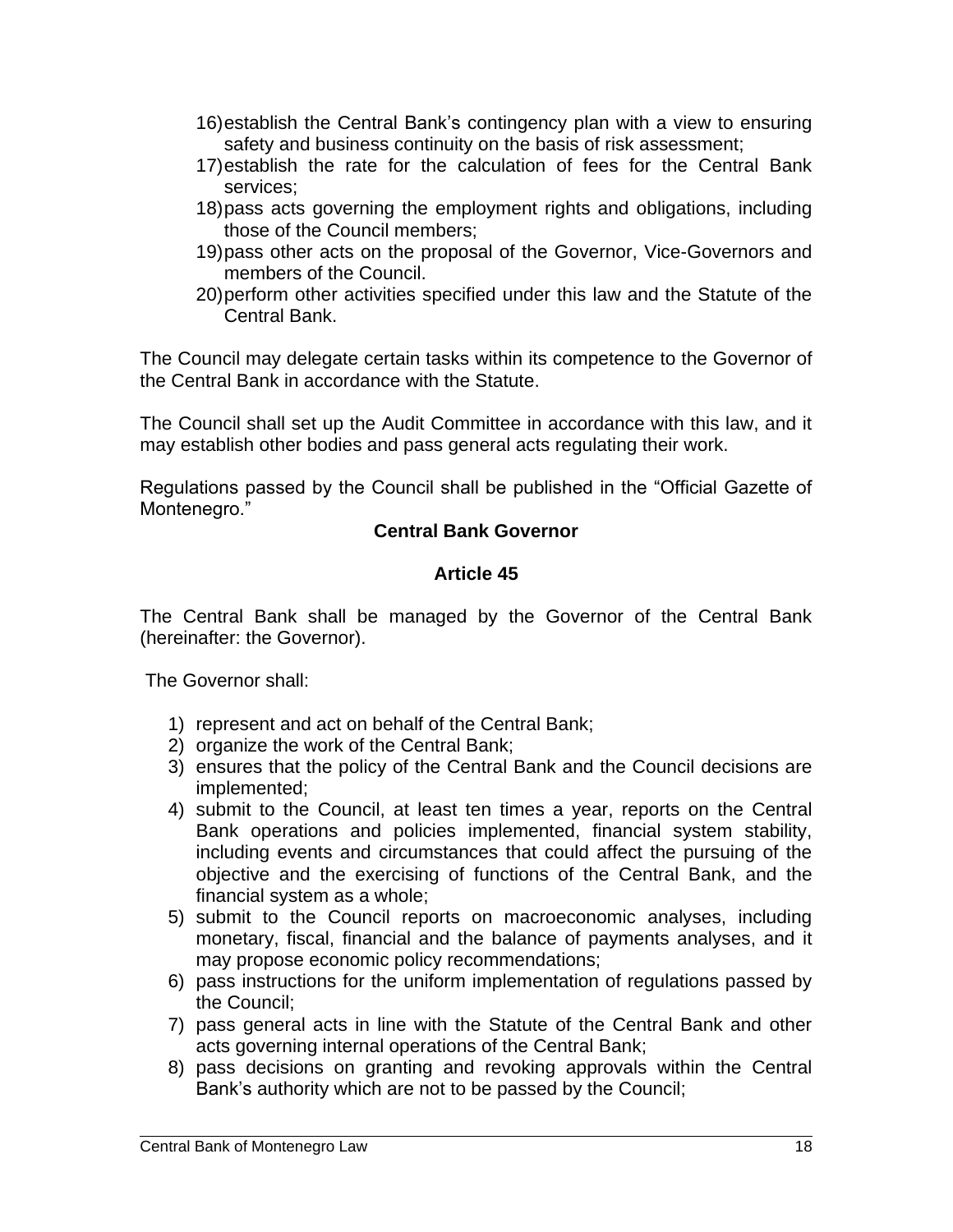16) establish the Central Bank's contingency plan with a view to ensuring safety and business continuity on the basis of risk assessment;
17) establish the rate for the calculation of fees for the Central Bank services;
18) pass acts governing the employment rights and obligations, including those of the Council members;
19) pass other acts on the proposal of the Governor, Vice-Governors and members of the Council.
20) perform other activities specified under this law and the Statute of the Central Bank.

The Council may delegate certain tasks within its competence to the Governor of the Central Bank in accordance with the Statute.

The Council shall set up the Audit Committee in accordance with this law, and it may establish other bodies and pass general acts regulating their work.

Regulations passed by the Council shall be published in the "Official Gazette of Montenegro."

**Central Bank Governor**

**Article 45**

The Central Bank shall be managed by the Governor of the Central Bank (hereinafter: the Governor).

The Governor shall:

1) represent and act on behalf of the Central Bank;
2) organize the work of the Central Bank;
3) ensures that the policy of the Central Bank and the Council decisions are implemented;
4) submit to the Council, at least ten times a year, reports on the Central Bank operations and policies implemented, financial system stability, including events and circumstances that could affect the pursuing of the objective and the exercising of functions of the Central Bank, and the financial system as a whole;
5) submit to the Council reports on macroeconomic analyses, including monetary, fiscal, financial and the balance of payments analyses, and it may propose economic policy recommendations;
6) pass instructions for the uniform implementation of regulations passed by the Council;
7) pass general acts in line with the Statute of the Central Bank and other acts governing internal operations of the Central Bank;
8) pass decisions on granting and revoking approvals within the Central Bank's authority which are not to be passed by the Council;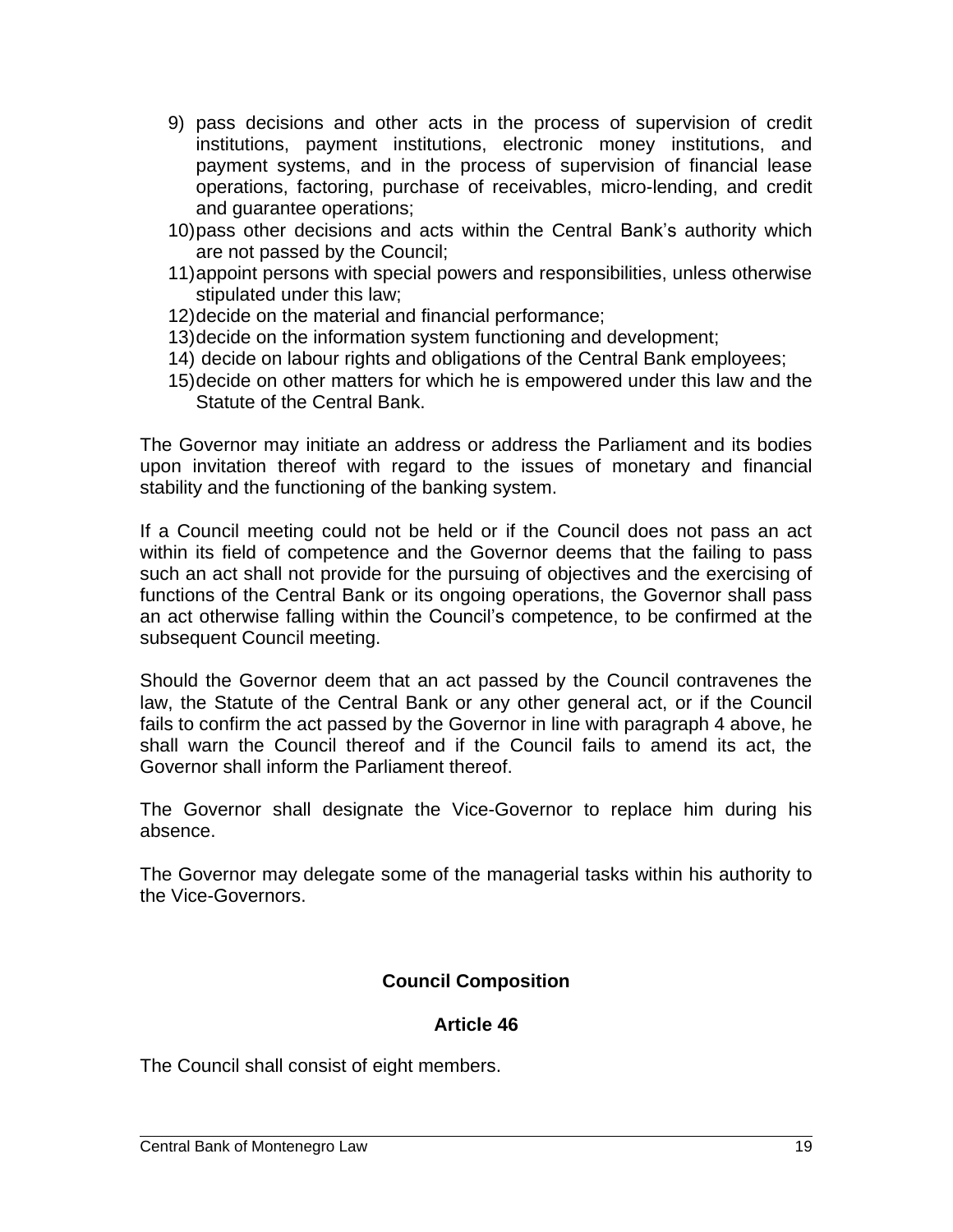9) pass decisions and other acts in the process of supervision of credit institutions, payment institutions, electronic money institutions, and payment systems, and in the process of supervision of financial lease operations, factoring, purchase of receivables, micro-lending, and credit and guarantee operations;
10) pass other decisions and acts within the Central Bank's authority which are not passed by the Council;
11) appoint persons with special powers and responsibilities, unless otherwise stipulated under this law;
12) decide on the material and financial performance;
13) decide on the information system functioning and development;
14) decide on labour rights and obligations of the Central Bank employees;
15) decide on other matters for which he is empowered under this law and the Statute of the Central Bank.

The Governor may initiate an address or address the Parliament and its bodies upon invitation thereof with regard to the issues of monetary and financial stability and the functioning of the banking system.

If a Council meeting could not be held or if the Council does not pass an act within its field of competence and the Governor deems that the failing to pass such an act shall not provide for the pursuing of objectives and the exercising of functions of the Central Bank or its ongoing operations, the Governor shall pass an act otherwise falling within the Council's competence, to be confirmed at the subsequent Council meeting.

Should the Governor deem that an act passed by the Council contravenes the law, the Statute of the Central Bank or any other general act, or if the Council fails to confirm the act passed by the Governor in line with paragraph 4 above, he shall warn the Council thereof and if the Council fails to amend its act, the Governor shall inform the Parliament thereof.

The Governor shall designate the Vice-Governor to replace him during his absence.

The Governor may delegate some of the managerial tasks within his authority to the Vice-Governors.

### Council Composition

### Article 46

The Council shall consist of eight members.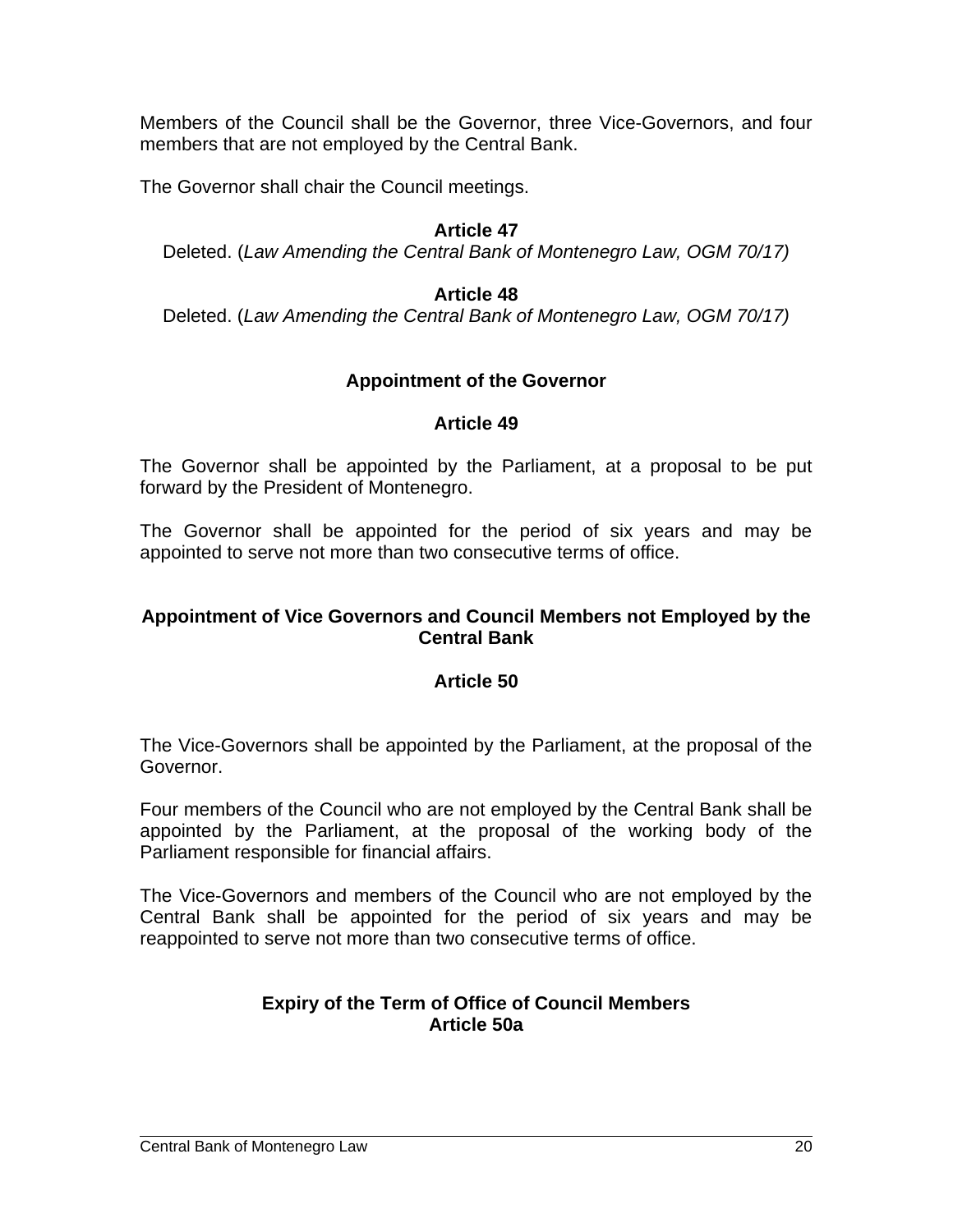Members of the Council shall be the Governor, three Vice-Governors, and four members that are not employed by the Central Bank.

The Governor shall chair the Council meetings.

**Article 47**

Deleted. (*Law Amending the Central Bank of Montenegro Law, OGM 70/17)*

**Article 48**

Deleted. (*Law Amending the Central Bank of Montenegro Law, OGM 70/17)*

### Appointment of the Governor

**Article 49**

The Governor shall be appointed by the Parliament, at a proposal to be put forward by the President of Montenegro.

The Governor shall be appointed for the period of six years and may be appointed to serve not more than two consecutive terms of office.

### Appointment of Vice Governors and Council Members not Employed by the Central Bank

**Article 50**

The Vice-Governors shall be appointed by the Parliament, at the proposal of the Governor.

Four members of the Council who are not employed by the Central Bank shall be appointed by the Parliament, at the proposal of the working body of the Parliament responsible for financial affairs.

The Vice-Governors and members of the Council who are not employed by the Central Bank shall be appointed for the period of six years and may be reappointed to serve not more than two consecutive terms of office.

### Expiry of the Term of Office of Council Members

**Article 50a**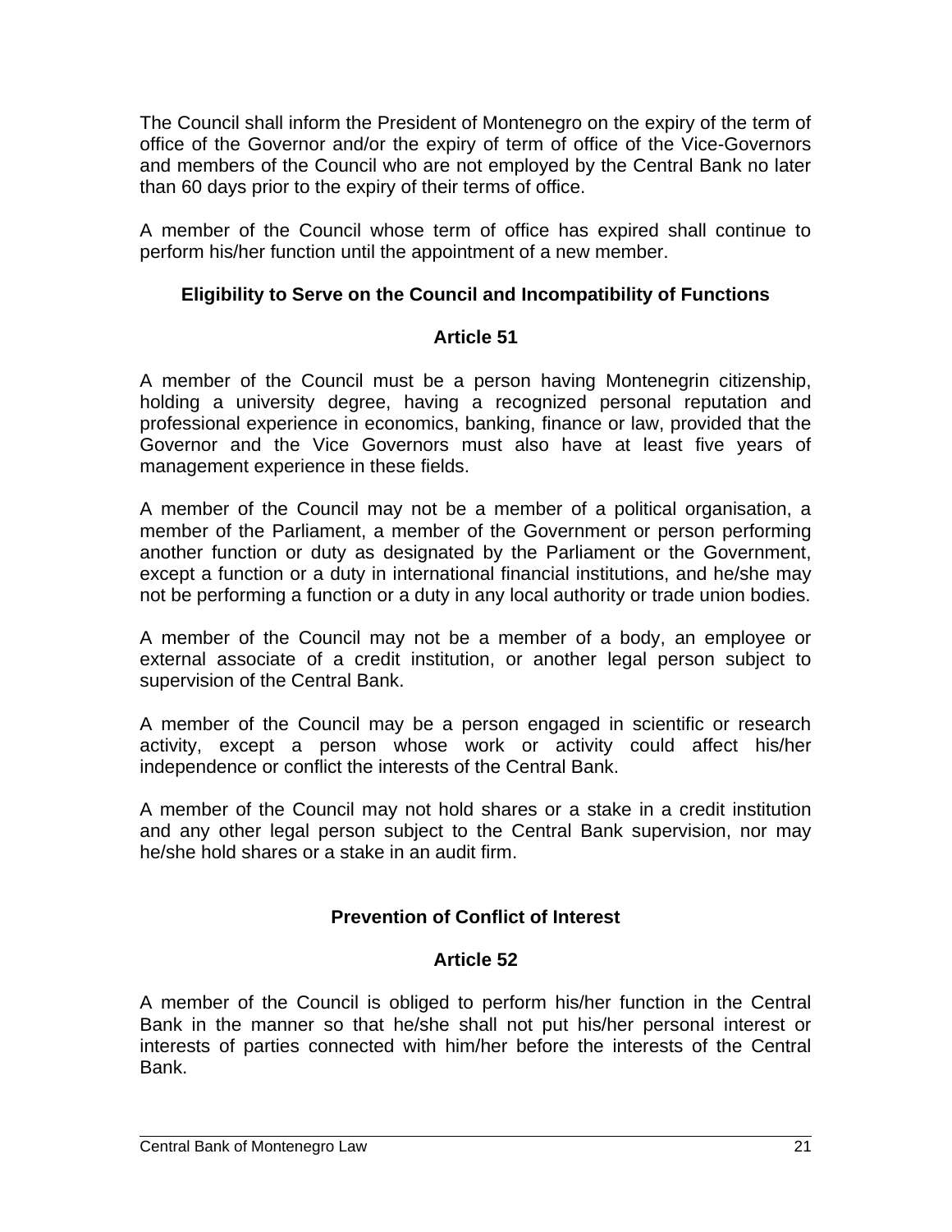The Council shall inform the President of Montenegro on the expiry of the term of office of the Governor and/or the expiry of term of office of the Vice-Governors and members of the Council who are not employed by the Central Bank no later than 60 days prior to the expiry of their terms of office.

A member of the Council whose term of office has expired shall continue to perform his/her function until the appointment of a new member.

**Eligibility to Serve on the Council and Incompatibility of Functions**

**Article 51**

A member of the Council must be a person having Montenegrin citizenship, holding a university degree, having a recognized personal reputation and professional experience in economics, banking, finance or law, provided that the Governor and the Vice Governors must also have at least five years of management experience in these fields.

A member of the Council may not be a member of a political organisation, a member of the Parliament, a member of the Government or person performing another function or duty as designated by the Parliament or the Government, except a function or a duty in international financial institutions, and he/she may not be performing a function or a duty in any local authority or trade union bodies.

A member of the Council may not be a member of a body, an employee or external associate of a credit institution, or another legal person subject to supervision of the Central Bank.

A member of the Council may be a person engaged in scientific or research activity, except a person whose work or activity could affect his/her independence or conflict the interests of the Central Bank.

A member of the Council may not hold shares or a stake in a credit institution and any other legal person subject to the Central Bank supervision, nor may he/she hold shares or a stake in an audit firm.

**Prevention of Conflict of Interest**

**Article 52**

A member of the Council is obliged to perform his/her function in the Central Bank in the manner so that he/she shall not put his/her personal interest or interests of parties connected with him/her before the interests of the Central Bank.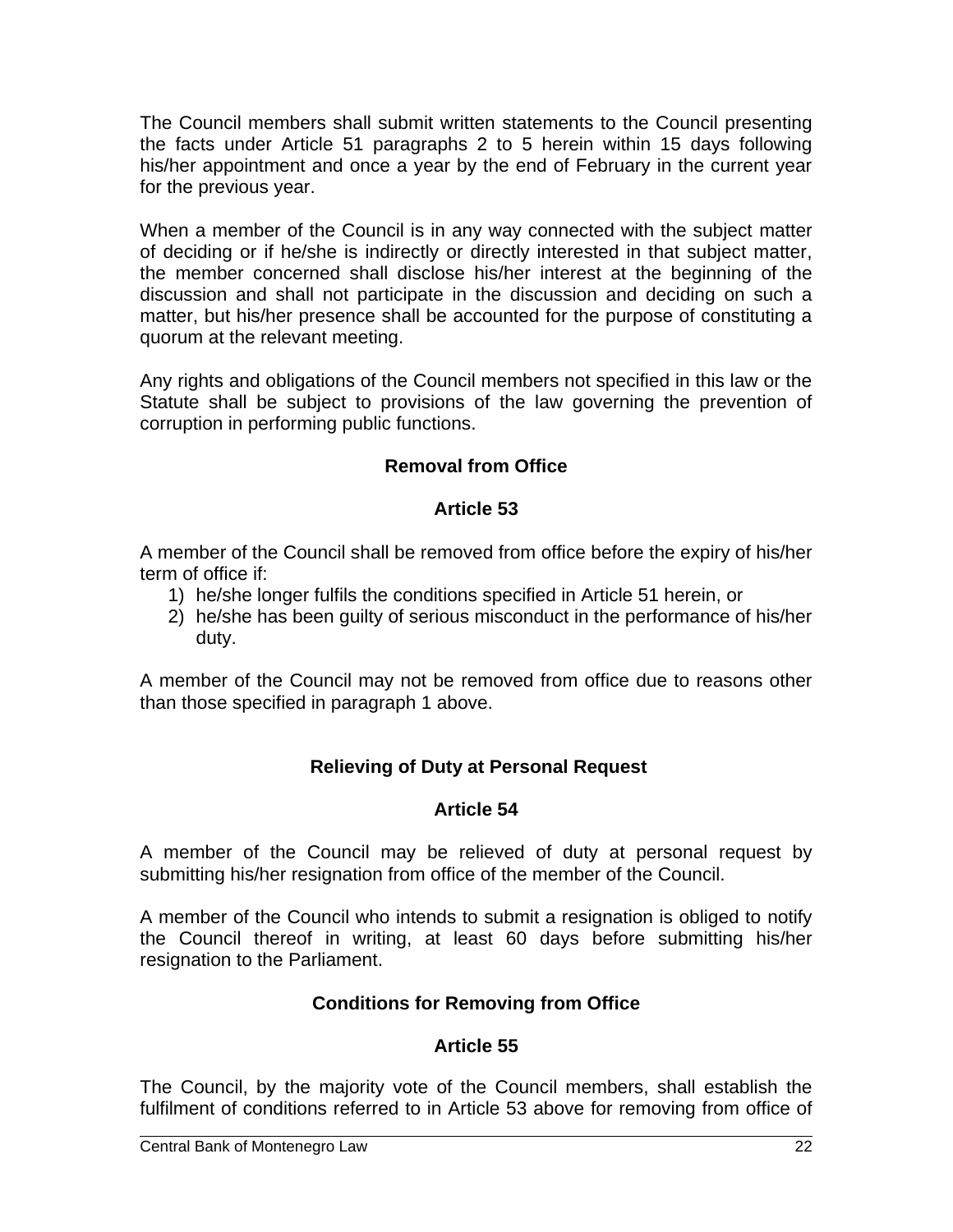The Council members shall submit written statements to the Council presenting the facts under Article 51 paragraphs 2 to 5 herein within 15 days following his/her appointment and once a year by the end of February in the current year for the previous year.

When a member of the Council is in any way connected with the subject matter of deciding or if he/she is indirectly or directly interested in that subject matter, the member concerned shall disclose his/her interest at the beginning of the discussion and shall not participate in the discussion and deciding on such a matter, but his/her presence shall be accounted for the purpose of constituting a quorum at the relevant meeting.

Any rights and obligations of the Council members not specified in this law or the Statute shall be subject to provisions of the law governing the prevention of corruption in performing public functions.

### Removal from Office

### Article 53

A member of the Council shall be removed from office before the expiry of his/her term of office if:

1) he/she longer fulfils the conditions specified in Article 51 herein, or
2) he/she has been guilty of serious misconduct in the performance of his/her duty.

A member of the Council may not be removed from office due to reasons other than those specified in paragraph 1 above.

### Relieving of Duty at Personal Request

### Article 54

A member of the Council may be relieved of duty at personal request by submitting his/her resignation from office of the member of the Council.

A member of the Council who intends to submit a resignation is obliged to notify the Council thereof in writing, at least 60 days before submitting his/her resignation to the Parliament.

### Conditions for Removing from Office

### Article 55

The Council, by the majority vote of the Council members, shall establish the fulfilment of conditions referred to in Article 53 above for removing from office of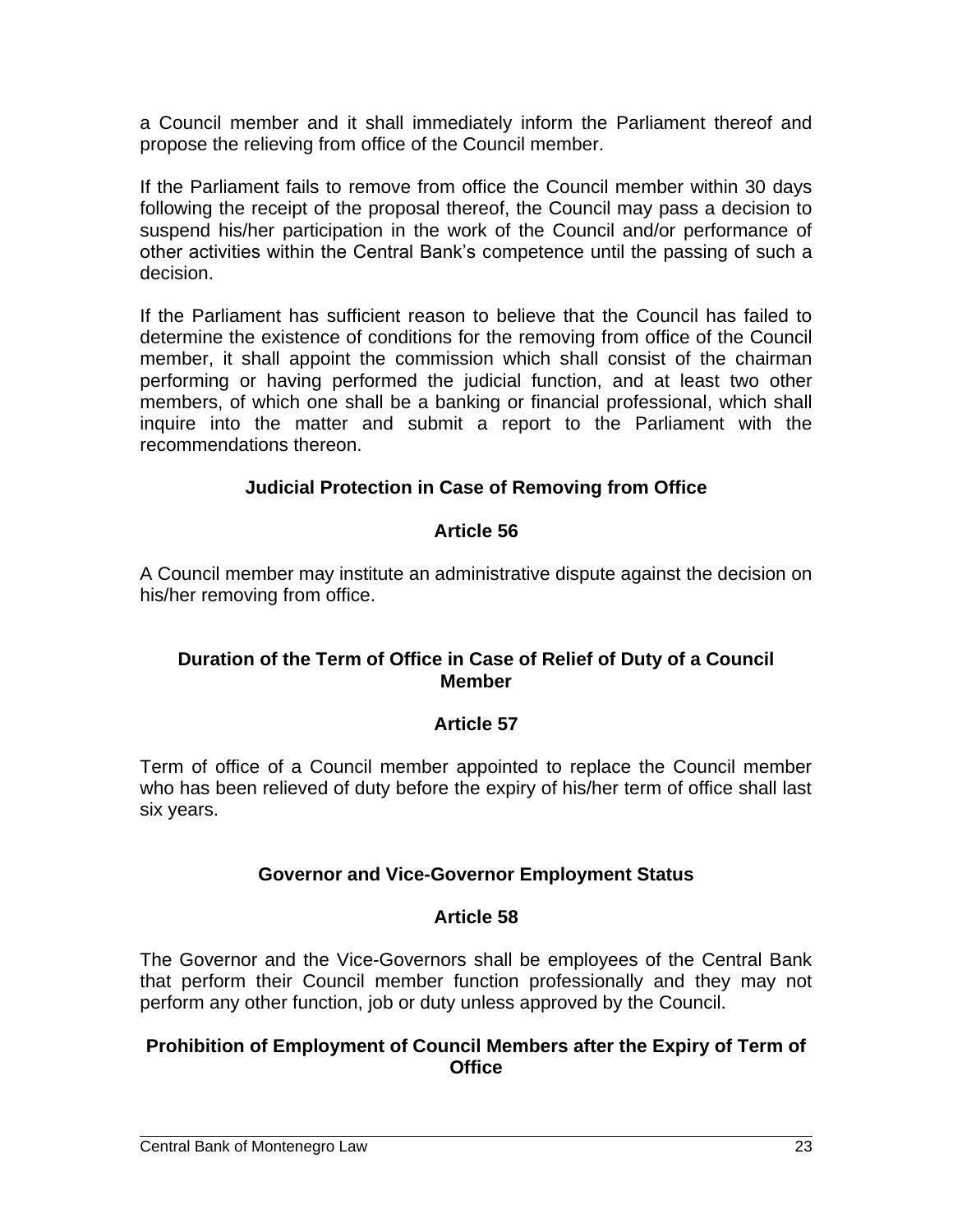a Council member and it shall immediately inform the Parliament thereof and propose the relieving from office of the Council member.

If the Parliament fails to remove from office the Council member within 30 days following the receipt of the proposal thereof, the Council may pass a decision to suspend his/her participation in the work of the Council and/or performance of other activities within the Central Bank's competence until the passing of such a decision.

If the Parliament has sufficient reason to believe that the Council has failed to determine the existence of conditions for the removing from office of the Council member, it shall appoint the commission which shall consist of the chairman performing or having performed the judicial function, and at least two other members, of which one shall be a banking or financial professional, which shall inquire into the matter and submit a report to the Parliament with the recommendations thereon.

**Judicial Protection in Case of Removing from Office**

**Article 56**

A Council member may institute an administrative dispute against the decision on his/her removing from office.

**Duration of the Term of Office in Case of Relief of Duty of a Council Member**

**Article 57**

Term of office of a Council member appointed to replace the Council member who has been relieved of duty before the expiry of his/her term of office shall last six years.

**Governor and Vice-Governor Employment Status**

**Article 58**

The Governor and the Vice-Governors shall be employees of the Central Bank that perform their Council member function professionally and they may not perform any other function, job or duty unless approved by the Council.

**Prohibition of Employment of Council Members after the Expiry of Term of Office**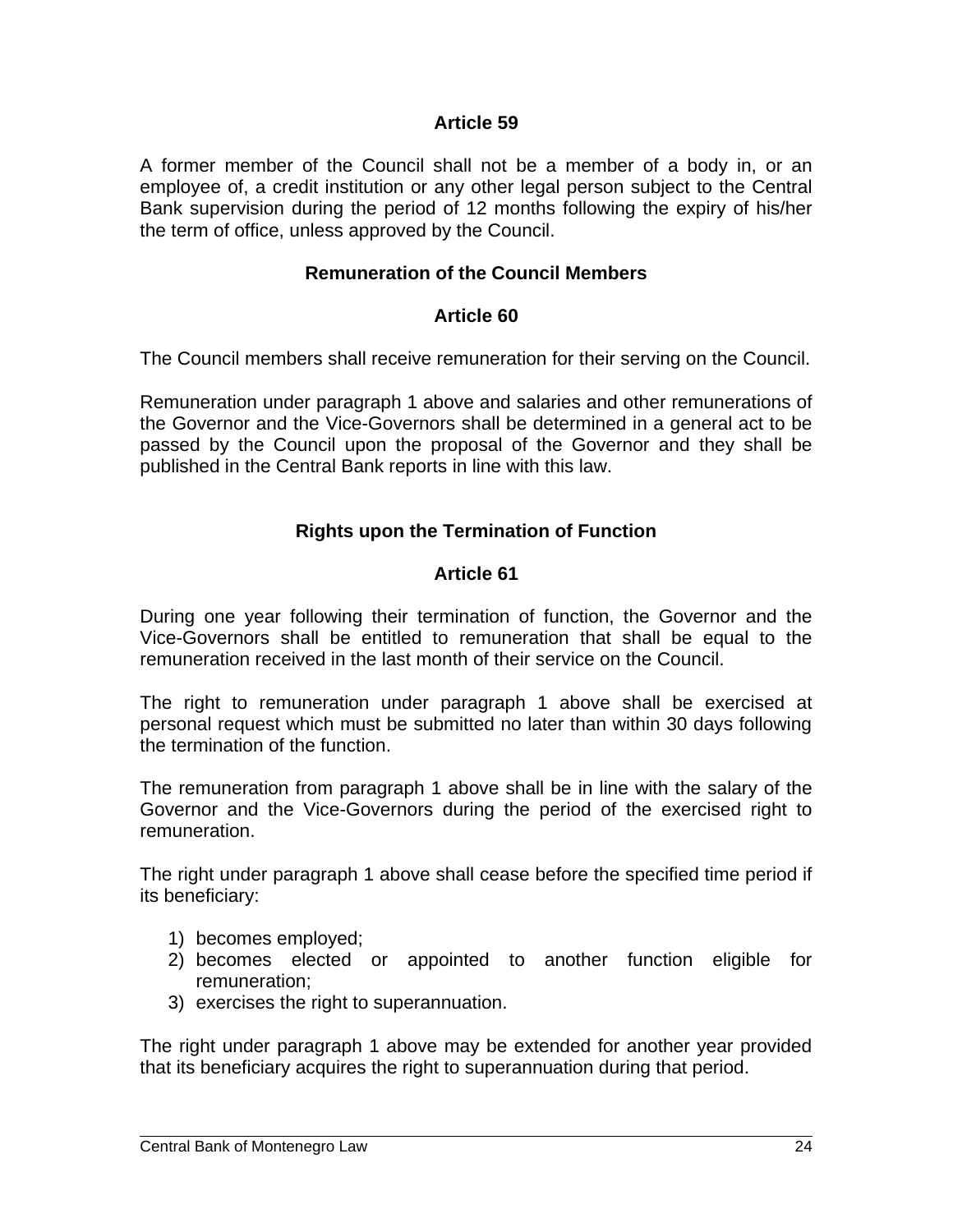### Article 59

A former member of the Council shall not be a member of a body in, or an employee of, a credit institution or any other legal person subject to the Central Bank supervision during the period of 12 months following the expiry of his/her the term of office, unless approved by the Council.

### Remuneration of the Council Members

### Article 60

The Council members shall receive remuneration for their serving on the Council.

Remuneration under paragraph 1 above and salaries and other remunerations of the Governor and the Vice-Governors shall be determined in a general act to be passed by the Council upon the proposal of the Governor and they shall be published in the Central Bank reports in line with this law.

### Rights upon the Termination of Function

### Article 61

During one year following their termination of function, the Governor and the Vice-Governors shall be entitled to remuneration that shall be equal to the remuneration received in the last month of their service on the Council.

The right to remuneration under paragraph 1 above shall be exercised at personal request which must be submitted no later than within 30 days following the termination of the function.

The remuneration from paragraph 1 above shall be in line with the salary of the Governor and the Vice-Governors during the period of the exercised right to remuneration.

The right under paragraph 1 above shall cease before the specified time period if its beneficiary:

1) becomes employed;
2) becomes elected or appointed to another function eligible for remuneration;
3) exercises the right to superannuation.

The right under paragraph 1 above may be extended for another year provided that its beneficiary acquires the right to superannuation during that period.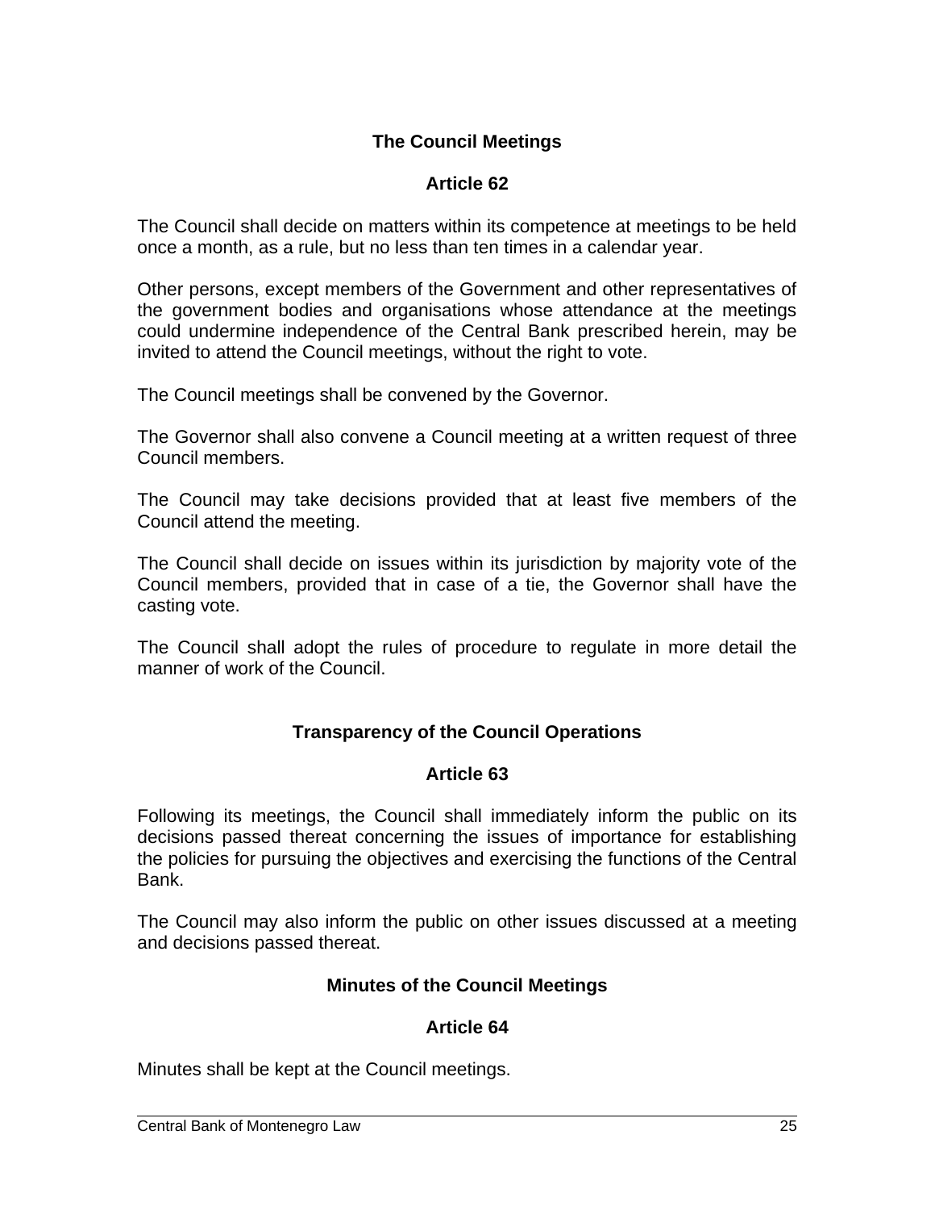### The Council Meetings

### Article 62

The Council shall decide on matters within its competence at meetings to be held once a month, as a rule, but no less than ten times in a calendar year.

Other persons, except members of the Government and other representatives of the government bodies and organisations whose attendance at the meetings could undermine independence of the Central Bank prescribed herein, may be invited to attend the Council meetings, without the right to vote.

The Council meetings shall be convened by the Governor.

The Governor shall also convene a Council meeting at a written request of three Council members.

The Council may take decisions provided that at least five members of the Council attend the meeting.

The Council shall decide on issues within its jurisdiction by majority vote of the Council members, provided that in case of a tie, the Governor shall have the casting vote.

The Council shall adopt the rules of procedure to regulate in more detail the manner of work of the Council.

### Transparency of the Council Operations

### Article 63

Following its meetings, the Council shall immediately inform the public on its decisions passed thereat concerning the issues of importance for establishing the policies for pursuing the objectives and exercising the functions of the Central Bank.

The Council may also inform the public on other issues discussed at a meeting and decisions passed thereat.

### Minutes of the Council Meetings

### Article 64

Minutes shall be kept at the Council meetings.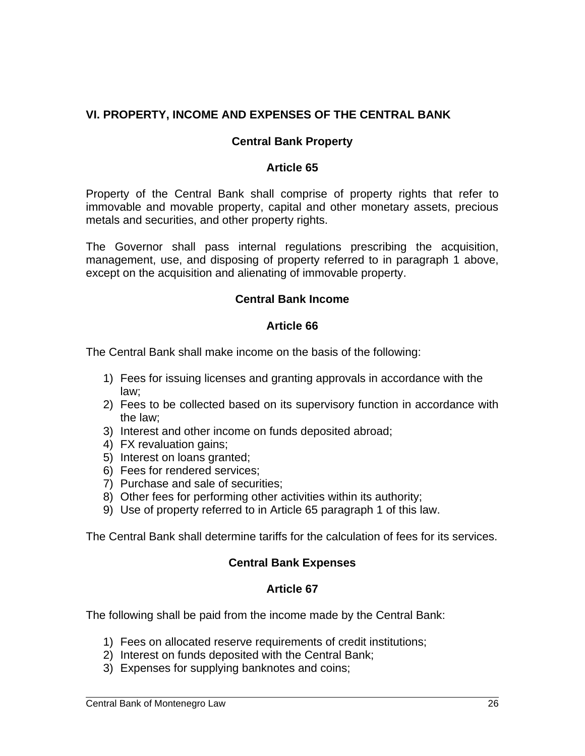## VI. PROPERTY, INCOME AND EXPENSES OF THE CENTRAL BANK

### Central Bank Property

### Article 65

Property of the Central Bank shall comprise of property rights that refer to immovable and movable property, capital and other monetary assets, precious metals and securities, and other property rights.

The Governor shall pass internal regulations prescribing the acquisition, management, use, and disposing of property referred to in paragraph 1 above, except on the acquisition and alienating of immovable property.

### Central Bank Income

### Article 66

The Central Bank shall make income on the basis of the following:

1) Fees for issuing licenses and granting approvals in accordance with the law;
2) Fees to be collected based on its supervisory function in accordance with the law;
3) Interest and other income on funds deposited abroad;
4) FX revaluation gains;
5) Interest on loans granted;
6) Fees for rendered services;
7) Purchase and sale of securities;
8) Other fees for performing other activities within its authority;
9) Use of property referred to in Article 65 paragraph 1 of this law.

The Central Bank shall determine tariffs for the calculation of fees for its services.

### Central Bank Expenses

### Article 67

The following shall be paid from the income made by the Central Bank:

1) Fees on allocated reserve requirements of credit institutions;
2) Interest on funds deposited with the Central Bank;
3) Expenses for supplying banknotes and coins;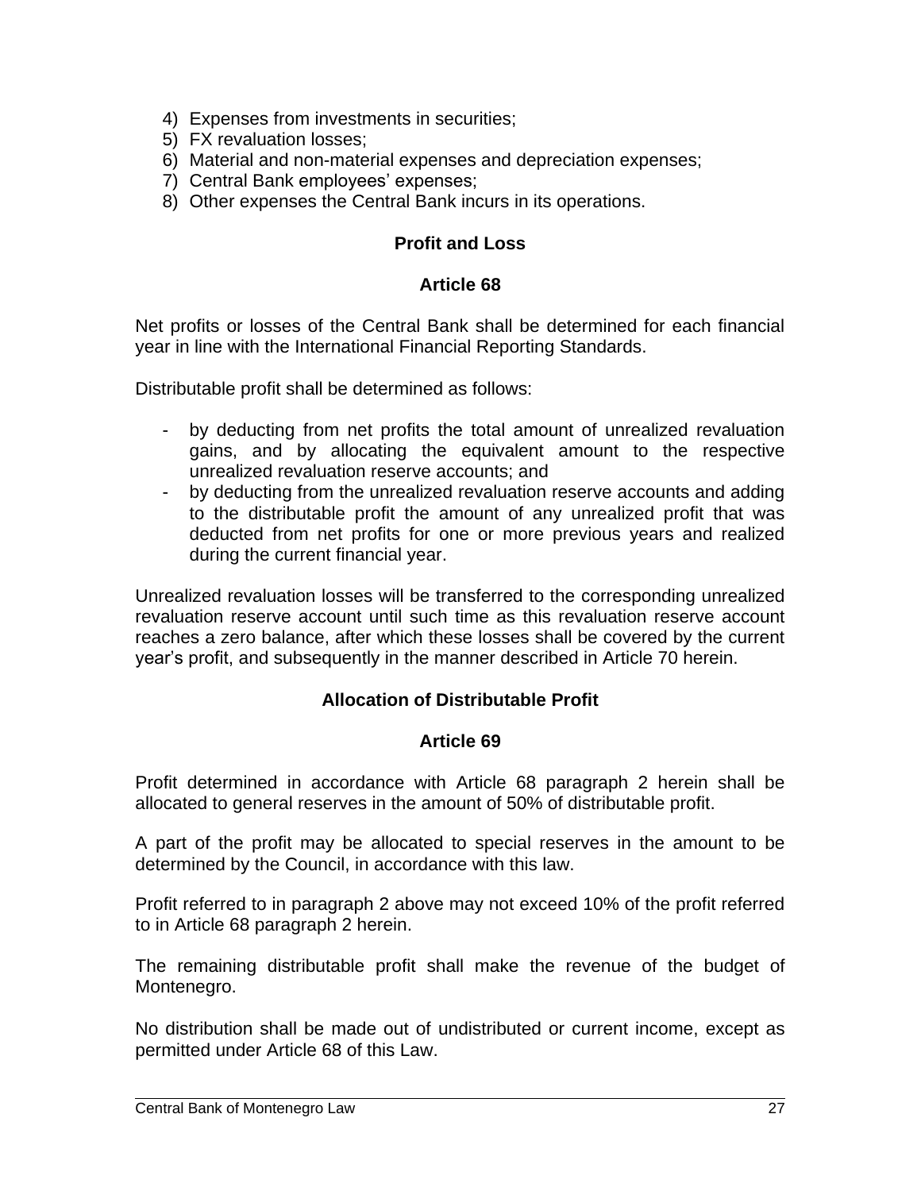4) Expenses from investments in securities;
5) FX revaluation losses;
6) Material and non-material expenses and depreciation expenses;
7) Central Bank employees' expenses;
8) Other expenses the Central Bank incurs in its operations.

### Profit and Loss

### Article 68

Net profits or losses of the Central Bank shall be determined for each financial year in line with the International Financial Reporting Standards.

Distributable profit shall be determined as follows:

- by deducting from net profits the total amount of unrealized revaluation gains, and by allocating the equivalent amount to the respective unrealized revaluation reserve accounts; and
- by deducting from the unrealized revaluation reserve accounts and adding to the distributable profit the amount of any unrealized profit that was deducted from net profits for one or more previous years and realized during the current financial year.

Unrealized revaluation losses will be transferred to the corresponding unrealized revaluation reserve account until such time as this revaluation reserve account reaches a zero balance, after which these losses shall be covered by the current year's profit, and subsequently in the manner described in Article 70 herein.

### Allocation of Distributable Profit

### Article 69

Profit determined in accordance with Article 68 paragraph 2 herein shall be allocated to general reserves in the amount of 50% of distributable profit.

A part of the profit may be allocated to special reserves in the amount to be determined by the Council, in accordance with this law.

Profit referred to in paragraph 2 above may not exceed 10% of the profit referred to in Article 68 paragraph 2 herein.

The remaining distributable profit shall make the revenue of the budget of Montenegro.

No distribution shall be made out of undistributed or current income, except as permitted under Article 68 of this Law.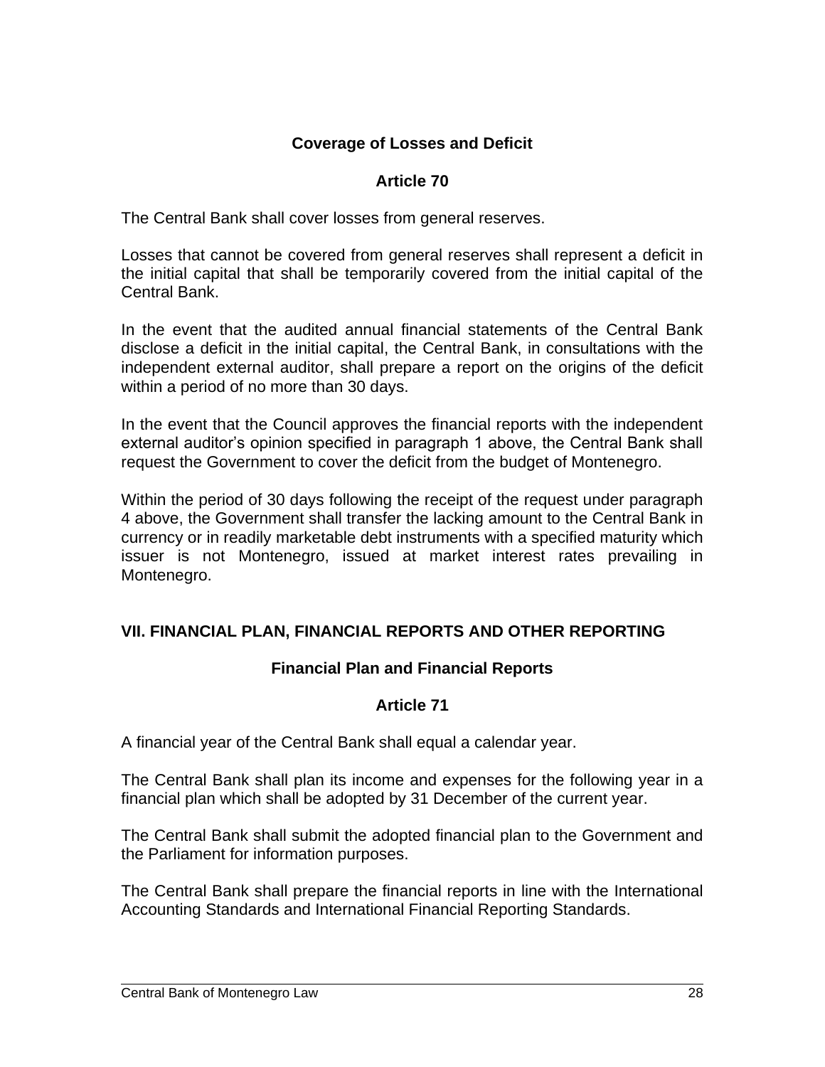### Coverage of Losses and Deficit

### Article 70

The Central Bank shall cover losses from general reserves.

Losses that cannot be covered from general reserves shall represent a deficit in the initial capital that shall be temporarily covered from the initial capital of the Central Bank.

In the event that the audited annual financial statements of the Central Bank disclose a deficit in the initial capital, the Central Bank, in consultations with the independent external auditor, shall prepare a report on the origins of the deficit within a period of no more than 30 days.

In the event that the Council approves the financial reports with the independent external auditor's opinion specified in paragraph 1 above, the Central Bank shall request the Government to cover the deficit from the budget of Montenegro.

Within the period of 30 days following the receipt of the request under paragraph 4 above, the Government shall transfer the lacking amount to the Central Bank in currency or in readily marketable debt instruments with a specified maturity which issuer is not Montenegro, issued at market interest rates prevailing in Montenegro.

## VII. FINANCIAL PLAN, FINANCIAL REPORTS AND OTHER REPORTING

### Financial Plan and Financial Reports

### Article 71

A financial year of the Central Bank shall equal a calendar year.

The Central Bank shall plan its income and expenses for the following year in a financial plan which shall be adopted by 31 December of the current year.

The Central Bank shall submit the adopted financial plan to the Government and the Parliament for information purposes.

The Central Bank shall prepare the financial reports in line with the International Accounting Standards and International Financial Reporting Standards.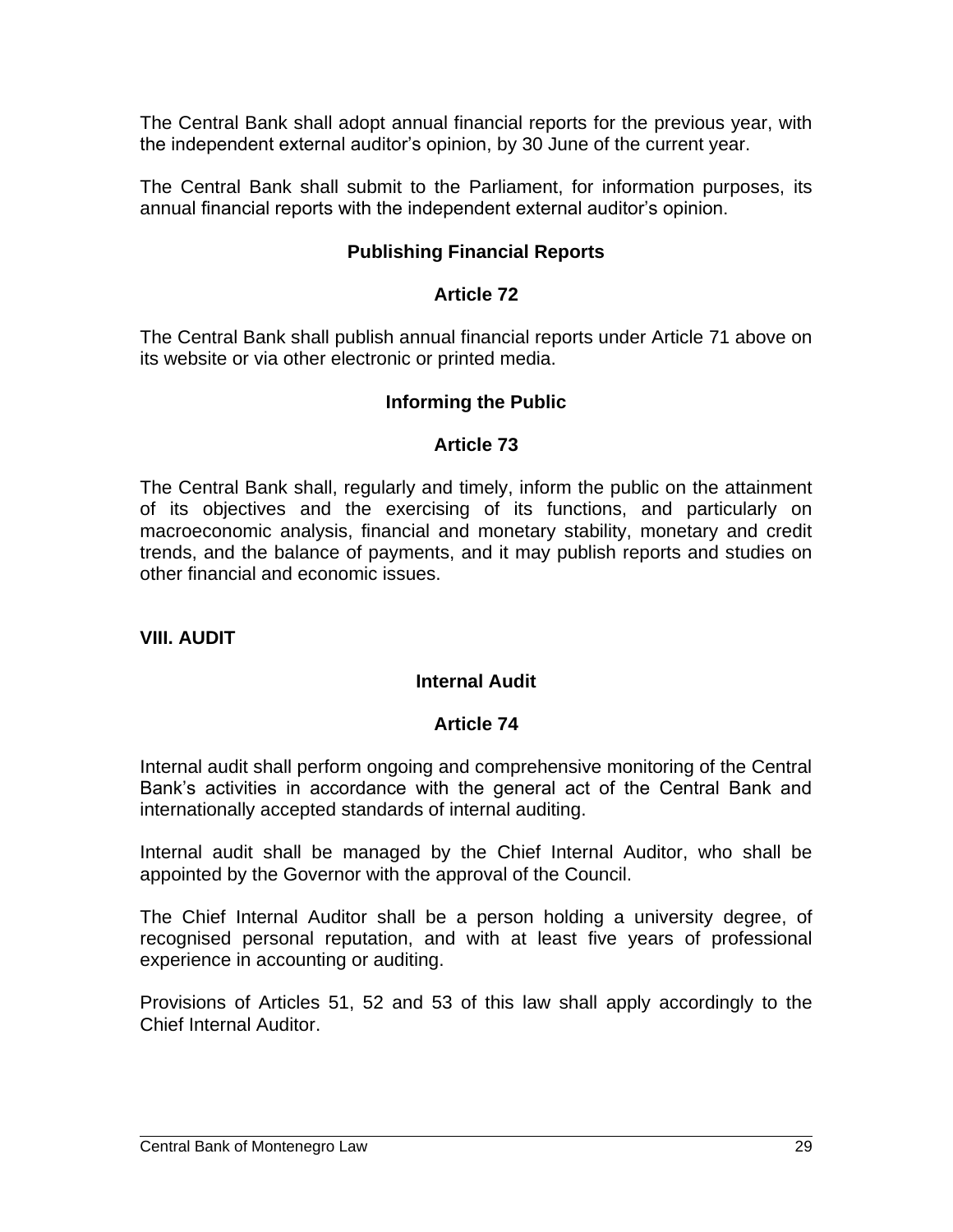The Central Bank shall adopt annual financial reports for the previous year, with the independent external auditor's opinion, by 30 June of the current year.

The Central Bank shall submit to the Parliament, for information purposes, its annual financial reports with the independent external auditor's opinion.

### Publishing Financial Reports

### Article 72

The Central Bank shall publish annual financial reports under Article 71 above on its website or via other electronic or printed media.

### Informing the Public

### Article 73

The Central Bank shall, regularly and timely, inform the public on the attainment of its objectives and the exercising of its functions, and particularly on macroeconomic analysis, financial and monetary stability, monetary and credit trends, and the balance of payments, and it may publish reports and studies on other financial and economic issues.

## VIII. AUDIT

### Internal Audit

### Article 74

Internal audit shall perform ongoing and comprehensive monitoring of the Central Bank's activities in accordance with the general act of the Central Bank and internationally accepted standards of internal auditing.

Internal audit shall be managed by the Chief Internal Auditor, who shall be appointed by the Governor with the approval of the Council.

The Chief Internal Auditor shall be a person holding a university degree, of recognised personal reputation, and with at least five years of professional experience in accounting or auditing.

Provisions of Articles 51, 52 and 53 of this law shall apply accordingly to the Chief Internal Auditor.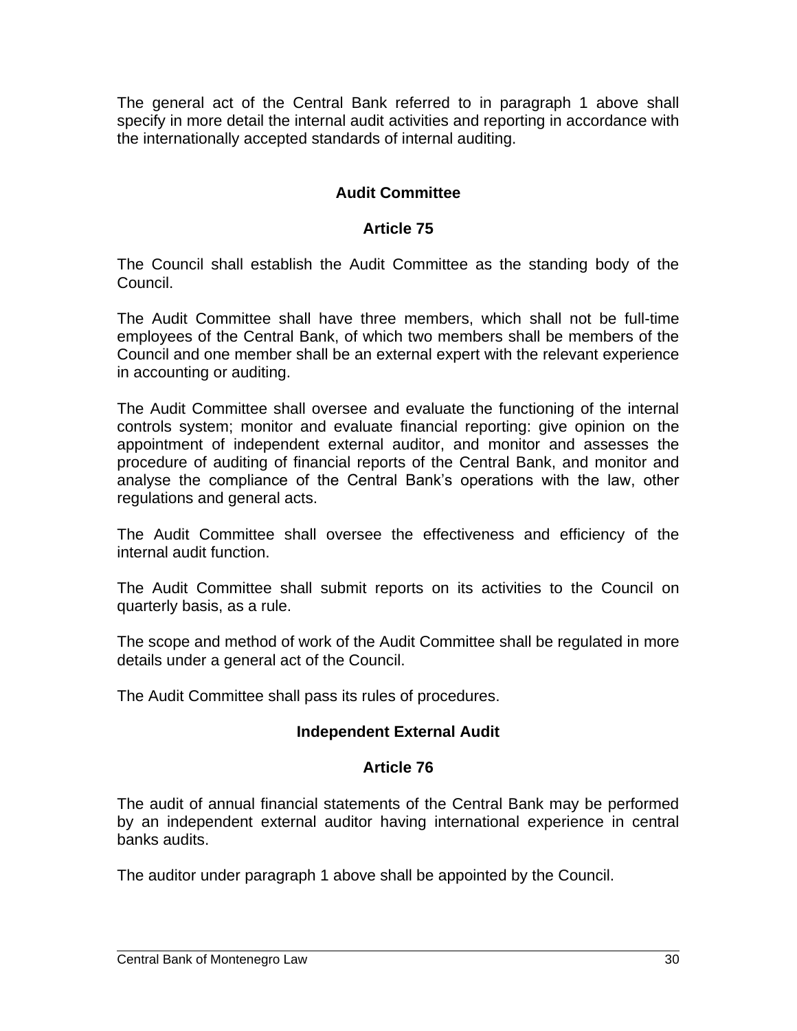The general act of the Central Bank referred to in paragraph 1 above shall specify in more detail the internal audit activities and reporting in accordance with the internationally accepted standards of internal auditing.

### Audit Committee

### Article 75

The Council shall establish the Audit Committee as the standing body of the Council.

The Audit Committee shall have three members, which shall not be full-time employees of the Central Bank, of which two members shall be members of the Council and one member shall be an external expert with the relevant experience in accounting or auditing.

The Audit Committee shall oversee and evaluate the functioning of the internal controls system; monitor and evaluate financial reporting: give opinion on the appointment of independent external auditor, and monitor and assesses the procedure of auditing of financial reports of the Central Bank, and monitor and analyse the compliance of the Central Bank's operations with the law, other regulations and general acts.

The Audit Committee shall oversee the effectiveness and efficiency of the internal audit function.

The Audit Committee shall submit reports on its activities to the Council on quarterly basis, as a rule.

The scope and method of work of the Audit Committee shall be regulated in more details under a general act of the Council.

The Audit Committee shall pass its rules of procedures.

### Independent External Audit

### Article 76

The audit of annual financial statements of the Central Bank may be performed by an independent external auditor having international experience in central banks audits.

The auditor under paragraph 1 above shall be appointed by the Council.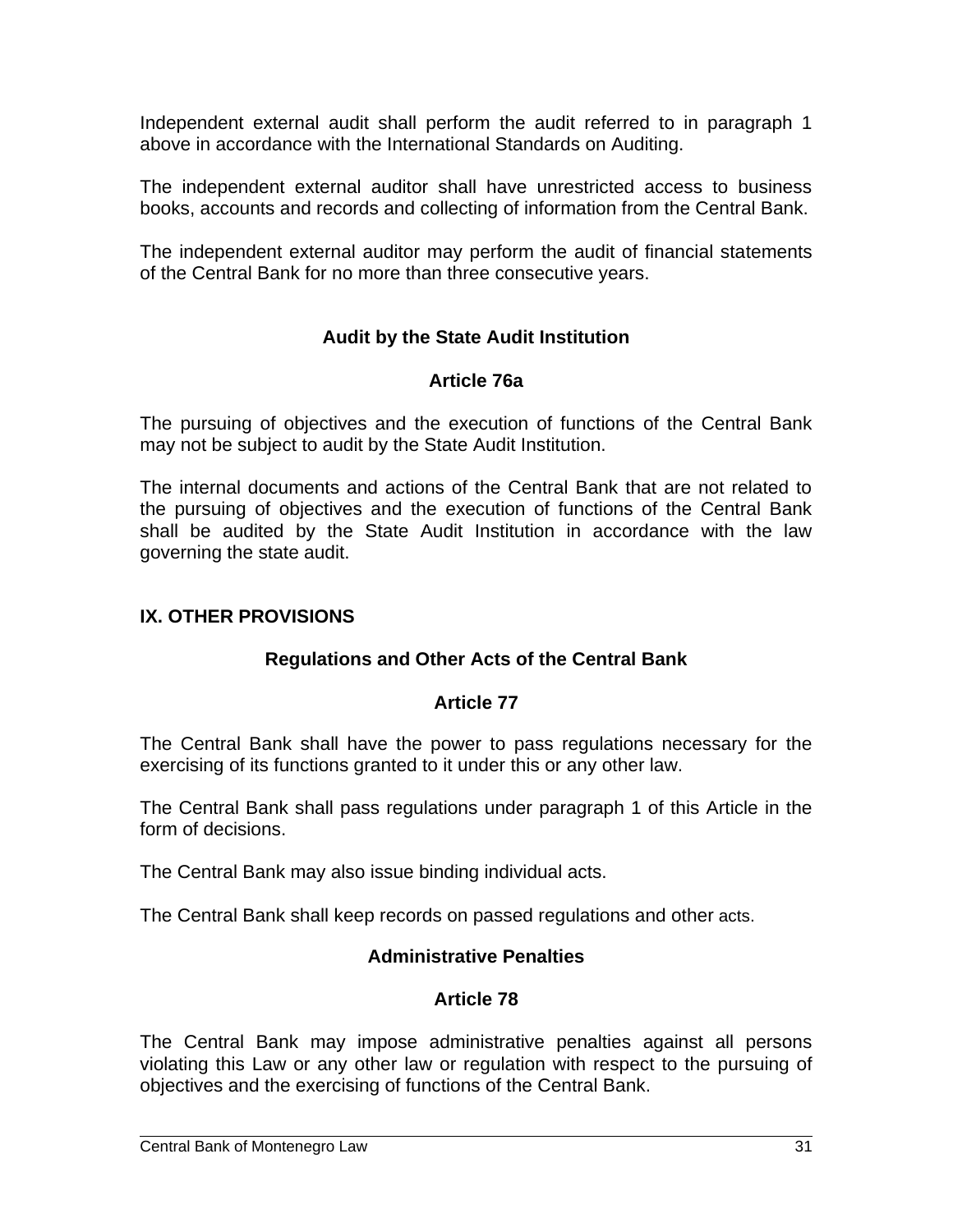Independent external audit shall perform the audit referred to in paragraph 1 above in accordance with the International Standards on Auditing.

The independent external auditor shall have unrestricted access to business books, accounts and records and collecting of information from the Central Bank.

The independent external auditor may perform the audit of financial statements of the Central Bank for no more than three consecutive years.

### Audit by the State Audit Institution

### Article 76a

The pursuing of objectives and the execution of functions of the Central Bank may not be subject to audit by the State Audit Institution.

The internal documents and actions of the Central Bank that are not related to the pursuing of objectives and the execution of functions of the Central Bank shall be audited by the State Audit Institution in accordance with the law governing the state audit.

## IX. OTHER PROVISIONS

### Regulations and Other Acts of the Central Bank

### Article 77

The Central Bank shall have the power to pass regulations necessary for the exercising of its functions granted to it under this or any other law.

The Central Bank shall pass regulations under paragraph 1 of this Article in the form of decisions.

The Central Bank may also issue binding individual acts.

The Central Bank shall keep records on passed regulations and other acts.

### Administrative Penalties

### Article 78

The Central Bank may impose administrative penalties against all persons violating this Law or any other law or regulation with respect to the pursuing of objectives and the exercising of functions of the Central Bank.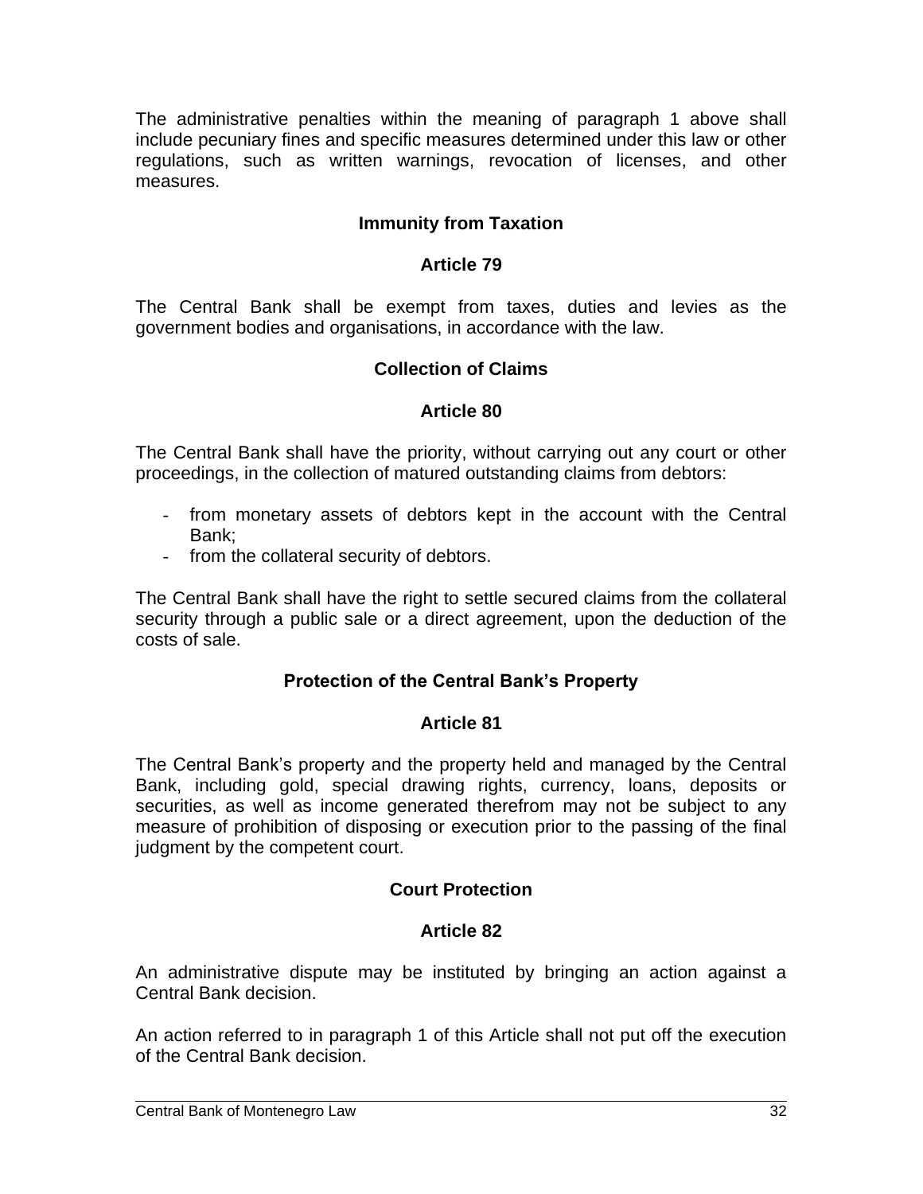The administrative penalties within the meaning of paragraph 1 above shall include pecuniary fines and specific measures determined under this law or other regulations, such as written warnings, revocation of licenses, and other measures.

### Immunity from Taxation

### Article 79

The Central Bank shall be exempt from taxes, duties and levies as the government bodies and organisations, in accordance with the law.

### Collection of Claims

### Article 80

The Central Bank shall have the priority, without carrying out any court or other proceedings, in the collection of matured outstanding claims from debtors:

- from monetary assets of debtors kept in the account with the Central Bank;
- from the collateral security of debtors.

The Central Bank shall have the right to settle secured claims from the collateral security through a public sale or a direct agreement, upon the deduction of the costs of sale.

### Protection of the Central Bank's Property

### Article 81

The Central Bank's property and the property held and managed by the Central Bank, including gold, special drawing rights, currency, loans, deposits or securities, as well as income generated therefrom may not be subject to any measure of prohibition of disposing or execution prior to the passing of the final judgment by the competent court.

### Court Protection

### Article 82

An administrative dispute may be instituted by bringing an action against a Central Bank decision.

An action referred to in paragraph 1 of this Article shall not put off the execution of the Central Bank decision.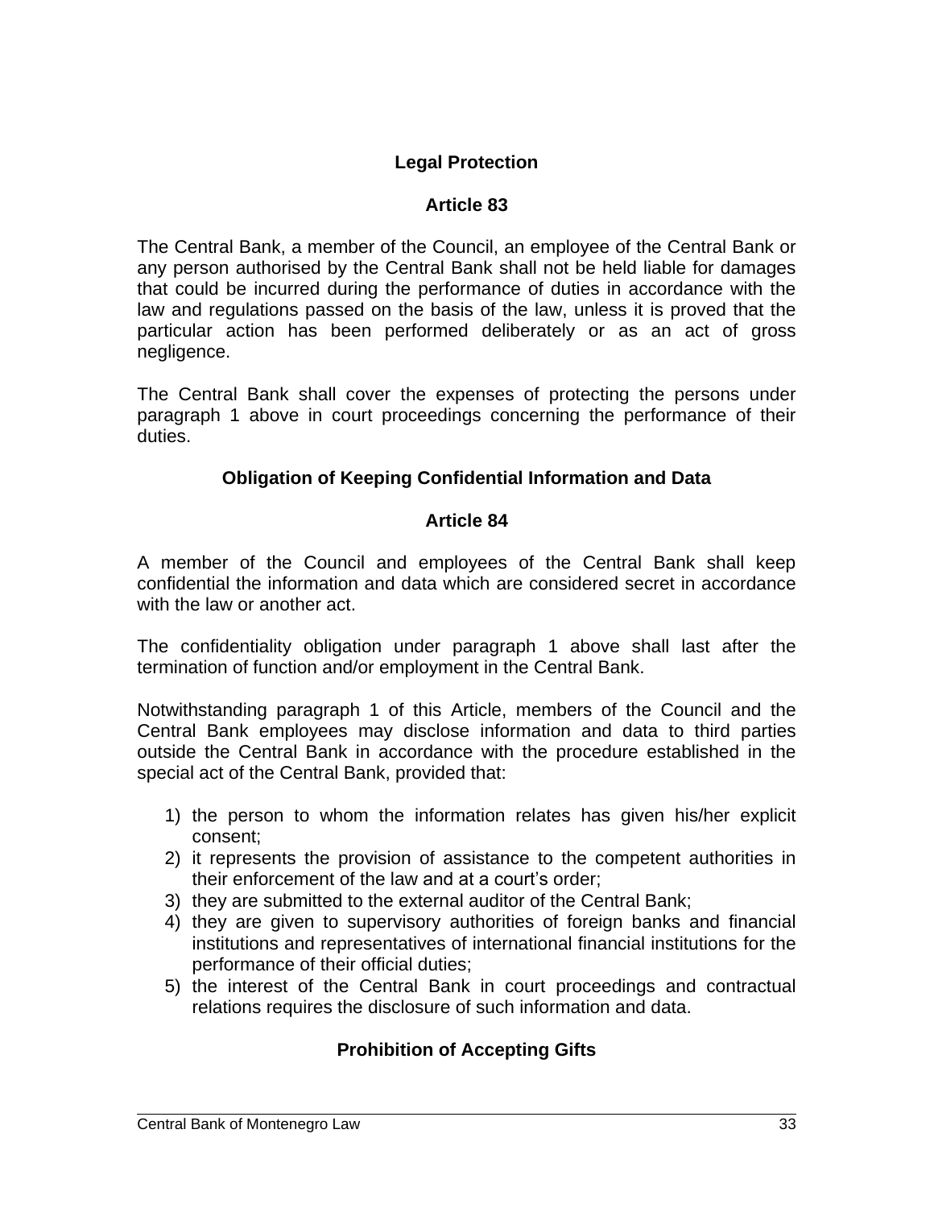### Legal Protection

### Article 83

The Central Bank, a member of the Council, an employee of the Central Bank or any person authorised by the Central Bank shall not be held liable for damages that could be incurred during the performance of duties in accordance with the law and regulations passed on the basis of the law, unless it is proved that the particular action has been performed deliberately or as an act of gross negligence.

The Central Bank shall cover the expenses of protecting the persons under paragraph 1 above in court proceedings concerning the performance of their duties.

### Obligation of Keeping Confidential Information and Data

### Article 84

A member of the Council and employees of the Central Bank shall keep confidential the information and data which are considered secret in accordance with the law or another act.

The confidentiality obligation under paragraph 1 above shall last after the termination of function and/or employment in the Central Bank.

Notwithstanding paragraph 1 of this Article, members of the Council and the Central Bank employees may disclose information and data to third parties outside the Central Bank in accordance with the procedure established in the special act of the Central Bank, provided that:

1) the person to whom the information relates has given his/her explicit consent;
2) it represents the provision of assistance to the competent authorities in their enforcement of the law and at a court's order;
3) they are submitted to the external auditor of the Central Bank;
4) they are given to supervisory authorities of foreign banks and financial institutions and representatives of international financial institutions for the performance of their official duties;
5) the interest of the Central Bank in court proceedings and contractual relations requires the disclosure of such information and data.

### Prohibition of Accepting Gifts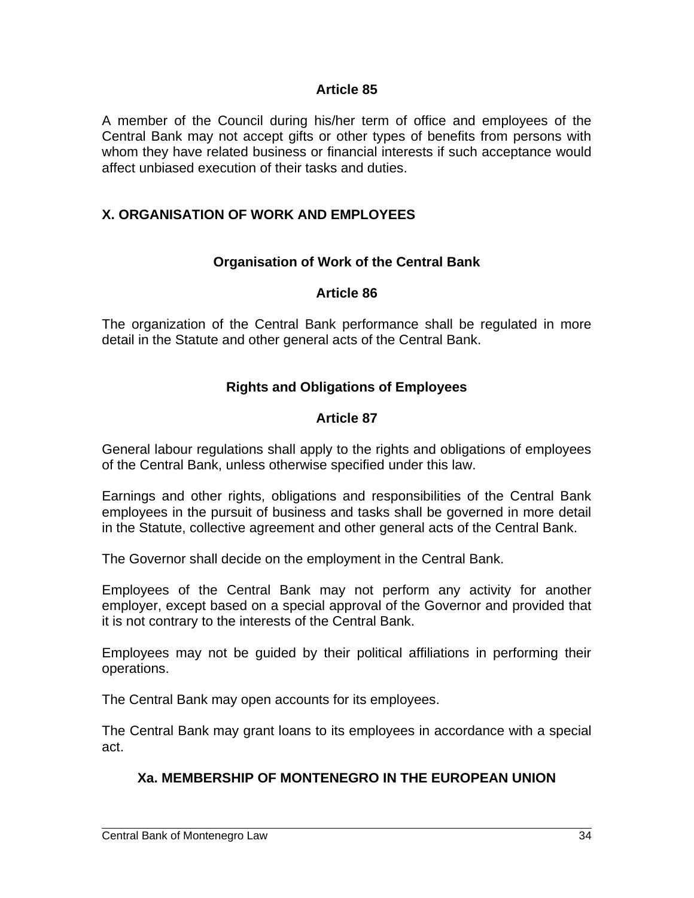### Article 85

A member of the Council during his/her term of office and employees of the Central Bank may not accept gifts or other types of benefits from persons with whom they have related business or financial interests if such acceptance would affect unbiased execution of their tasks and duties.

## X. ORGANISATION OF WORK AND EMPLOYEES

### Organisation of Work of the Central Bank

### Article 86

The organization of the Central Bank performance shall be regulated in more detail in the Statute and other general acts of the Central Bank.

### Rights and Obligations of Employees

### Article 87

General labour regulations shall apply to the rights and obligations of employees of the Central Bank, unless otherwise specified under this law.

Earnings and other rights, obligations and responsibilities of the Central Bank employees in the pursuit of business and tasks shall be governed in more detail in the Statute, collective agreement and other general acts of the Central Bank.

The Governor shall decide on the employment in the Central Bank.

Employees of the Central Bank may not perform any activity for another employer, except based on a special approval of the Governor and provided that it is not contrary to the interests of the Central Bank.

Employees may not be guided by their political affiliations in performing their operations.

The Central Bank may open accounts for its employees.

The Central Bank may grant loans to its employees in accordance with a special act.

## Xa. MEMBERSHIP OF MONTENEGRO IN THE EUROPEAN UNION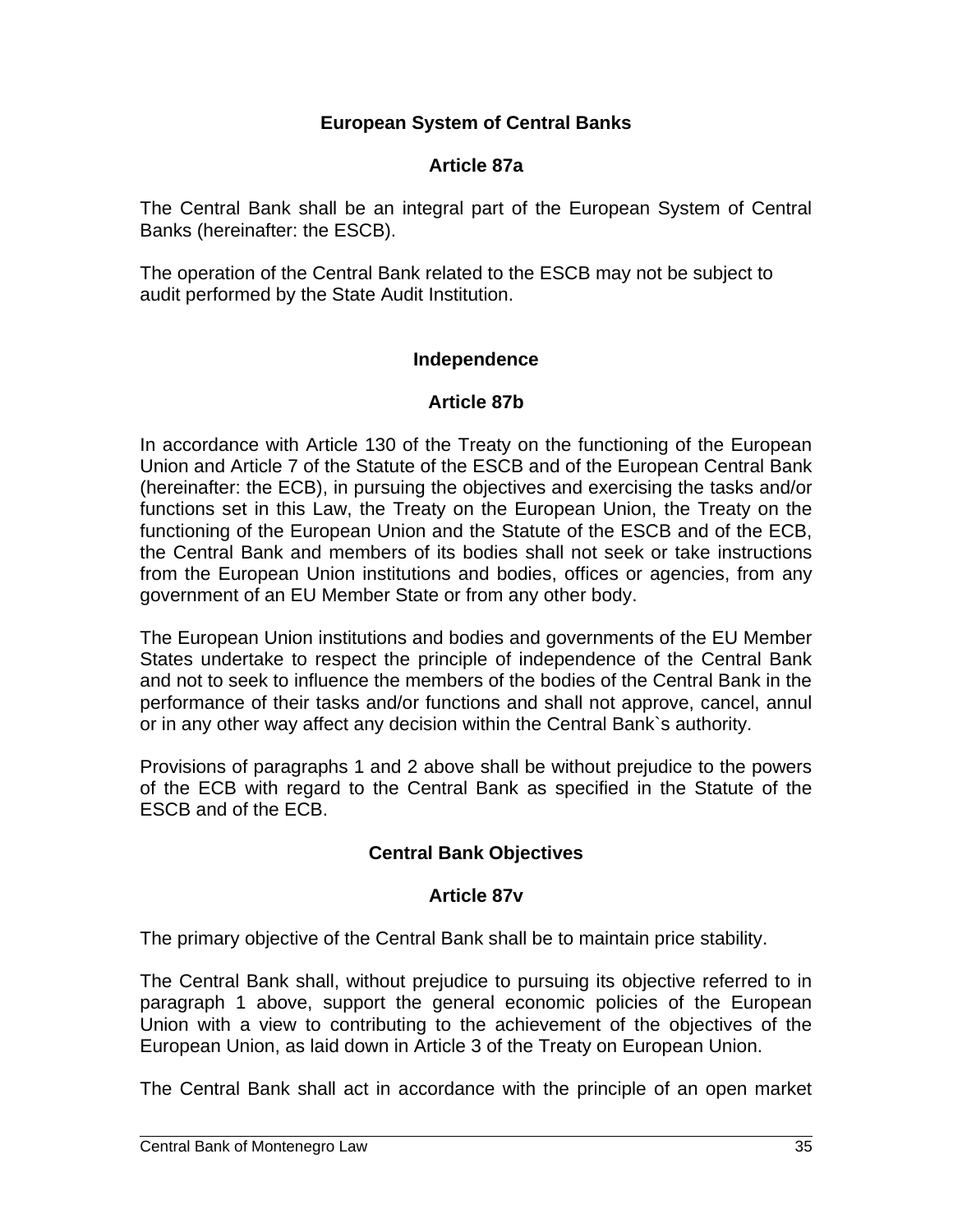## European System of Central Banks

### Article 87a

The Central Bank shall be an integral part of the European System of Central Banks (hereinafter: the ESCB).

The operation of the Central Bank related to the ESCB may not be subject to audit performed by the State Audit Institution.

## Independence

### Article 87b

In accordance with Article 130 of the Treaty on the functioning of the European Union and Article 7 of the Statute of the ESCB and of the European Central Bank (hereinafter: the ECB), in pursuing the objectives and exercising the tasks and/or functions set in this Law, the Treaty on the European Union, the Treaty on the functioning of the European Union and the Statute of the ESCB and of the ECB, the Central Bank and members of its bodies shall not seek or take instructions from the European Union institutions and bodies, offices or agencies, from any government of an EU Member State or from any other body.

The European Union institutions and bodies and governments of the EU Member States undertake to respect the principle of independence of the Central Bank and not to seek to influence the members of the bodies of the Central Bank in the performance of their tasks and/or functions and shall not approve, cancel, annul or in any other way affect any decision within the Central Bank`s authority.

Provisions of paragraphs 1 and 2 above shall be without prejudice to the powers of the ECB with regard to the Central Bank as specified in the Statute of the ESCB and of the ECB.

## Central Bank Objectives

### Article 87v

The primary objective of the Central Bank shall be to maintain price stability.

The Central Bank shall, without prejudice to pursuing its objective referred to in paragraph 1 above, support the general economic policies of the European Union with a view to contributing to the achievement of the objectives of the European Union, as laid down in Article 3 of the Treaty on European Union.

The Central Bank shall act in accordance with the principle of an open market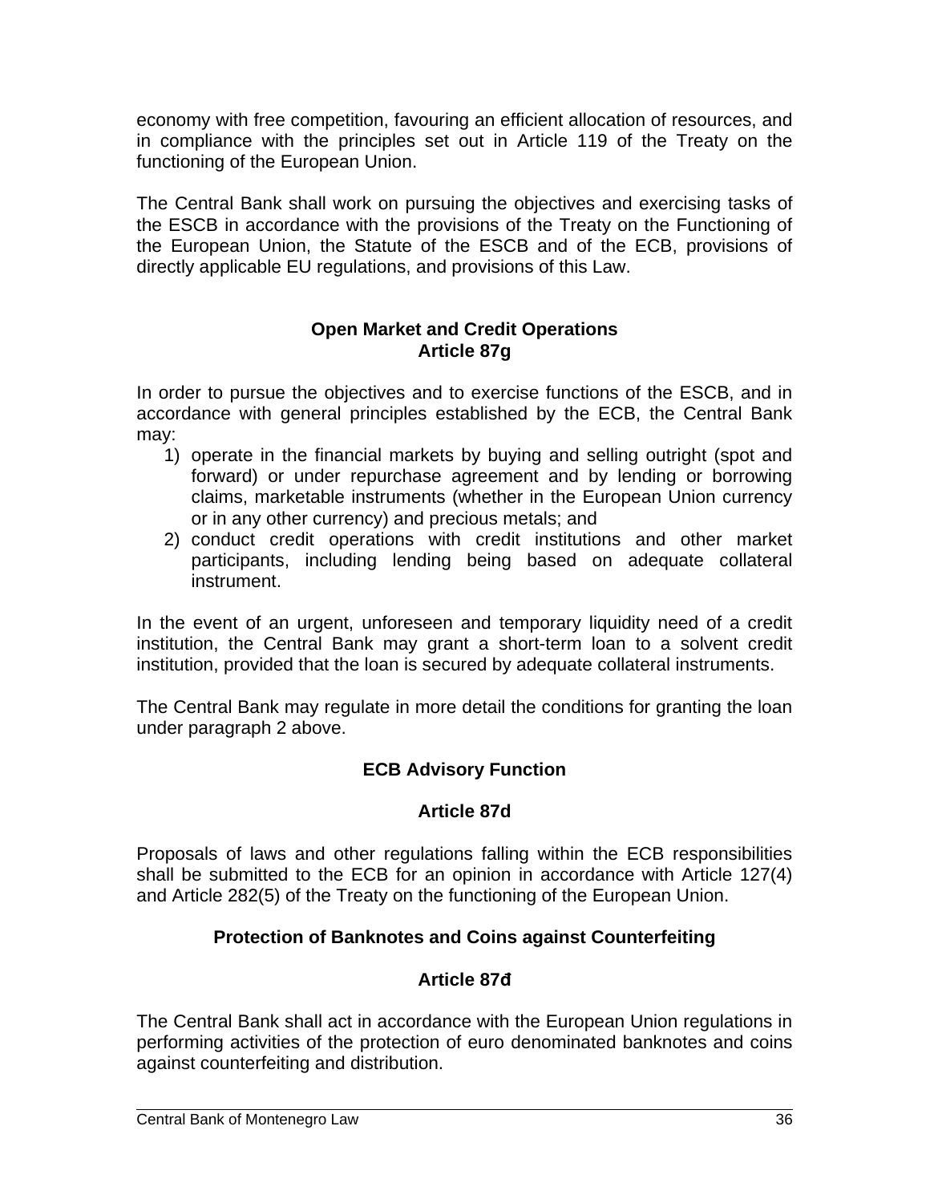economy with free competition, favouring an efficient allocation of resources, and in compliance with the principles set out in Article 119 of the Treaty on the functioning of the European Union.

The Central Bank shall work on pursuing the objectives and exercising tasks of the ESCB in accordance with the provisions of the Treaty on the Functioning of the European Union, the Statute of the ESCB and of the ECB, provisions of directly applicable EU regulations, and provisions of this Law.

### Open Market and Credit Operations
### Article 87g

In order to pursue the objectives and to exercise functions of the ESCB, and in accordance with general principles established by the ECB, the Central Bank may:

1) operate in the financial markets by buying and selling outright (spot and forward) or under repurchase agreement and by lending or borrowing claims, marketable instruments (whether in the European Union currency or in any other currency) and precious metals; and
2) conduct credit operations with credit institutions and other market participants, including lending being based on adequate collateral instrument.

In the event of an urgent, unforeseen and temporary liquidity need of a credit institution, the Central Bank may grant a short-term loan to a solvent credit institution, provided that the loan is secured by adequate collateral instruments.

The Central Bank may regulate in more detail the conditions for granting the loan under paragraph 2 above.

### ECB Advisory Function

### Article 87d

Proposals of laws and other regulations falling within the ECB responsibilities shall be submitted to the ECB for an opinion in accordance with Article 127(4) and Article 282(5) of the Treaty on the functioning of the European Union.

### Protection of Banknotes and Coins against Counterfeiting

### Article 87đ

The Central Bank shall act in accordance with the European Union regulations in performing activities of the protection of euro denominated banknotes and coins against counterfeiting and distribution.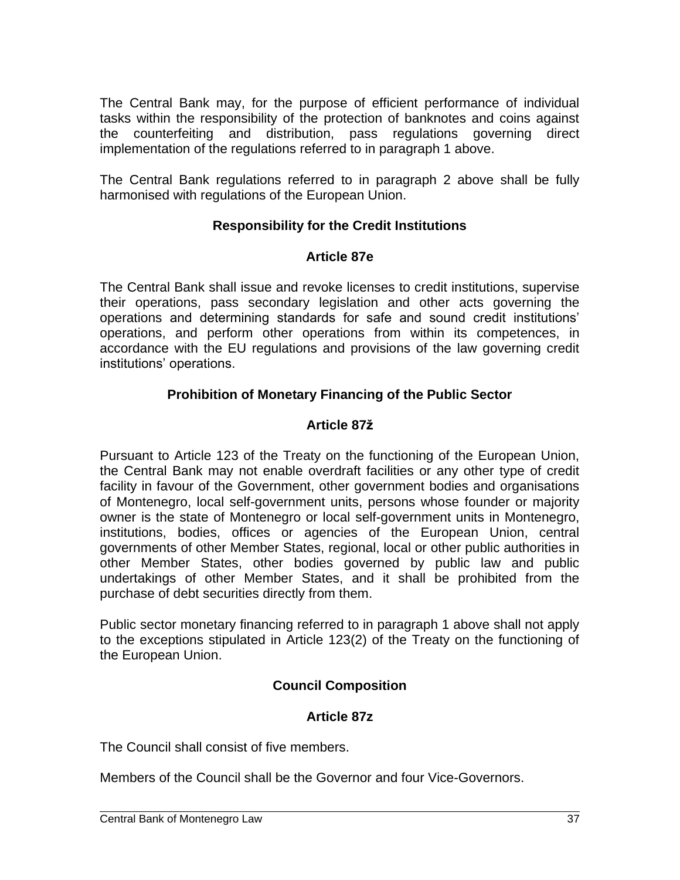The Central Bank may, for the purpose of efficient performance of individual tasks within the responsibility of the protection of banknotes and coins against the counterfeiting and distribution, pass regulations governing direct implementation of the regulations referred to in paragraph 1 above.

The Central Bank regulations referred to in paragraph 2 above shall be fully harmonised with regulations of the European Union.

### Responsibility for the Credit Institutions

### Article 87e

The Central Bank shall issue and revoke licenses to credit institutions, supervise their operations, pass secondary legislation and other acts governing the operations and determining standards for safe and sound credit institutions' operations, and perform other operations from within its competences, in accordance with the EU regulations and provisions of the law governing credit institutions' operations.

### Prohibition of Monetary Financing of the Public Sector

### Article 87ž

Pursuant to Article 123 of the Treaty on the functioning of the European Union, the Central Bank may not enable overdraft facilities or any other type of credit facility in favour of the Government, other government bodies and organisations of Montenegro, local self-government units, persons whose founder or majority owner is the state of Montenegro or local self-government units in Montenegro, institutions, bodies, offices or agencies of the European Union, central governments of other Member States, regional, local or other public authorities in other Member States, other bodies governed by public law and public undertakings of other Member States, and it shall be prohibited from the purchase of debt securities directly from them.

Public sector monetary financing referred to in paragraph 1 above shall not apply to the exceptions stipulated in Article 123(2) of the Treaty on the functioning of the European Union.

### Council Composition

### Article 87z

The Council shall consist of five members.

Members of the Council shall be the Governor and four Vice-Governors.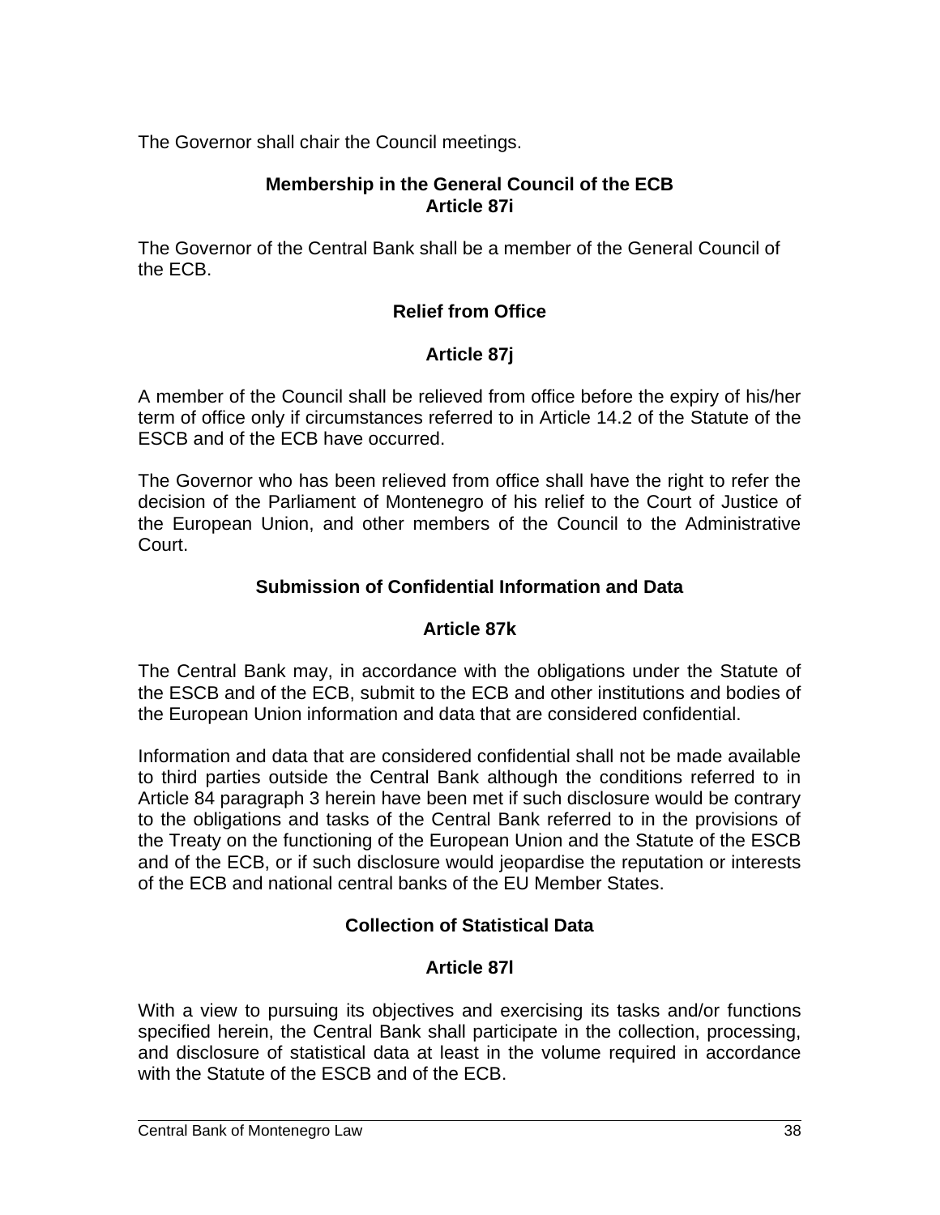The Governor shall chair the Council meetings.

**Membership in the General Council of the ECB**
**Article 87i**

The Governor of the Central Bank shall be a member of the General Council of the ECB.

**Relief from Office**

**Article 87j**

A member of the Council shall be relieved from office before the expiry of his/her term of office only if circumstances referred to in Article 14.2 of the Statute of the ESCB and of the ECB have occurred.

The Governor who has been relieved from office shall have the right to refer the decision of the Parliament of Montenegro of his relief to the Court of Justice of the European Union, and other members of the Council to the Administrative Court.

**Submission of Confidential Information and Data**

**Article 87k**

The Central Bank may, in accordance with the obligations under the Statute of the ESCB and of the ECB, submit to the ECB and other institutions and bodies of the European Union information and data that are considered confidential.

Information and data that are considered confidential shall not be made available to third parties outside the Central Bank although the conditions referred to in Article 84 paragraph 3 herein have been met if such disclosure would be contrary to the obligations and tasks of the Central Bank referred to in the provisions of the Treaty on the functioning of the European Union and the Statute of the ESCB and of the ECB, or if such disclosure would jeopardise the reputation or interests of the ECB and national central banks of the EU Member States.

**Collection of Statistical Data**

**Article 87l**

With a view to pursuing its objectives and exercising its tasks and/or functions specified herein, the Central Bank shall participate in the collection, processing, and disclosure of statistical data at least in the volume required in accordance with the Statute of the ESCB and of the ECB.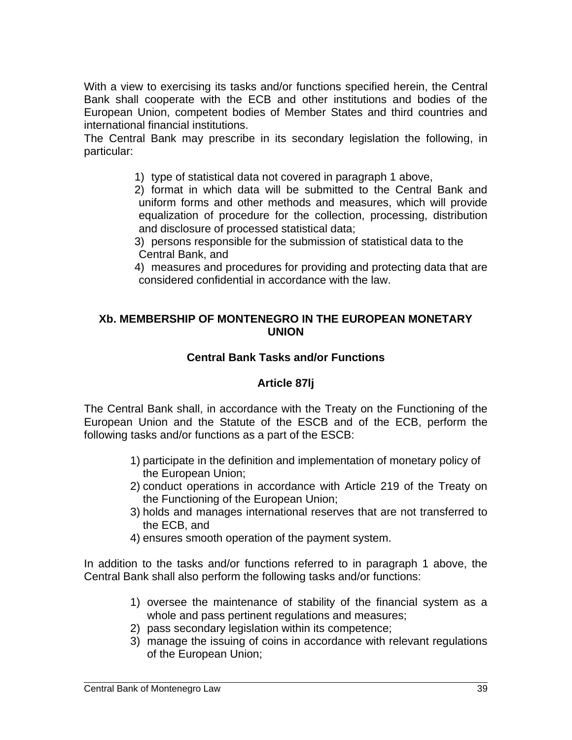With a view to exercising its tasks and/or functions specified herein, the Central Bank shall cooperate with the ECB and other institutions and bodies of the European Union, competent bodies of Member States and third countries and international financial institutions.

The Central Bank may prescribe in its secondary legislation the following, in particular:

1) type of statistical data not covered in paragraph 1 above,
2) format in which data will be submitted to the Central Bank and uniform forms and other methods and measures, which will provide equalization of procedure for the collection, processing, distribution and disclosure of processed statistical data;
3) persons responsible for the submission of statistical data to the Central Bank, and
4) measures and procedures for providing and protecting data that are considered confidential in accordance with the law.

## Xb. MEMBERSHIP OF MONTENEGRO IN THE EUROPEAN MONETARY UNION

### Central Bank Tasks and/or Functions

### Article 87lj

The Central Bank shall, in accordance with the Treaty on the Functioning of the European Union and the Statute of the ESCB and of the ECB, perform the following tasks and/or functions as a part of the ESCB:

1) participate in the definition and implementation of monetary policy of the European Union;
2) conduct operations in accordance with Article 219 of the Treaty on the Functioning of the European Union;
3) holds and manages international reserves that are not transferred to the ECB, and
4) ensures smooth operation of the payment system.

In addition to the tasks and/or functions referred to in paragraph 1 above, the Central Bank shall also perform the following tasks and/or functions:

1) oversee the maintenance of stability of the financial system as a whole and pass pertinent regulations and measures;
2) pass secondary legislation within its competence;
3) manage the issuing of coins in accordance with relevant regulations of the European Union;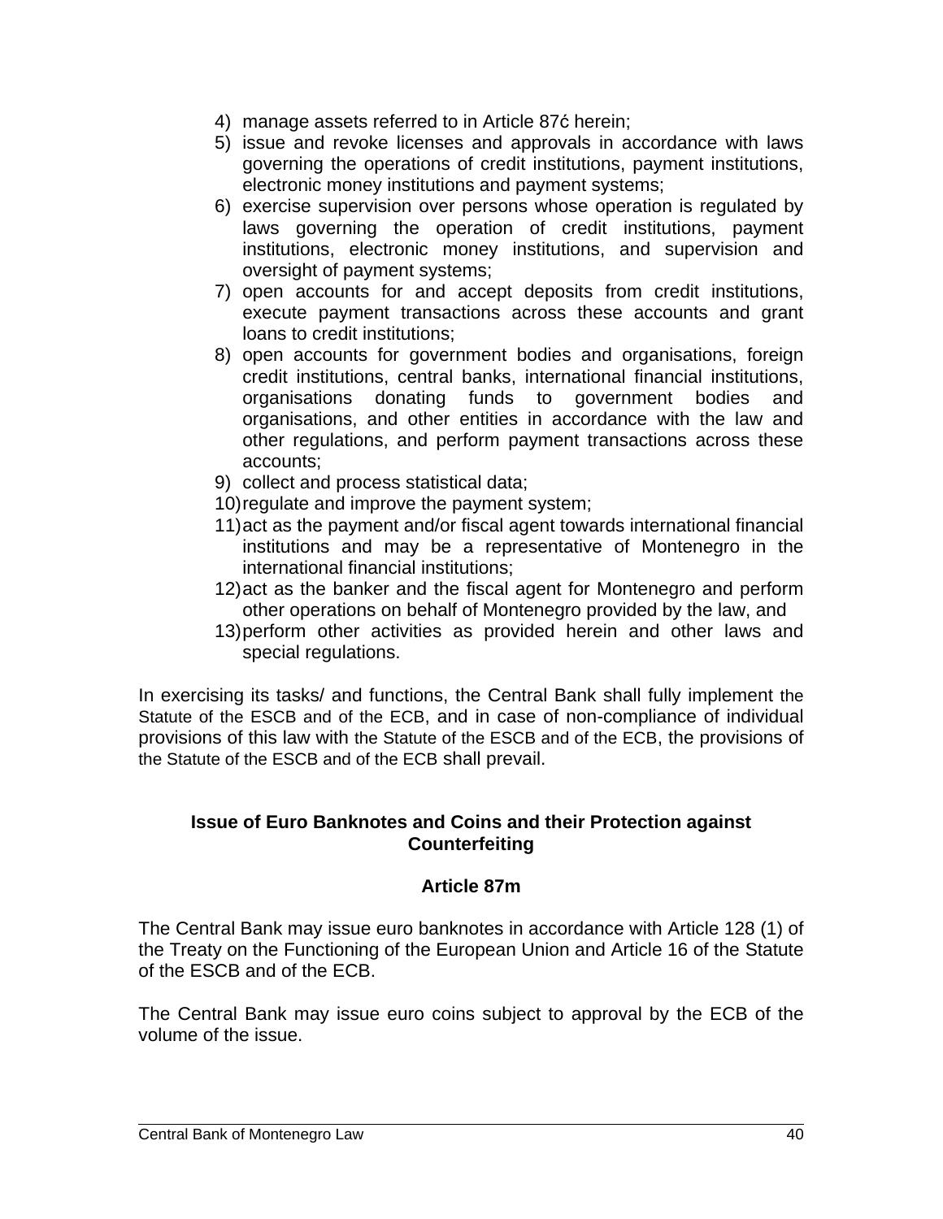4) manage assets referred to in Article 87ć herein;
5) issue and revoke licenses and approvals in accordance with laws governing the operations of credit institutions, payment institutions, electronic money institutions and payment systems;
6) exercise supervision over persons whose operation is regulated by laws governing the operation of credit institutions, payment institutions, electronic money institutions, and supervision and oversight of payment systems;
7) open accounts for and accept deposits from credit institutions, execute payment transactions across these accounts and grant loans to credit institutions;
8) open accounts for government bodies and organisations, foreign credit institutions, central banks, international financial institutions, organisations donating funds to government bodies and organisations, and other entities in accordance with the law and other regulations, and perform payment transactions across these accounts;
9) collect and process statistical data;
10) regulate and improve the payment system;
11) act as the payment and/or fiscal agent towards international financial institutions and may be a representative of Montenegro in the international financial institutions;
12) act as the banker and the fiscal agent for Montenegro and perform other operations on behalf of Montenegro provided by the law, and
13) perform other activities as provided herein and other laws and special regulations.

In exercising its tasks/ and functions, the Central Bank shall fully implement the Statute of the ESCB and of the ECB, and in case of non-compliance of individual provisions of this law with the Statute of the ESCB and of the ECB, the provisions of the Statute of the ESCB and of the ECB shall prevail.

**Issue of Euro Banknotes and Coins and their Protection against Counterfeiting**

**Article 87m**

The Central Bank may issue euro banknotes in accordance with Article 128 (1) of the Treaty on the Functioning of the European Union and Article 16 of the Statute of the ESCB and of the ECB.

The Central Bank may issue euro coins subject to approval by the ECB of the volume of the issue.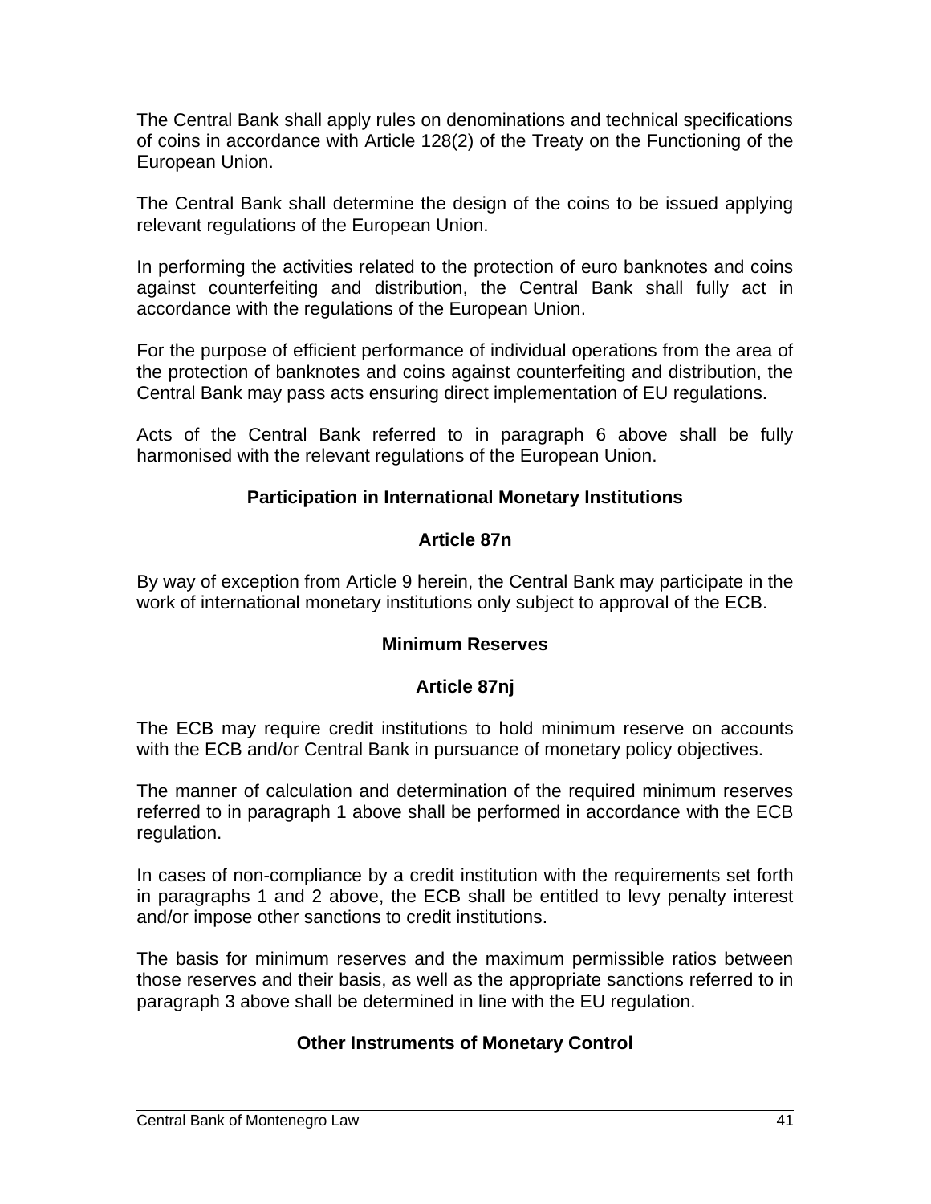The Central Bank shall apply rules on denominations and technical specifications of coins in accordance with Article 128(2) of the Treaty on the Functioning of the European Union.

The Central Bank shall determine the design of the coins to be issued applying relevant regulations of the European Union.

In performing the activities related to the protection of euro banknotes and coins against counterfeiting and distribution, the Central Bank shall fully act in accordance with the regulations of the European Union.

For the purpose of efficient performance of individual operations from the area of the protection of banknotes and coins against counterfeiting and distribution, the Central Bank may pass acts ensuring direct implementation of EU regulations.

Acts of the Central Bank referred to in paragraph 6 above shall be fully harmonised with the relevant regulations of the European Union.

**Participation in International Monetary Institutions**

**Article 87n**

By way of exception from Article 9 herein, the Central Bank may participate in the work of international monetary institutions only subject to approval of the ECB.

**Minimum Reserves**

**Article 87nj**

The ECB may require credit institutions to hold minimum reserve on accounts with the ECB and/or Central Bank in pursuance of monetary policy objectives.

The manner of calculation and determination of the required minimum reserves referred to in paragraph 1 above shall be performed in accordance with the ECB regulation.

In cases of non-compliance by a credit institution with the requirements set forth in paragraphs 1 and 2 above, the ECB shall be entitled to levy penalty interest and/or impose other sanctions to credit institutions.

The basis for minimum reserves and the maximum permissible ratios between those reserves and their basis, as well as the appropriate sanctions referred to in paragraph 3 above shall be determined in line with the EU regulation.

**Other Instruments of Monetary Control**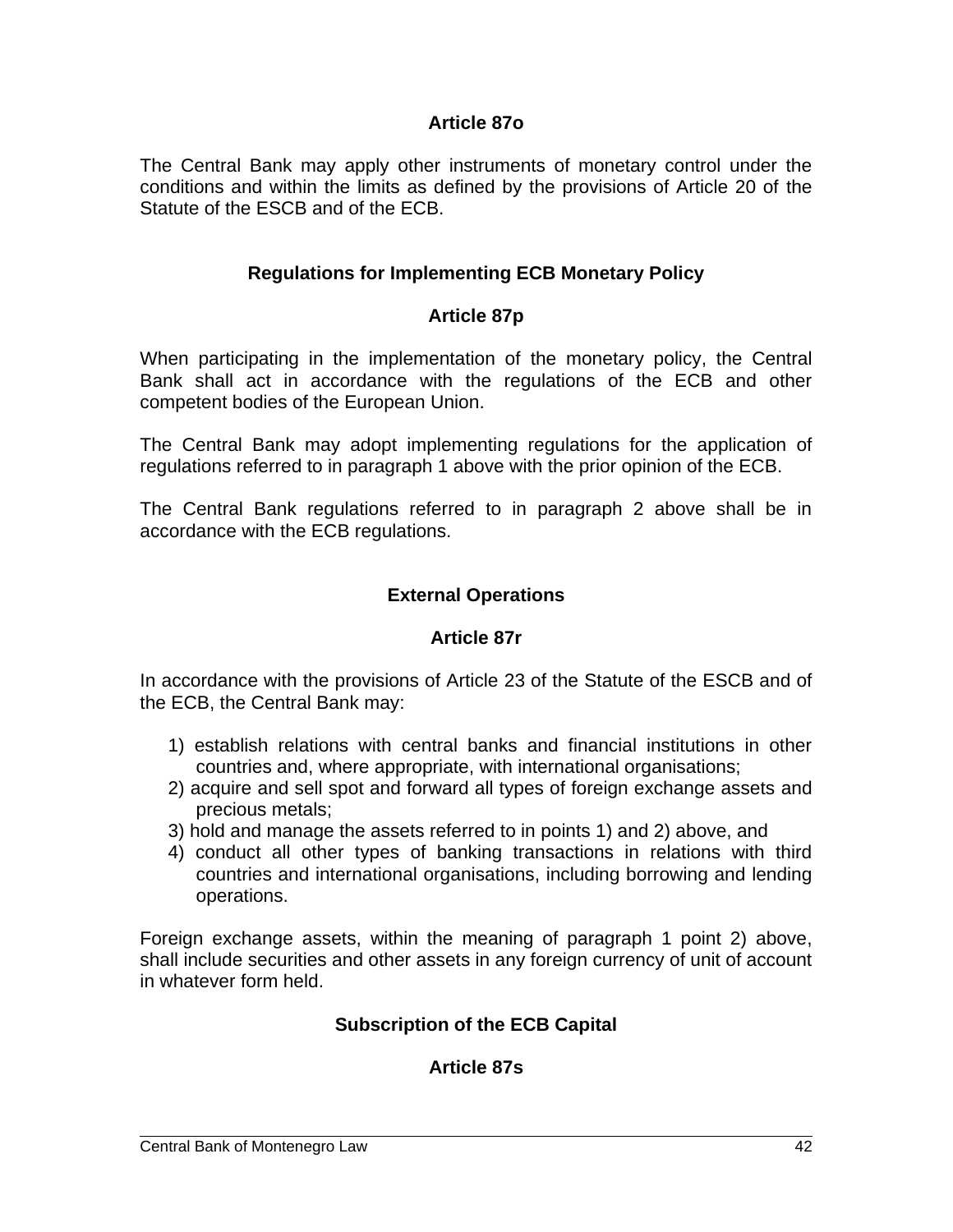### Article 87o

The Central Bank may apply other instruments of monetary control under the conditions and within the limits as defined by the provisions of Article 20 of the Statute of the ESCB and of the ECB.

## Regulations for Implementing ECB Monetary Policy

### Article 87p

When participating in the implementation of the monetary policy, the Central Bank shall act in accordance with the regulations of the ECB and other competent bodies of the European Union.

The Central Bank may adopt implementing regulations for the application of regulations referred to in paragraph 1 above with the prior opinion of the ECB.

The Central Bank regulations referred to in paragraph 2 above shall be in accordance with the ECB regulations.

## External Operations

### Article 87r

In accordance with the provisions of Article 23 of the Statute of the ESCB and of the ECB, the Central Bank may:

1) establish relations with central banks and financial institutions in other countries and, where appropriate, with international organisations;
2) acquire and sell spot and forward all types of foreign exchange assets and precious metals;
3) hold and manage the assets referred to in points 1) and 2) above, and
4) conduct all other types of banking transactions in relations with third countries and international organisations, including borrowing and lending operations.

Foreign exchange assets, within the meaning of paragraph 1 point 2) above, shall include securities and other assets in any foreign currency of unit of account in whatever form held.

## Subscription of the ECB Capital

### Article 87s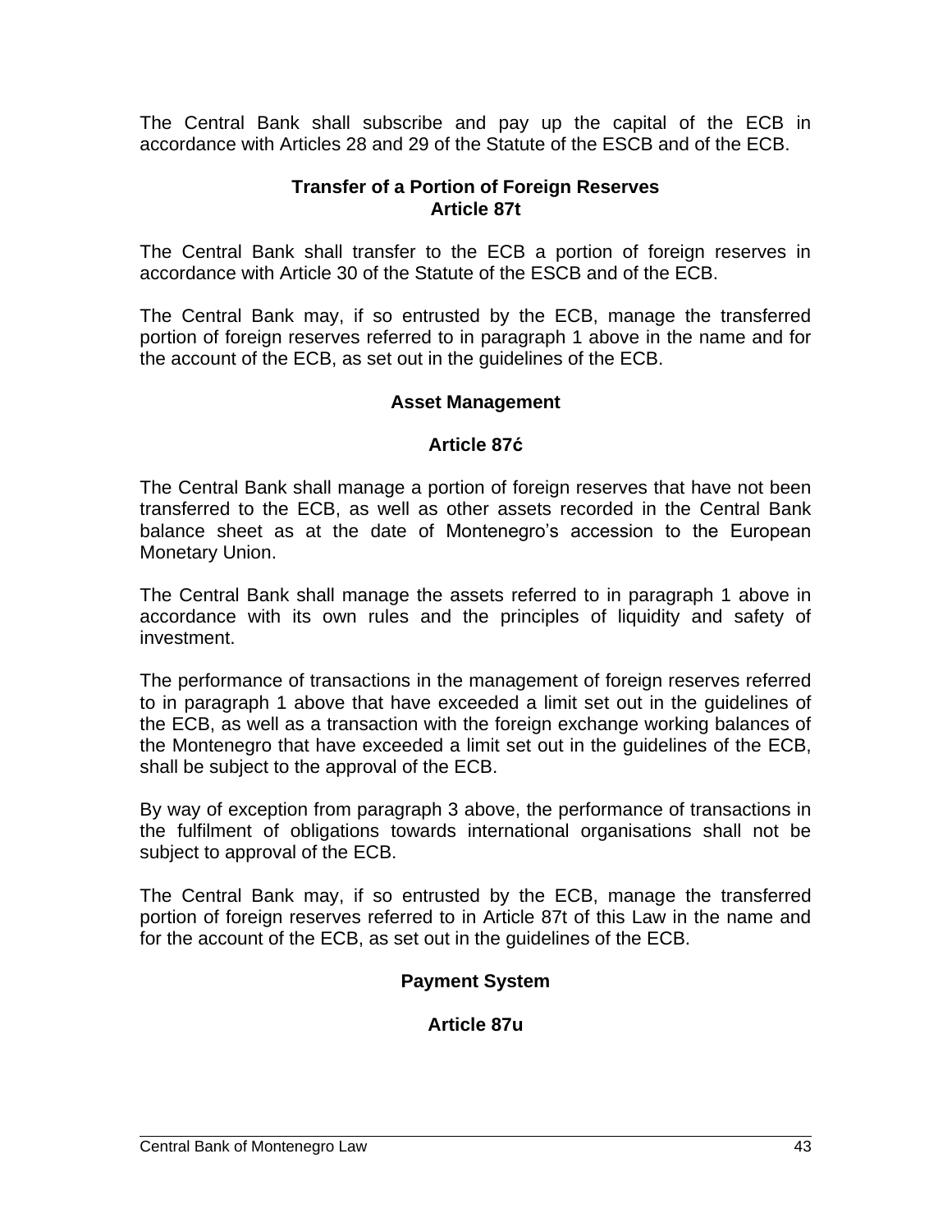The Central Bank shall subscribe and pay up the capital of the ECB in accordance with Articles 28 and 29 of the Statute of the ESCB and of the ECB.

**Transfer of a Portion of Foreign Reserves**
**Article 87t**

The Central Bank shall transfer to the ECB a portion of foreign reserves in accordance with Article 30 of the Statute of the ESCB and of the ECB.

The Central Bank may, if so entrusted by the ECB, manage the transferred portion of foreign reserves referred to in paragraph 1 above in the name and for the account of the ECB, as set out in the guidelines of the ECB.

**Asset Management**

**Article 87ć**

The Central Bank shall manage a portion of foreign reserves that have not been transferred to the ECB, as well as other assets recorded in the Central Bank balance sheet as at the date of Montenegro's accession to the European Monetary Union.

The Central Bank shall manage the assets referred to in paragraph 1 above in accordance with its own rules and the principles of liquidity and safety of investment.

The performance of transactions in the management of foreign reserves referred to in paragraph 1 above that have exceeded a limit set out in the guidelines of the ECB, as well as a transaction with the foreign exchange working balances of the Montenegro that have exceeded a limit set out in the guidelines of the ECB, shall be subject to the approval of the ECB.

By way of exception from paragraph 3 above, the performance of transactions in the fulfilment of obligations towards international organisations shall not be subject to approval of the ECB.

The Central Bank may, if so entrusted by the ECB, manage the transferred portion of foreign reserves referred to in Article 87t of this Law in the name and for the account of the ECB, as set out in the guidelines of the ECB.

**Payment System**

**Article 87u**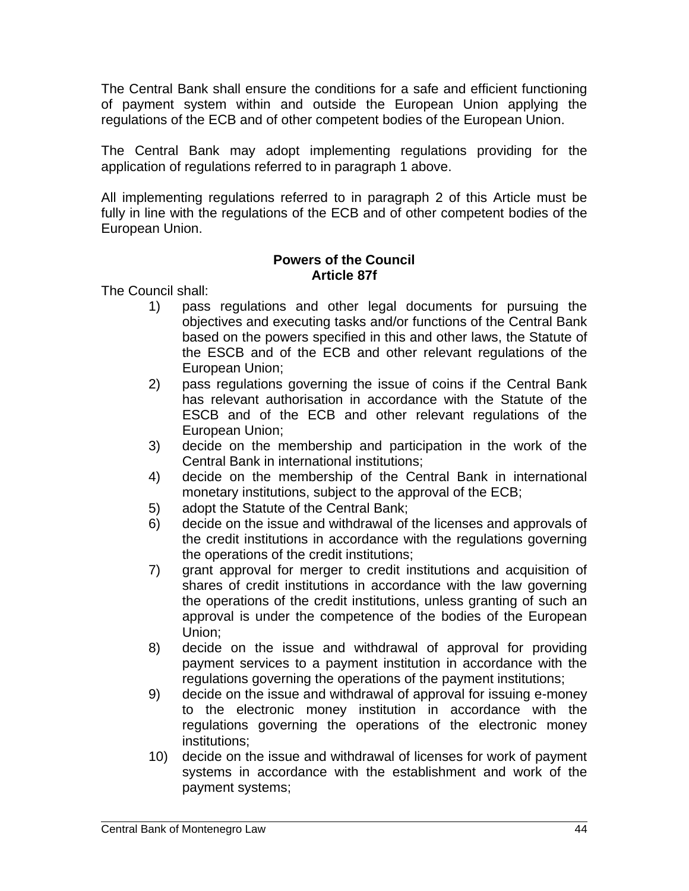The Central Bank shall ensure the conditions for a safe and efficient functioning of payment system within and outside the European Union applying the regulations of the ECB and of other competent bodies of the European Union.

The Central Bank may adopt implementing regulations providing for the application of regulations referred to in paragraph 1 above.

All implementing regulations referred to in paragraph 2 of this Article must be fully in line with the regulations of the ECB and of other competent bodies of the European Union.

**Powers of the Council**
**Article 87f**

The Council shall:

1) pass regulations and other legal documents for pursuing the objectives and executing tasks and/or functions of the Central Bank based on the powers specified in this and other laws, the Statute of the ESCB and of the ECB and other relevant regulations of the European Union;
2) pass regulations governing the issue of coins if the Central Bank has relevant authorisation in accordance with the Statute of the ESCB and of the ECB and other relevant regulations of the European Union;
3) decide on the membership and participation in the work of the Central Bank in international institutions;
4) decide on the membership of the Central Bank in international monetary institutions, subject to the approval of the ECB;
5) adopt the Statute of the Central Bank;
6) decide on the issue and withdrawal of the licenses and approvals of the credit institutions in accordance with the regulations governing the operations of the credit institutions;
7) grant approval for merger to credit institutions and acquisition of shares of credit institutions in accordance with the law governing the operations of the credit institutions, unless granting of such an approval is under the competence of the bodies of the European Union;
8) decide on the issue and withdrawal of approval for providing payment services to a payment institution in accordance with the regulations governing the operations of the payment institutions;
9) decide on the issue and withdrawal of approval for issuing e-money to the electronic money institution in accordance with the regulations governing the operations of the electronic money institutions;
10) decide on the issue and withdrawal of licenses for work of payment systems in accordance with the establishment and work of the payment systems;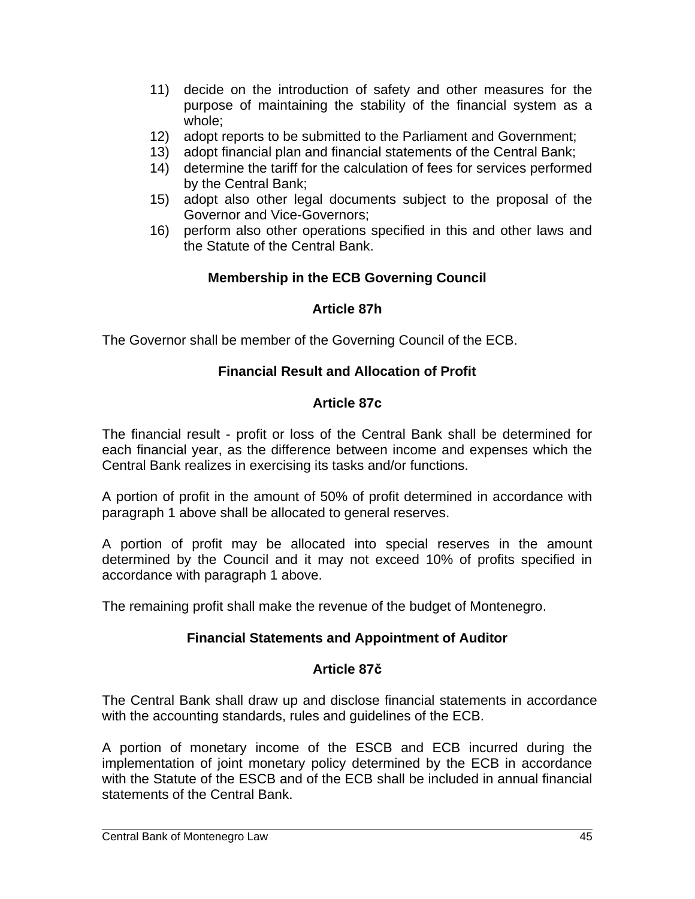11) decide on the introduction of safety and other measures for the purpose of maintaining the stability of the financial system as a whole;
12) adopt reports to be submitted to the Parliament and Government;
13) adopt financial plan and financial statements of the Central Bank;
14) determine the tariff for the calculation of fees for services performed by the Central Bank;
15) adopt also other legal documents subject to the proposal of the Governor and Vice-Governors;
16) perform also other operations specified in this and other laws and the Statute of the Central Bank.

**Membership in the ECB Governing Council**

**Article 87h**

The Governor shall be member of the Governing Council of the ECB.

**Financial Result and Allocation of Profit**

**Article 87c**

The financial result - profit or loss of the Central Bank shall be determined for each financial year, as the difference between income and expenses which the Central Bank realizes in exercising its tasks and/or functions.

A portion of profit in the amount of 50% of profit determined in accordance with paragraph 1 above shall be allocated to general reserves.

A portion of profit may be allocated into special reserves in the amount determined by the Council and it may not exceed 10% of profits specified in accordance with paragraph 1 above.

The remaining profit shall make the revenue of the budget of Montenegro.

**Financial Statements and Appointment of Auditor**

**Article 87č**

The Central Bank shall draw up and disclose financial statements in accordance with the accounting standards, rules and guidelines of the ECB.

A portion of monetary income of the ESCB and ECB incurred during the implementation of joint monetary policy determined by the ECB in accordance with the Statute of the ESCB and of the ECB shall be included in annual financial statements of the Central Bank.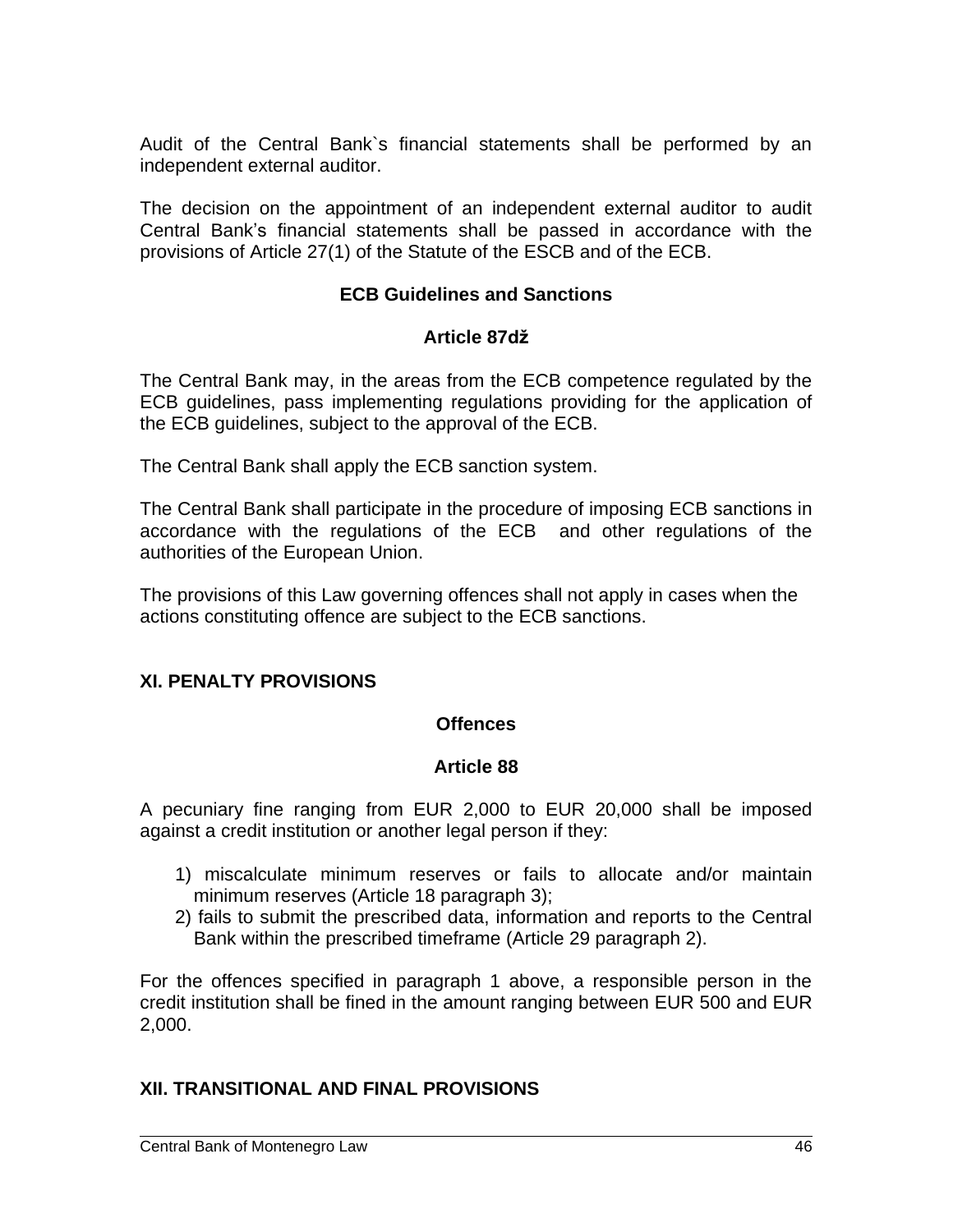Audit of the Central Bank`s financial statements shall be performed by an independent external auditor.

The decision on the appointment of an independent external auditor to audit Central Bank's financial statements shall be passed in accordance with the provisions of Article 27(1) of the Statute of the ESCB and of the ECB.

**ECB Guidelines and Sanctions**

**Article 87dž**

The Central Bank may, in the areas from the ECB competence regulated by the ECB guidelines, pass implementing regulations providing for the application of the ECB guidelines, subject to the approval of the ECB.

The Central Bank shall apply the ECB sanction system.

The Central Bank shall participate in the procedure of imposing ECB sanctions in accordance with the regulations of the ECB and other regulations of the authorities of the European Union.

The provisions of this Law governing offences shall not apply in cases when the actions constituting offence are subject to the ECB sanctions.

## XI. PENALTY PROVISIONS

**Offences**

**Article 88**

A pecuniary fine ranging from EUR 2,000 to EUR 20,000 shall be imposed against a credit institution or another legal person if they:

1) miscalculate minimum reserves or fails to allocate and/or maintain minimum reserves (Article 18 paragraph 3);
2) fails to submit the prescribed data, information and reports to the Central Bank within the prescribed timeframe (Article 29 paragraph 2).

For the offences specified in paragraph 1 above, a responsible person in the credit institution shall be fined in the amount ranging between EUR 500 and EUR 2,000.

## XII. TRANSITIONAL AND FINAL PROVISIONS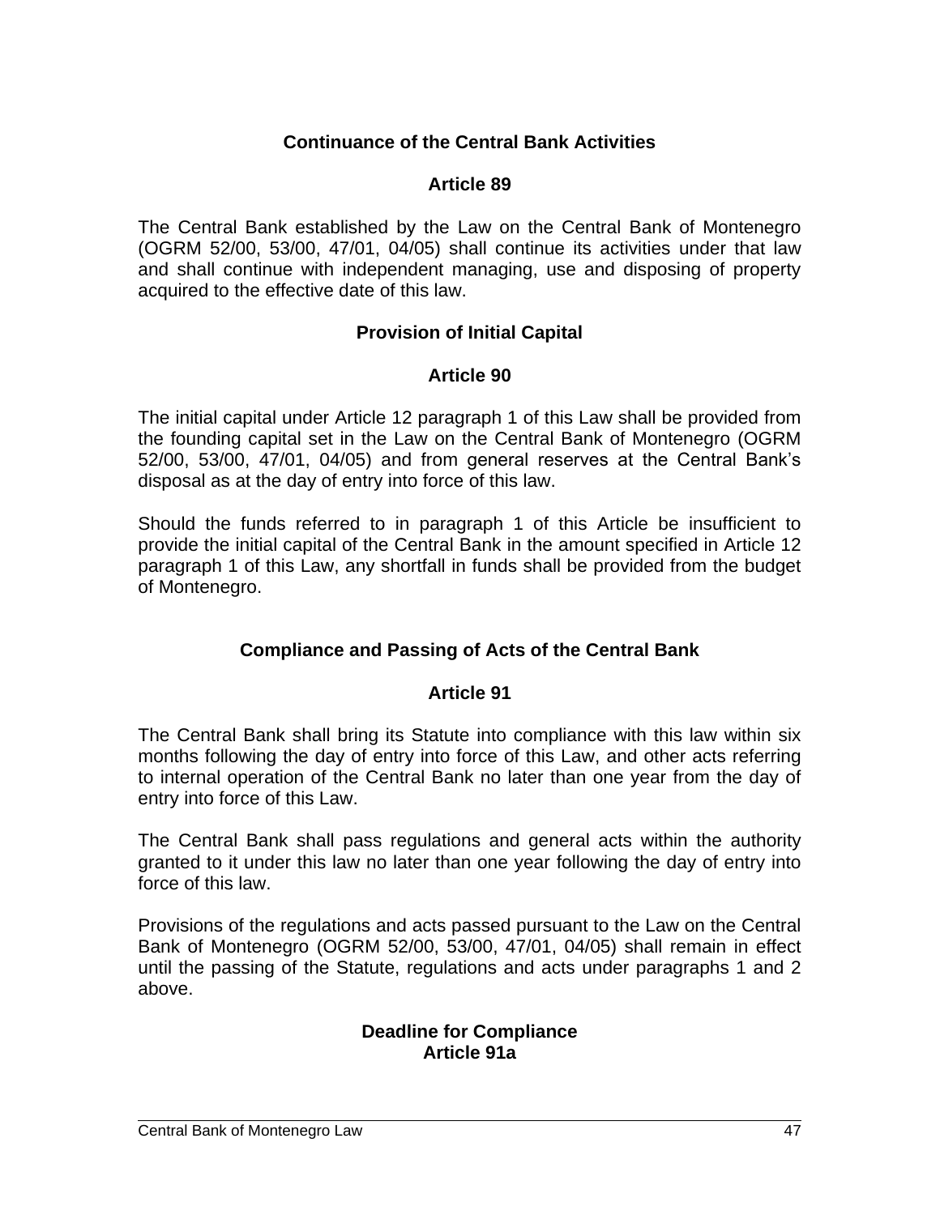### Continuance of the Central Bank Activities

### Article 89

The Central Bank established by the Law on the Central Bank of Montenegro (OGRM 52/00, 53/00, 47/01, 04/05) shall continue its activities under that law and shall continue with independent managing, use and disposing of property acquired to the effective date of this law.

### Provision of Initial Capital

### Article 90

The initial capital under Article 12 paragraph 1 of this Law shall be provided from the founding capital set in the Law on the Central Bank of Montenegro (OGRM 52/00, 53/00, 47/01, 04/05) and from general reserves at the Central Bank's disposal as at the day of entry into force of this law.

Should the funds referred to in paragraph 1 of this Article be insufficient to provide the initial capital of the Central Bank in the amount specified in Article 12 paragraph 1 of this Law, any shortfall in funds shall be provided from the budget of Montenegro.

### Compliance and Passing of Acts of the Central Bank

### Article 91

The Central Bank shall bring its Statute into compliance with this law within six months following the day of entry into force of this Law, and other acts referring to internal operation of the Central Bank no later than one year from the day of entry into force of this Law.

The Central Bank shall pass regulations and general acts within the authority granted to it under this law no later than one year following the day of entry into force of this law.

Provisions of the regulations and acts passed pursuant to the Law on the Central Bank of Montenegro (OGRM 52/00, 53/00, 47/01, 04/05) shall remain in effect until the passing of the Statute, regulations and acts under paragraphs 1 and 2 above.

### Deadline for Compliance
### Article 91a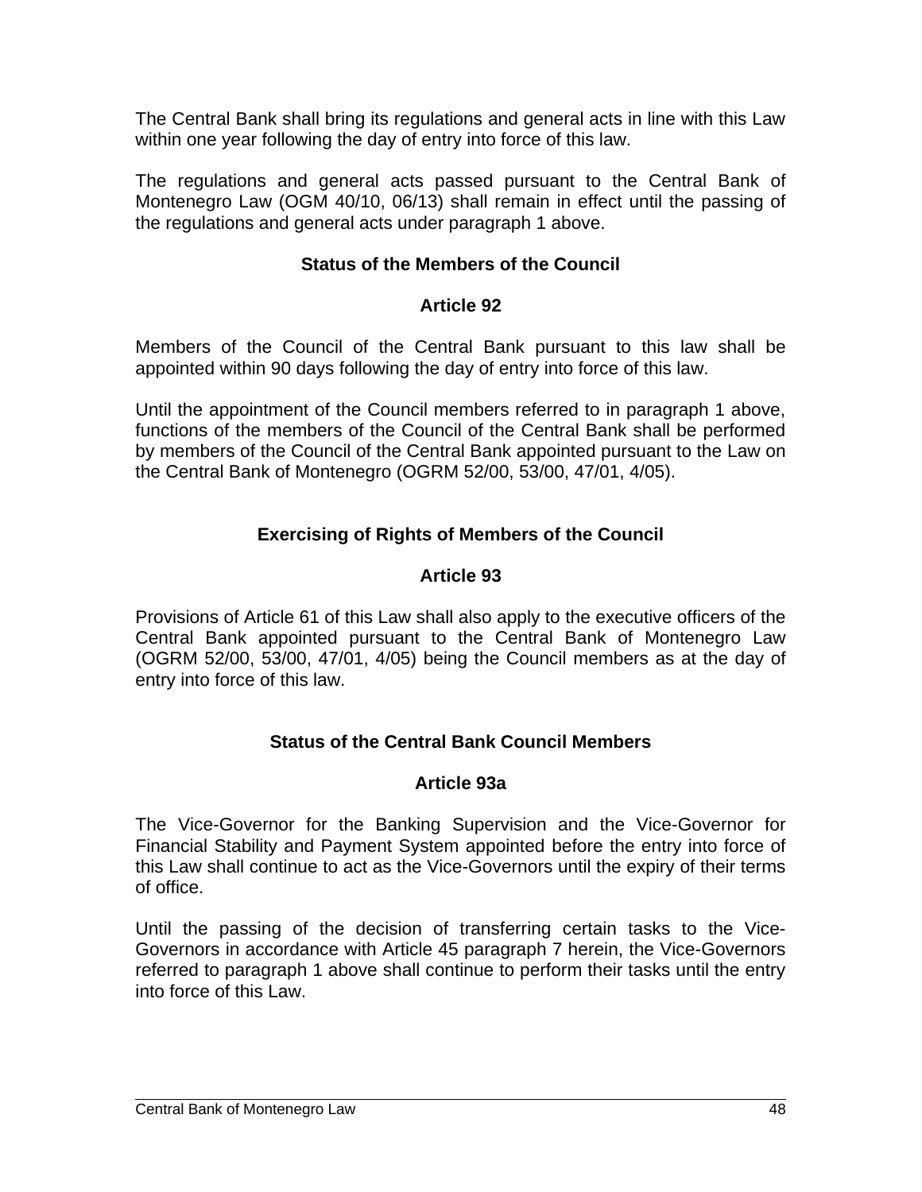The Central Bank shall bring its regulations and general acts in line with this Law within one year following the day of entry into force of this law.

The regulations and general acts passed pursuant to the Central Bank of Montenegro Law (OGM 40/10, 06/13) shall remain in effect until the passing of the regulations and general acts under paragraph 1 above.

### Status of the Members of the Council

### Article 92

Members of the Council of the Central Bank pursuant to this law shall be appointed within 90 days following the day of entry into force of this law.

Until the appointment of the Council members referred to in paragraph 1 above, functions of the members of the Council of the Central Bank shall be performed by members of the Council of the Central Bank appointed pursuant to the Law on the Central Bank of Montenegro (OGRM 52/00, 53/00, 47/01, 4/05).

### Exercising of Rights of Members of the Council

### Article 93

Provisions of Article 61 of this Law shall also apply to the executive officers of the Central Bank appointed pursuant to the Central Bank of Montenegro Law (OGRM 52/00, 53/00, 47/01, 4/05) being the Council members as at the day of entry into force of this law.

### Status of the Central Bank Council Members

### Article 93a

The Vice-Governor for the Banking Supervision and the Vice-Governor for Financial Stability and Payment System appointed before the entry into force of this Law shall continue to act as the Vice-Governors until the expiry of their terms of office.

Until the passing of the decision of transferring certain tasks to the Vice-Governors in accordance with Article 45 paragraph 7 herein, the Vice-Governors referred to paragraph 1 above shall continue to perform their tasks until the entry into force of this Law.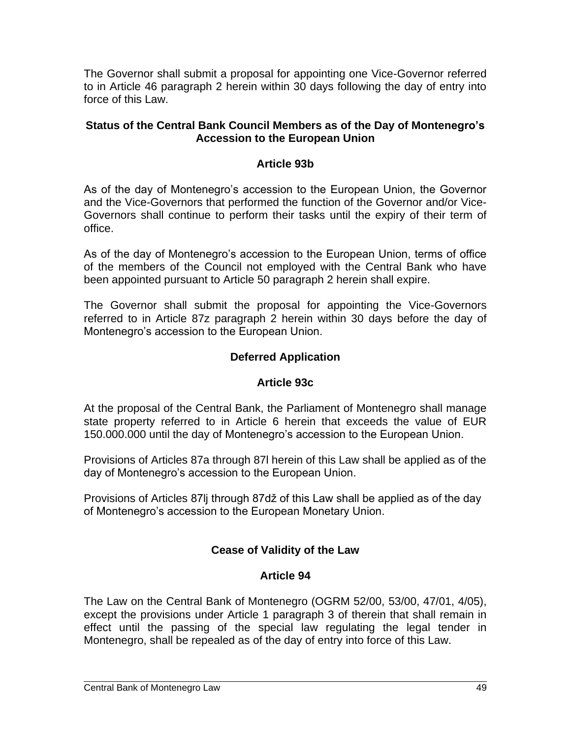The Governor shall submit a proposal for appointing one Vice-Governor referred to in Article 46 paragraph 2 herein within 30 days following the day of entry into force of this Law.

### Status of the Central Bank Council Members as of the Day of Montenegro's Accession to the European Union

### Article 93b

As of the day of Montenegro's accession to the European Union, the Governor and the Vice-Governors that performed the function of the Governor and/or Vice-Governors shall continue to perform their tasks until the expiry of their term of office.

As of the day of Montenegro's accession to the European Union, terms of office of the members of the Council not employed with the Central Bank who have been appointed pursuant to Article 50 paragraph 2 herein shall expire.

The Governor shall submit the proposal for appointing the Vice-Governors referred to in Article 87z paragraph 2 herein within 30 days before the day of Montenegro's accession to the European Union.

### Deferred Application

### Article 93c

At the proposal of the Central Bank, the Parliament of Montenegro shall manage state property referred to in Article 6 herein that exceeds the value of EUR 150.000.000 until the day of Montenegro's accession to the European Union.

Provisions of Articles 87a through 87l herein of this Law shall be applied as of the day of Montenegro's accession to the European Union.

Provisions of Articles 87lj through 87dž of this Law shall be applied as of the day of Montenegro's accession to the European Monetary Union.

### Cease of Validity of the Law

### Article 94

The Law on the Central Bank of Montenegro (OGRM 52/00, 53/00, 47/01, 4/05), except the provisions under Article 1 paragraph 3 of therein that shall remain in effect until the passing of the special law regulating the legal tender in Montenegro, shall be repealed as of the day of entry into force of this Law.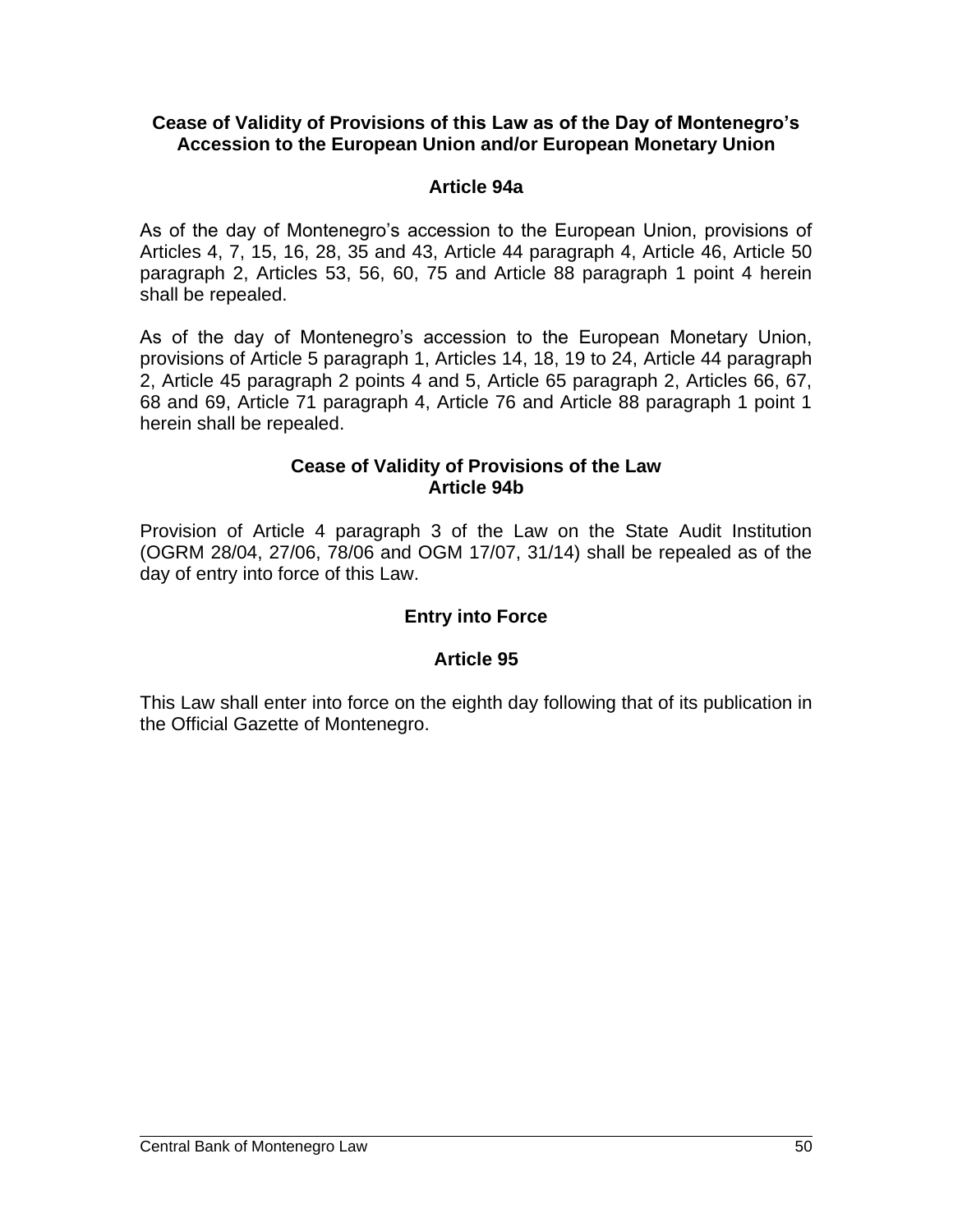**Cease of Validity of Provisions of this Law as of the Day of Montenegro's Accession to the European Union and/or European Monetary Union**

**Article 94a**

As of the day of Montenegro's accession to the European Union, provisions of Articles 4, 7, 15, 16, 28, 35 and 43, Article 44 paragraph 4, Article 46, Article 50 paragraph 2, Articles 53, 56, 60, 75 and Article 88 paragraph 1 point 4 herein shall be repealed.

As of the day of Montenegro's accession to the European Monetary Union, provisions of Article 5 paragraph 1, Articles 14, 18, 19 to 24, Article 44 paragraph 2, Article 45 paragraph 2 points 4 and 5, Article 65 paragraph 2, Articles 66, 67, 68 and 69, Article 71 paragraph 4, Article 76 and Article 88 paragraph 1 point 1 herein shall be repealed.

**Cease of Validity of Provisions of the Law**
**Article 94b**

Provision of Article 4 paragraph 3 of the Law on the State Audit Institution (OGRM 28/04, 27/06, 78/06 and OGM 17/07, 31/14) shall be repealed as of the day of entry into force of this Law.

**Entry into Force**

**Article 95**

This Law shall enter into force on the eighth day following that of its publication in the Official Gazette of Montenegro.